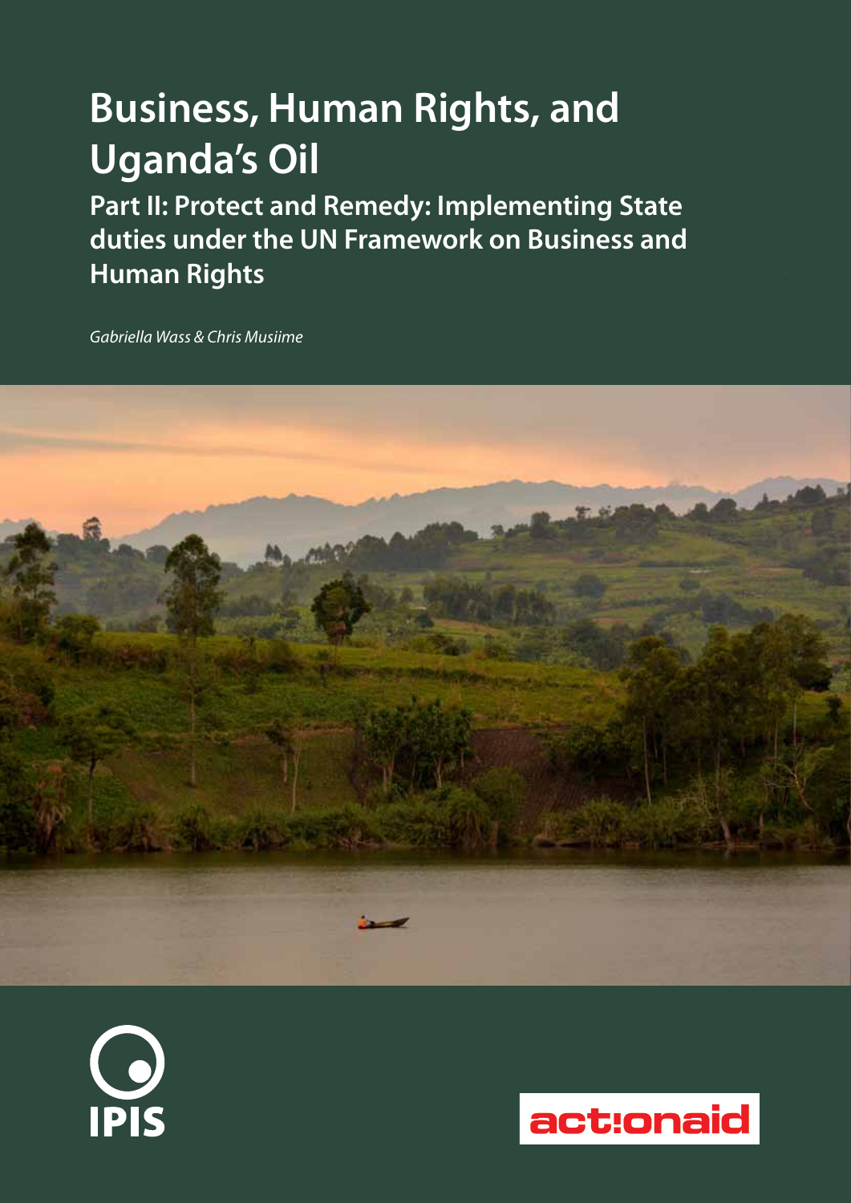# Business, Human Rights, and Uganda's Oil

## Part II: Protect and Remedy: Implementing State duties under the UN Framework on Business and Human Rights

*Gabriella Wass & Chris Musiime*

IPIS

actionaid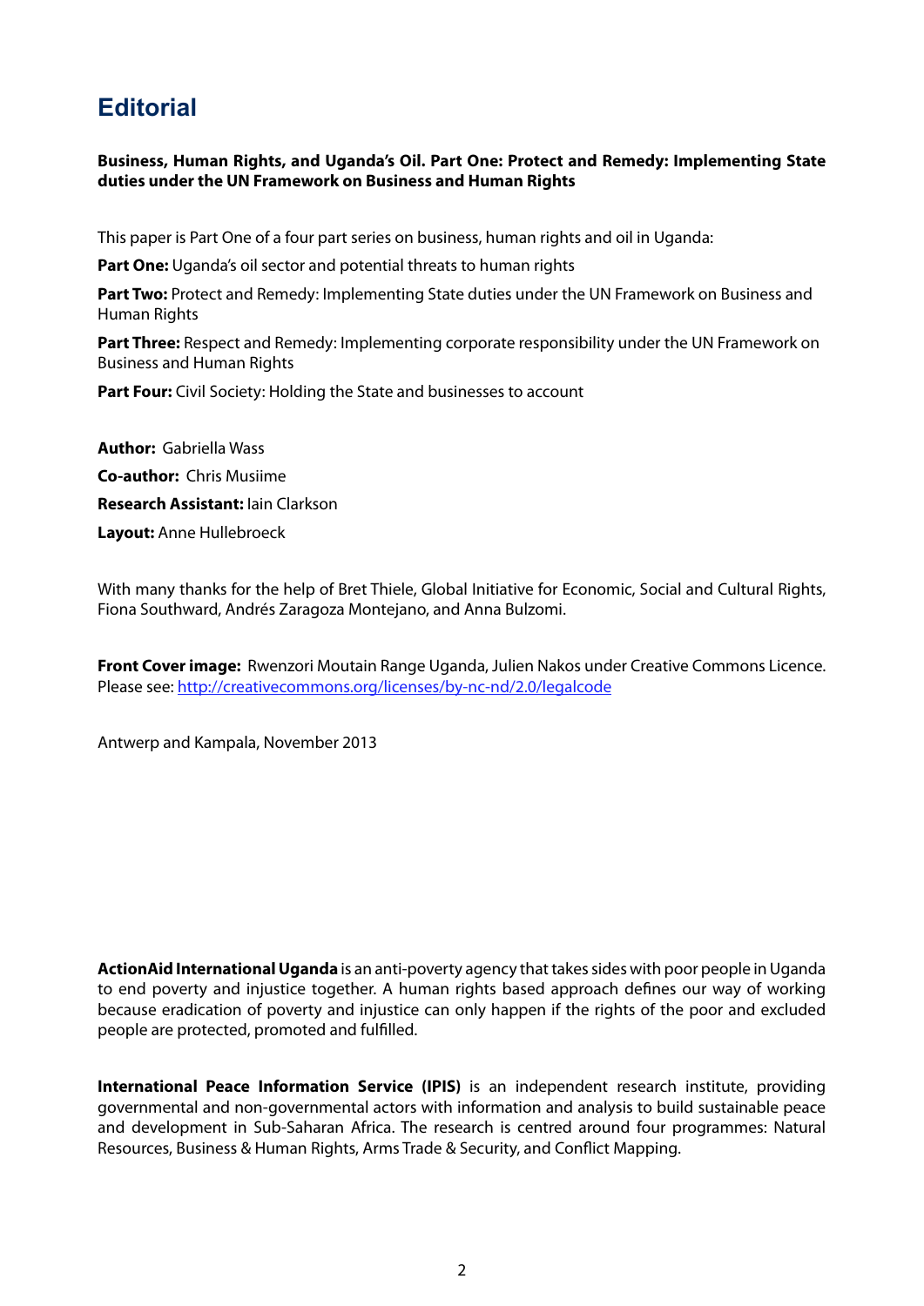# Editorial

**Business, Human Rights, and Uganda's Oil. Part One: Protect and Remedy: Implementing State duties under the UN Framework on Business and Human Rights**

This paper is Part One of a four part series on business, human rights and oil in Uganda:

**Part One:** Uganda's oil sector and potential threats to human rights

**Part Two:** Protect and Remedy: Implementing State duties under the UN Framework on Business and Human Rights

**Part Three:** Respect and Remedy: Implementing corporate responsibility under the UN Framework on Business and Human Rights

**Part Four:** Civil Society: Holding the State and businesses to account

**Author:** Gabriella Wass

**Co-author:** Chris Musiime

**Research Assistant:** Iain Clarkson

**Layout:** Anne Hullebroeck

With many thanks for the help of Bret Thiele, Global Initiative for Economic, Social and Cultural Rights, Fiona Southward, Andrés Zaragoza Montejano, and Anna Bulzomi.

**Front Cover image:** Rwenzori Moutain Range Uganda, Julien Nakos under Creative Commons Licence. Please see: http://creativecommons.org/licenses/by-nc-nd/2.0/legalcode

Antwerp and Kampala, November 2013

**ActionAid International Uganda** is an anti-poverty agency that takes sides with poor people in Uganda to end poverty and injustice together. A human rights based approach defines our way of working because eradication of poverty and injustice can only happen if the rights of the poor and excluded people are protected, promoted and fulfilled.

**International Peace Information Service (IPIS)** is an independent research institute, providing governmental and non-governmental actors with information and analysis to build sustainable peace and development in Sub-Saharan Africa. The research is centred around four programmes: Natural Resources, Business & Human Rights, Arms Trade & Security, and Conflict Mapping.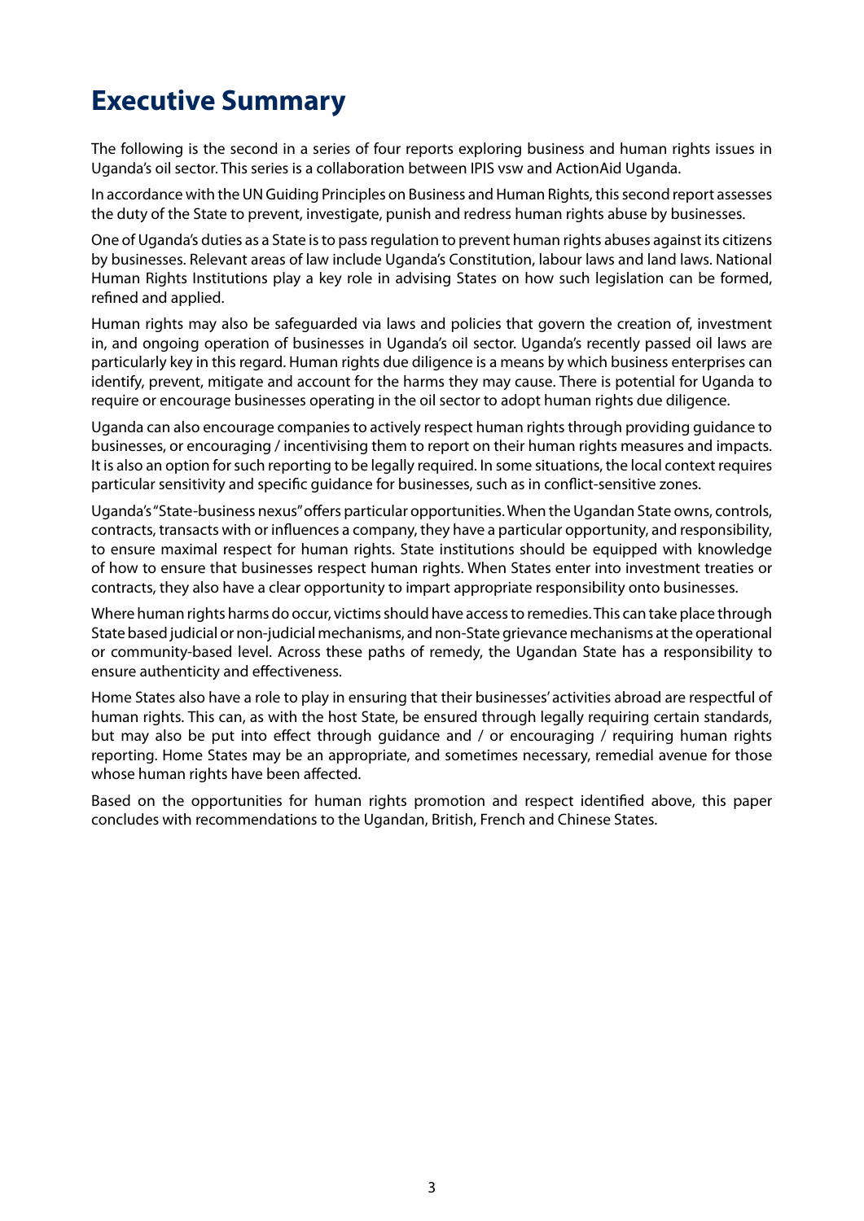# Executive Summary

The following is the second in a series of four reports exploring business and human rights issues in Uganda's oil sector. This series is a collaboration between IPIS vsw and ActionAid Uganda.

In accordance with the UN Guiding Principles on Business and Human Rights, this second report assesses the duty of the State to prevent, investigate, punish and redress human rights abuse by businesses.

One of Uganda's duties as a State is to pass regulation to prevent human rights abuses against its citizens by businesses. Relevant areas of law include Uganda's Constitution, labour laws and land laws. National Human Rights Institutions play a key role in advising States on how such legislation can be formed, refined and applied.

Human rights may also be safeguarded via laws and policies that govern the creation of, investment in, and ongoing operation of businesses in Uganda's oil sector. Uganda's recently passed oil laws are particularly key in this regard. Human rights due diligence is a means by which business enterprises can identify, prevent, mitigate and account for the harms they may cause. There is potential for Uganda to require or encourage businesses operating in the oil sector to adopt human rights due diligence.

Uganda can also encourage companies to actively respect human rights through providing guidance to businesses, or encouraging / incentivising them to report on their human rights measures and impacts. It is also an option for such reporting to be legally required. In some situations, the local context requires particular sensitivity and specific guidance for businesses, such as in conflict-sensitive zones.

Uganda's "State-business nexus" offers particular opportunities. When the Ugandan State owns, controls, contracts, transacts with or influences a company, they have a particular opportunity, and responsibility, to ensure maximal respect for human rights. State institutions should be equipped with knowledge of how to ensure that businesses respect human rights. When States enter into investment treaties or contracts, they also have a clear opportunity to impart appropriate responsibility onto businesses.

Where human rights harms do occur, victims should have access to remedies. This can take place through State based judicial or non-judicial mechanisms, and non-State grievance mechanisms at the operational or community-based level. Across these paths of remedy, the Ugandan State has a responsibility to ensure authenticity and effectiveness.

Home States also have a role to play in ensuring that their businesses' activities abroad are respectful of human rights. This can, as with the host State, be ensured through legally requiring certain standards, but may also be put into effect through guidance and / or encouraging / requiring human rights reporting. Home States may be an appropriate, and sometimes necessary, remedial avenue for those whose human rights have been affected.

Based on the opportunities for human rights promotion and respect identified above, this paper concludes with recommendations to the Ugandan, British, French and Chinese States.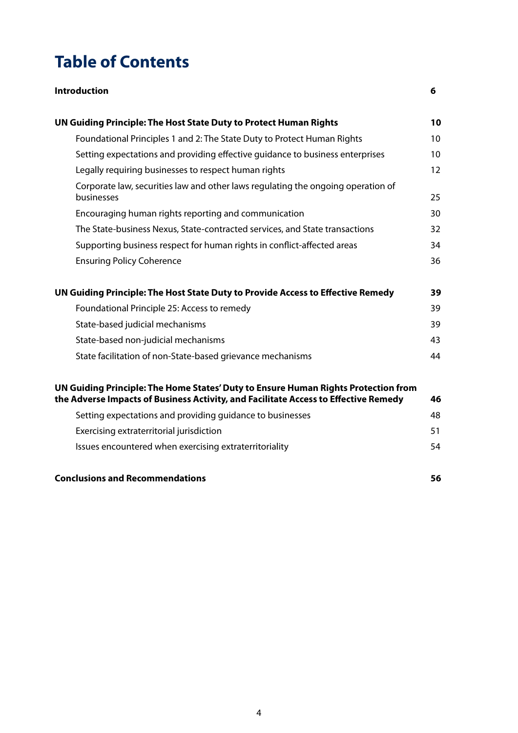# Table of Contents

| | |
|---|---|
| **Introduction** | **6** |
| **UN Guiding Principle: The Host State Duty to Protect Human Rights** | **10** |
| Foundational Principles 1 and 2: The State Duty to Protect Human Rights | 10 |
| Setting expectations and providing effective guidance to business enterprises | 10 |
| Legally requiring businesses to respect human rights | 12 |
| Corporate law, securities law and other laws regulating the ongoing operation of businesses | 25 |
| Encouraging human rights reporting and communication | 30 |
| The State-business Nexus, State-contracted services, and State transactions | 32 |
| Supporting business respect for human rights in conflict-affected areas | 34 |
| Ensuring Policy Coherence | 36 |
| **UN Guiding Principle: The Host State Duty to Provide Access to Effective Remedy** | **39** |
| Foundational Principle 25: Access to remedy | 39 |
| State-based judicial mechanisms | 39 |
| State-based non-judicial mechanisms | 43 |
| State facilitation of non-State-based grievance mechanisms | 44 |
| **UN Guiding Principle: The Home States' Duty to Ensure Human Rights Protection from the Adverse Impacts of Business Activity, and Facilitate Access to Effective Remedy** | **46** |
| Setting expectations and providing guidance to businesses | 48 |
| Exercising extraterritorial jurisdiction | 51 |
| Issues encountered when exercising extraterritoriality | 54 |
| **Conclusions and Recommendations** | **56** |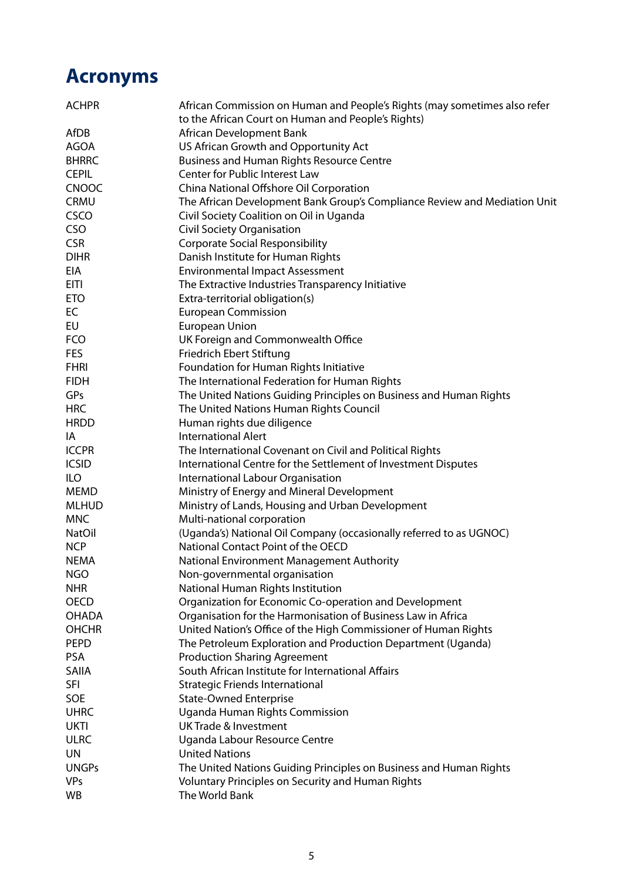# Acronyms

| | |
|---|---|
| ACHPR | African Commission on Human and People's Rights (may sometimes also refer to the African Court on Human and People's Rights) |
| AfDB | African Development Bank |
| AGOA | US African Growth and Opportunity Act |
| BHRRC | Business and Human Rights Resource Centre |
| CEPIL | Center for Public Interest Law |
| CNOOC | China National Offshore Oil Corporation |
| CRMU | The African Development Bank Group's Compliance Review and Mediation Unit |
| CSCO | Civil Society Coalition on Oil in Uganda |
| CSO | Civil Society Organisation |
| CSR | Corporate Social Responsibility |
| DIHR | Danish Institute for Human Rights |
| EIA | Environmental Impact Assessment |
| EITI | The Extractive Industries Transparency Initiative |
| ETO | Extra-territorial obligation(s) |
| EC | European Commission |
| EU | European Union |
| FCO | UK Foreign and Commonwealth Office |
| FES | Friedrich Ebert Stiftung |
| FHRI | Foundation for Human Rights Initiative |
| FIDH | The International Federation for Human Rights |
| GPs | The United Nations Guiding Principles on Business and Human Rights |
| HRC | The United Nations Human Rights Council |
| HRDD | Human rights due diligence |
| IA | International Alert |
| ICCPR | The International Covenant on Civil and Political Rights |
| ICSID | International Centre for the Settlement of Investment Disputes |
| ILO | International Labour Organisation |
| MEMD | Ministry of Energy and Mineral Development |
| MLHUD | Ministry of Lands, Housing and Urban Development |
| MNC | Multi-national corporation |
| NatOil | (Uganda's) National Oil Company (occasionally referred to as UGNOC) |
| NCP | National Contact Point of the OECD |
| NEMA | National Environment Management Authority |
| NGO | Non-governmental organisation |
| NHR | National Human Rights Institution |
| OECD | Organization for Economic Co-operation and Development |
| OHADA | Organisation for the Harmonisation of Business Law in Africa |
| OHCHR | United Nation's Office of the High Commissioner of Human Rights |
| PEPD | The Petroleum Exploration and Production Department (Uganda) |
| PSA | Production Sharing Agreement |
| SAIIA | South African Institute for International Affairs |
| SFI | Strategic Friends International |
| SOE | State-Owned Enterprise |
| UHRC | Uganda Human Rights Commission |
| UKTI | UK Trade & Investment |
| ULRC | Uganda Labour Resource Centre |
| UN | United Nations |
| UNGPs | The United Nations Guiding Principles on Business and Human Rights |
| VPs | Voluntary Principles on Security and Human Rights |
| WB | The World Bank |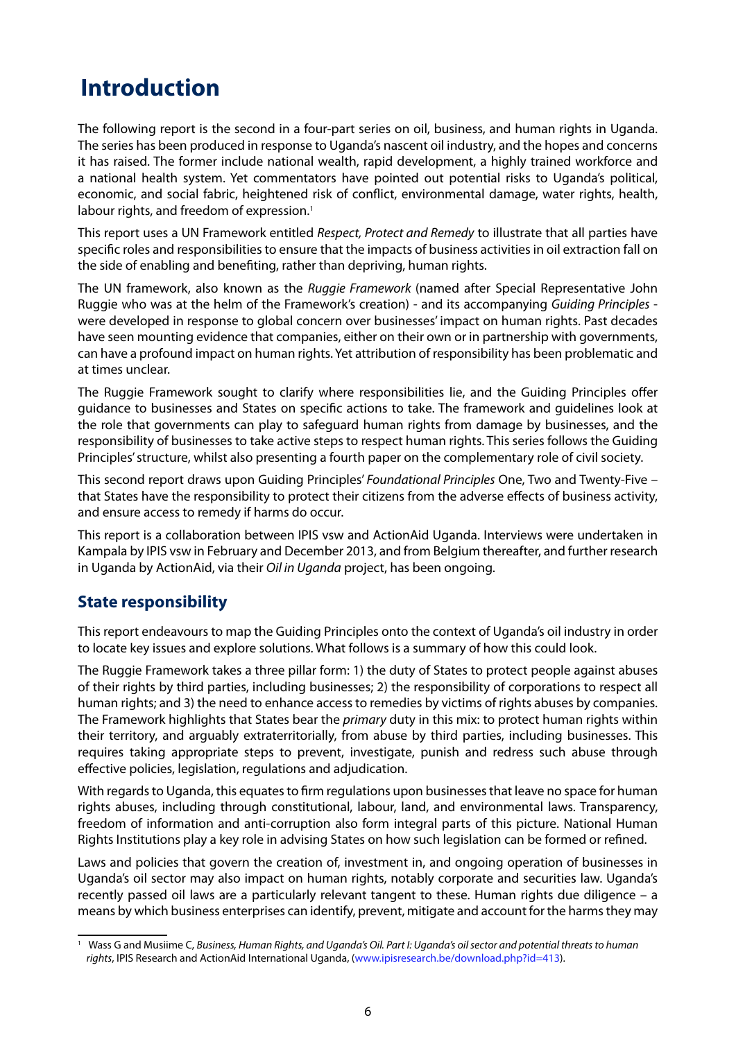# Introduction

The following report is the second in a four-part series on oil, business, and human rights in Uganda. The series has been produced in response to Uganda's nascent oil industry, and the hopes and concerns it has raised. The former include national wealth, rapid development, a highly trained workforce and a national health system. Yet commentators have pointed out potential risks to Uganda's political, economic, and social fabric, heightened risk of conflict, environmental damage, water rights, health, labour rights, and freedom of expression.[1]

This report uses a UN Framework entitled *Respect, Protect and Remedy* to illustrate that all parties have specific roles and responsibilities to ensure that the impacts of business activities in oil extraction fall on the side of enabling and benefiting, rather than depriving, human rights.

The UN framework, also known as the *Ruggie Framework* (named after Special Representative John Ruggie who was at the helm of the Framework's creation) - and its accompanying *Guiding Principles* - were developed in response to global concern over businesses' impact on human rights. Past decades have seen mounting evidence that companies, either on their own or in partnership with governments, can have a profound impact on human rights. Yet attribution of responsibility has been problematic and at times unclear.

The Ruggie Framework sought to clarify where responsibilities lie, and the Guiding Principles offer guidance to businesses and States on specific actions to take. The framework and guidelines look at the role that governments can play to safeguard human rights from damage by businesses, and the responsibility of businesses to take active steps to respect human rights. This series follows the Guiding Principles' structure, whilst also presenting a fourth paper on the complementary role of civil society.

This second report draws upon Guiding Principles' *Foundational Principles* One, Two and Twenty-Five – that States have the responsibility to protect their citizens from the adverse effects of business activity, and ensure access to remedy if harms do occur.

This report is a collaboration between IPIS vsw and ActionAid Uganda. Interviews were undertaken in Kampala by IPIS vsw in February and December 2013, and from Belgium thereafter, and further research in Uganda by ActionAid, via their *Oil in Uganda* project, has been ongoing.

## State responsibility

This report endeavours to map the Guiding Principles onto the context of Uganda's oil industry in order to locate key issues and explore solutions. What follows is a summary of how this could look.

The Ruggie Framework takes a three pillar form: 1) the duty of States to protect people against abuses of their rights by third parties, including businesses; 2) the responsibility of corporations to respect all human rights; and 3) the need to enhance access to remedies by victims of rights abuses by companies. The Framework highlights that States bear the *primary* duty in this mix: to protect human rights within their territory, and arguably extraterritorially, from abuse by third parties, including businesses. This requires taking appropriate steps to prevent, investigate, punish and redress such abuse through effective policies, legislation, regulations and adjudication.

With regards to Uganda, this equates to firm regulations upon businesses that leave no space for human rights abuses, including through constitutional, labour, land, and environmental laws. Transparency, freedom of information and anti-corruption also form integral parts of this picture. National Human Rights Institutions play a key role in advising States on how such legislation can be formed or refined.

Laws and policies that govern the creation of, investment in, and ongoing operation of businesses in Uganda's oil sector may also impact on human rights, notably corporate and securities law. Uganda's recently passed oil laws are a particularly relevant tangent to these. Human rights due diligence – a means by which business enterprises can identify, prevent, mitigate and account for the harms they may

[1] Wass G and Musiime C, *Business, Human Rights, and Uganda's Oil. Part I: Uganda's oil sector and potential threats to human rights*, IPIS Research and ActionAid International Uganda, (www.ipisresearch.be/download.php?id=413).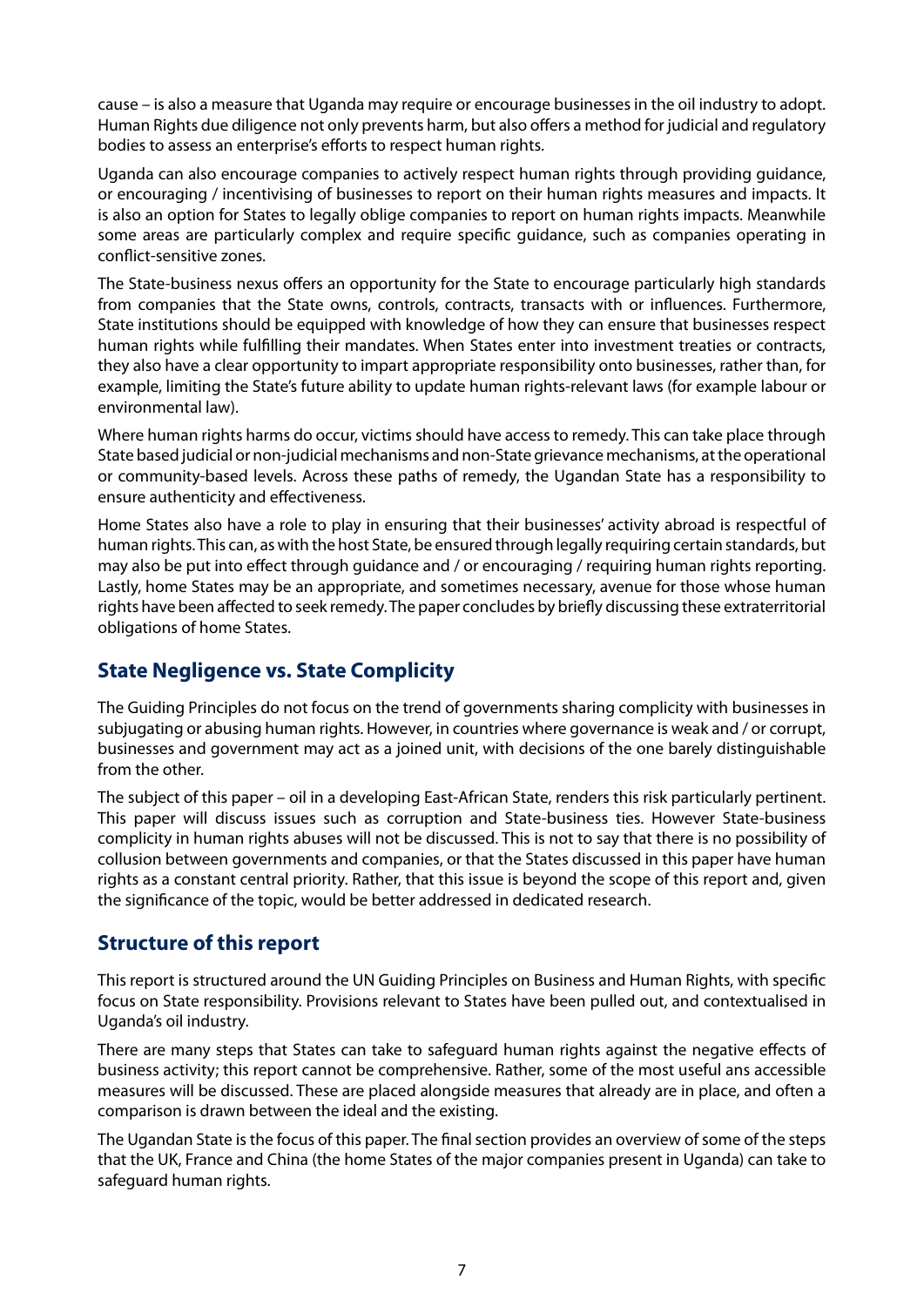cause – is also a measure that Uganda may require or encourage businesses in the oil industry to adopt. Human Rights due diligence not only prevents harm, but also offers a method for judicial and regulatory bodies to assess an enterprise's efforts to respect human rights.

Uganda can also encourage companies to actively respect human rights through providing guidance, or encouraging / incentivising of businesses to report on their human rights measures and impacts. It is also an option for States to legally oblige companies to report on human rights impacts. Meanwhile some areas are particularly complex and require specific guidance, such as companies operating in conflict-sensitive zones.

The State-business nexus offers an opportunity for the State to encourage particularly high standards from companies that the State owns, controls, contracts, transacts with or influences. Furthermore, State institutions should be equipped with knowledge of how they can ensure that businesses respect human rights while fulfilling their mandates. When States enter into investment treaties or contracts, they also have a clear opportunity to impart appropriate responsibility onto businesses, rather than, for example, limiting the State's future ability to update human rights-relevant laws (for example labour or environmental law).

Where human rights harms do occur, victims should have access to remedy. This can take place through State based judicial or non-judicial mechanisms and non-State grievance mechanisms, at the operational or community-based levels. Across these paths of remedy, the Ugandan State has a responsibility to ensure authenticity and effectiveness.

Home States also have a role to play in ensuring that their businesses' activity abroad is respectful of human rights. This can, as with the host State, be ensured through legally requiring certain standards, but may also be put into effect through guidance and / or encouraging / requiring human rights reporting. Lastly, home States may be an appropriate, and sometimes necessary, avenue for those whose human rights have been affected to seek remedy. The paper concludes by briefly discussing these extraterritorial obligations of home States.

## State Negligence vs. State Complicity

The Guiding Principles do not focus on the trend of governments sharing complicity with businesses in subjugating or abusing human rights. However, in countries where governance is weak and / or corrupt, businesses and government may act as a joined unit, with decisions of the one barely distinguishable from the other.

The subject of this paper – oil in a developing East-African State, renders this risk particularly pertinent. This paper will discuss issues such as corruption and State-business ties. However State-business complicity in human rights abuses will not be discussed. This is not to say that there is no possibility of collusion between governments and companies, or that the States discussed in this paper have human rights as a constant central priority. Rather, that this issue is beyond the scope of this report and, given the significance of the topic, would be better addressed in dedicated research.

## Structure of this report

This report is structured around the UN Guiding Principles on Business and Human Rights, with specific focus on State responsibility. Provisions relevant to States have been pulled out, and contextualised in Uganda's oil industry.

There are many steps that States can take to safeguard human rights against the negative effects of business activity; this report cannot be comprehensive. Rather, some of the most useful ans accessible measures will be discussed. These are placed alongside measures that already are in place, and often a comparison is drawn between the ideal and the existing.

The Ugandan State is the focus of this paper. The final section provides an overview of some of the steps that the UK, France and China (the home States of the major companies present in Uganda) can take to safeguard human rights.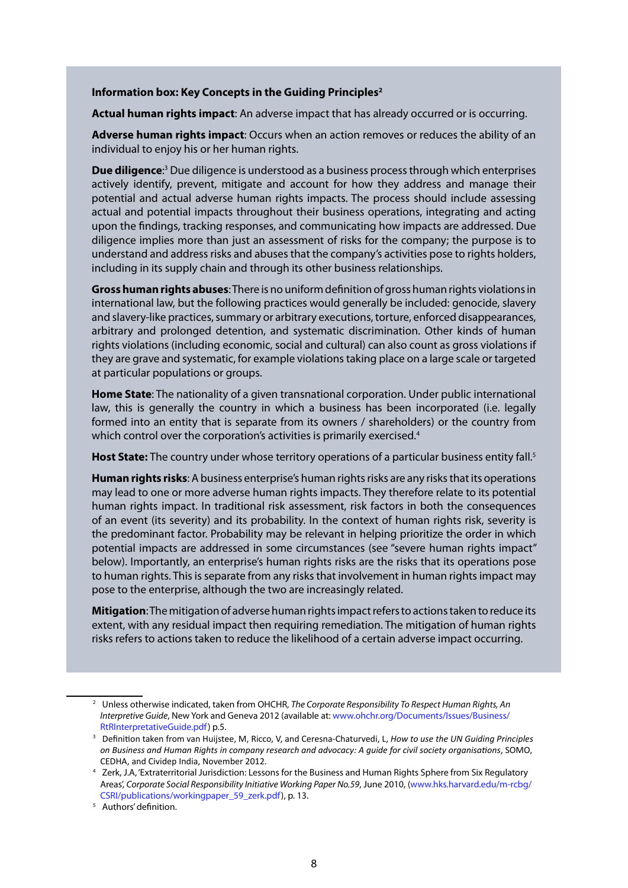**Information box: Key Concepts in the Guiding Principles**[2]

**Actual human rights impact**: An adverse impact that has already occurred or is occurring.

**Adverse human rights impact**: Occurs when an action removes or reduces the ability of an individual to enjoy his or her human rights.

**Due diligence**:[3] Due diligence is understood as a business process through which enterprises actively identify, prevent, mitigate and account for how they address and manage their potential and actual adverse human rights impacts. The process should include assessing actual and potential impacts throughout their business operations, integrating and acting upon the findings, tracking responses, and communicating how impacts are addressed. Due diligence implies more than just an assessment of risks for the company; the purpose is to understand and address risks and abuses that the company's activities pose to rights holders, including in its supply chain and through its other business relationships.

**Gross human rights abuses**: There is no uniform definition of gross human rights violations in international law, but the following practices would generally be included: genocide, slavery and slavery-like practices, summary or arbitrary executions, torture, enforced disappearances, arbitrary and prolonged detention, and systematic discrimination. Other kinds of human rights violations (including economic, social and cultural) can also count as gross violations if they are grave and systematic, for example violations taking place on a large scale or targeted at particular populations or groups.

**Home State**: The nationality of a given transnational corporation. Under public international law, this is generally the country in which a business has been incorporated (i.e. legally formed into an entity that is separate from its owners / shareholders) or the country from which control over the corporation's activities is primarily exercised.[4]

**Host State:** The country under whose territory operations of a particular business entity fall.[5]

**Human rights risks**: A business enterprise's human rights risks are any risks that its operations may lead to one or more adverse human rights impacts. They therefore relate to its potential human rights impact. In traditional risk assessment, risk factors in both the consequences of an event (its severity) and its probability. In the context of human rights risk, severity is the predominant factor. Probability may be relevant in helping prioritize the order in which potential impacts are addressed in some circumstances (see "severe human rights impact" below). Importantly, an enterprise's human rights risks are the risks that its operations pose to human rights. This is separate from any risks that involvement in human rights impact may pose to the enterprise, although the two are increasingly related.

**Mitigation**: The mitigation of adverse human rights impact refers to actions taken to reduce its extent, with any residual impact then requiring remediation. The mitigation of human rights risks refers to actions taken to reduce the likelihood of a certain adverse impact occurring.

---

[2] Unless otherwise indicated, taken from OHCHR, *The Corporate Responsibility To Respect Human Rights, An Interpretive Guide*, New York and Geneva 2012 (available at: www.ohchr.org/Documents/Issues/Business/RtRInterpretativeGuide.pdf) p.5.

[3] Definition taken from van Huijstee, M, Ricco, V, and Ceresna-Chaturvedi, L, *How to use the UN Guiding Principles on Business and Human Rights in company research and advocacy: A guide for civil society organisations*, SOMO, CEDHA, and Cividep India, November 2012.

[4] Zerk, J.A, 'Extraterritorial Jurisdiction: Lessons for the Business and Human Rights Sphere from Six Regulatory Areas', *Corporate Social Responsibility Initiative Working Paper No.59*, June 2010, (www.hks.harvard.edu/m-rcbg/CSRI/publications/workingpaper_59_zerk.pdf), p. 13.

[5] Authors' definition.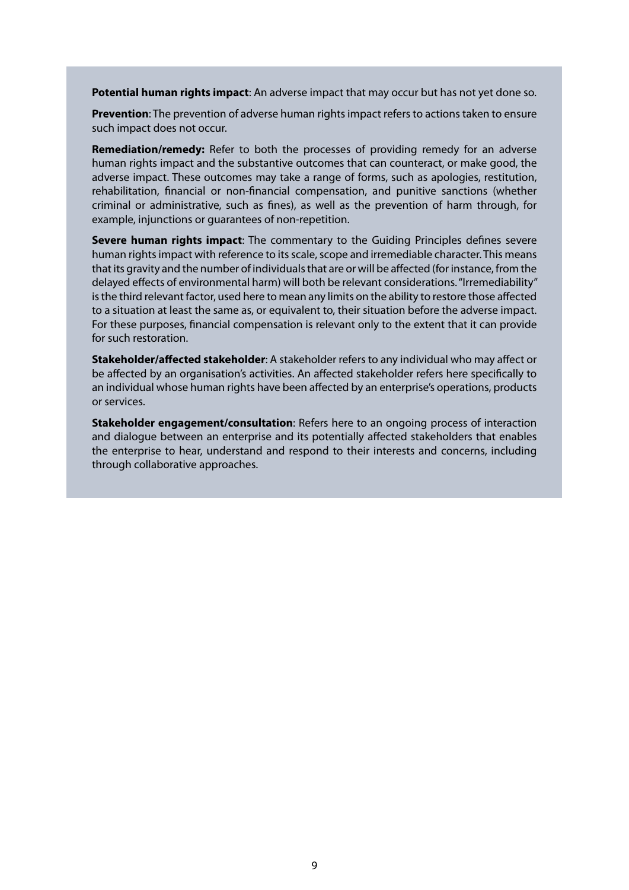**Potential human rights impact**: An adverse impact that may occur but has not yet done so.

**Prevention**: The prevention of adverse human rights impact refers to actions taken to ensure such impact does not occur.

**Remediation/remedy:** Refer to both the processes of providing remedy for an adverse human rights impact and the substantive outcomes that can counteract, or make good, the adverse impact. These outcomes may take a range of forms, such as apologies, restitution, rehabilitation, financial or non-financial compensation, and punitive sanctions (whether criminal or administrative, such as fines), as well as the prevention of harm through, for example, injunctions or guarantees of non-repetition.

**Severe human rights impact**: The commentary to the Guiding Principles defines severe human rights impact with reference to its scale, scope and irremediable character. This means that its gravity and the number of individuals that are or will be affected (for instance, from the delayed effects of environmental harm) will both be relevant considerations. "Irremediability" is the third relevant factor, used here to mean any limits on the ability to restore those affected to a situation at least the same as, or equivalent to, their situation before the adverse impact. For these purposes, financial compensation is relevant only to the extent that it can provide for such restoration.

**Stakeholder/affected stakeholder**: A stakeholder refers to any individual who may affect or be affected by an organisation's activities. An affected stakeholder refers here specifically to an individual whose human rights have been affected by an enterprise's operations, products or services.

**Stakeholder engagement/consultation**: Refers here to an ongoing process of interaction and dialogue between an enterprise and its potentially affected stakeholders that enables the enterprise to hear, understand and respond to their interests and concerns, including through collaborative approaches.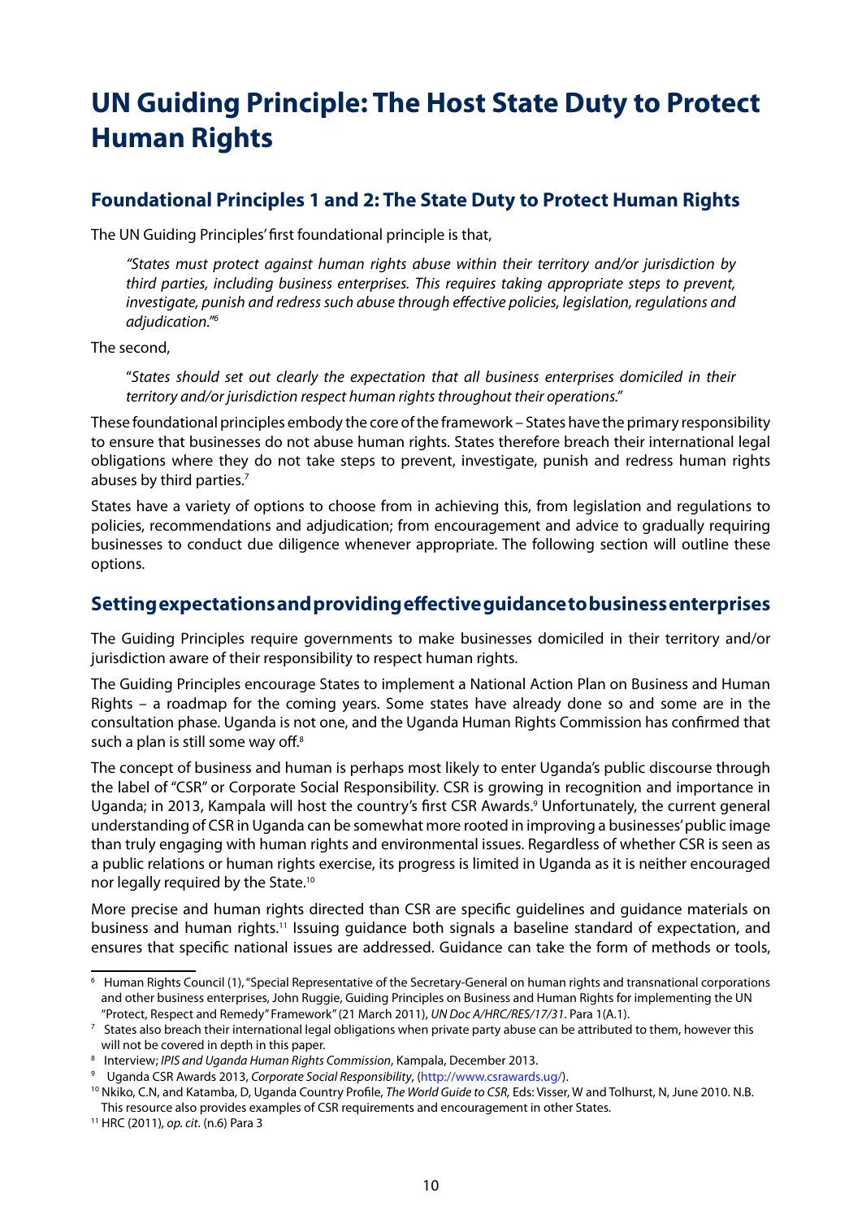# UN Guiding Principle: The Host State Duty to Protect Human Rights

## Foundational Principles 1 and 2: The State Duty to Protect Human Rights

The UN Guiding Principles' first foundational principle is that,

> *"States must protect against human rights abuse within their territory and/or jurisdiction by third parties, including business enterprises. This requires taking appropriate steps to prevent, investigate, punish and redress such abuse through effective policies, legislation, regulations and adjudication."*[6]

The second,

> "*States should set out clearly the expectation that all business enterprises domiciled in their territory and/or jurisdiction respect human rights throughout their operations."*

These foundational principles embody the core of the framework – States have the primary responsibility to ensure that businesses do not abuse human rights. States therefore breach their international legal obligations where they do not take steps to prevent, investigate, punish and redress human rights abuses by third parties.[7]

States have a variety of options to choose from in achieving this, from legislation and regulations to policies, recommendations and adjudication; from encouragement and advice to gradually requiring businesses to conduct due diligence whenever appropriate. The following section will outline these options.

## Setting expectations and providing effective guidance to business enterprises

The Guiding Principles require governments to make businesses domiciled in their territory and/or jurisdiction aware of their responsibility to respect human rights.

The Guiding Principles encourage States to implement a National Action Plan on Business and Human Rights – a roadmap for the coming years. Some states have already done so and some are in the consultation phase. Uganda is not one, and the Uganda Human Rights Commission has confirmed that such a plan is still some way off.[8]

The concept of business and human is perhaps most likely to enter Uganda's public discourse through the label of "CSR" or Corporate Social Responsibility. CSR is growing in recognition and importance in Uganda; in 2013, Kampala will host the country's first CSR Awards.[9] Unfortunately, the current general understanding of CSR in Uganda can be somewhat more rooted in improving a businesses' public image than truly engaging with human rights and environmental issues. Regardless of whether CSR is seen as a public relations or human rights exercise, its progress is limited in Uganda as it is neither encouraged nor legally required by the State.[10]

More precise and human rights directed than CSR are specific guidelines and guidance materials on business and human rights.[11] Issuing guidance both signals a baseline standard of expectation, and ensures that specific national issues are addressed. Guidance can take the form of methods or tools,

---

[6] Human Rights Council (1), "Special Representative of the Secretary-General on human rights and transnational corporations and other business enterprises, John Ruggie, Guiding Principles on Business and Human Rights for implementing the UN "Protect, Respect and Remedy" Framework" (21 March 2011), *UN Doc A/HRC/RES/17/31*. Para 1(A.1).

[7] States also breach their international legal obligations when private party abuse can be attributed to them, however this will not be covered in depth in this paper.

[8] Interview; *IPIS and Uganda Human Rights Commission*, Kampala, December 2013.

[9] Uganda CSR Awards 2013, *Corporate Social Responsibility*, (http://www.csrawards.ug/).

[10] Nkiko, C.N, and Katamba, D, Uganda Country Profile, *The World Guide to CSR,* Eds: Visser, W and Tolhurst, N, June 2010. N.B. This resource also provides examples of CSR requirements and encouragement in other States.

[11] HRC (2011), *op. cit*. (n.6) Para 3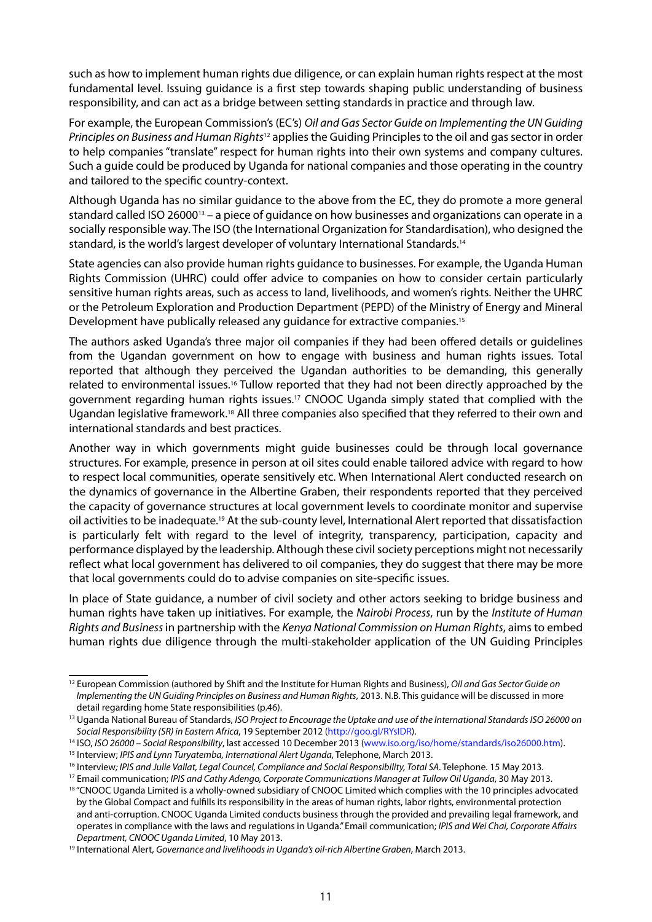such as how to implement human rights due diligence, or can explain human rights respect at the most fundamental level. Issuing guidance is a first step towards shaping public understanding of business responsibility, and can act as a bridge between setting standards in practice and through law.

For example, the European Commission's (EC's) *Oil and Gas Sector Guide on Implementing the UN Guiding Principles on Business and Human Rights*[12] applies the Guiding Principles to the oil and gas sector in order to help companies "translate" respect for human rights into their own systems and company cultures. Such a guide could be produced by Uganda for national companies and those operating in the country and tailored to the specific country-context.

Although Uganda has no similar guidance to the above from the EC, they do promote a more general standard called ISO 26000[13] – a piece of guidance on how businesses and organizations can operate in a socially responsible way. The ISO (the International Organization for Standardisation), who designed the standard, is the world's largest developer of voluntary International Standards.[14]

State agencies can also provide human rights guidance to businesses. For example, the Uganda Human Rights Commission (UHRC) could offer advice to companies on how to consider certain particularly sensitive human rights areas, such as access to land, livelihoods, and women's rights. Neither the UHRC or the Petroleum Exploration and Production Department (PEPD) of the Ministry of Energy and Mineral Development have publically released any guidance for extractive companies.[15]

The authors asked Uganda's three major oil companies if they had been offered details or guidelines from the Ugandan government on how to engage with business and human rights issues. Total reported that although they perceived the Ugandan authorities to be demanding, this generally related to environmental issues.[16] Tullow reported that they had not been directly approached by the government regarding human rights issues.[17] CNOOC Uganda simply stated that complied with the Ugandan legislative framework.[18] All three companies also specified that they referred to their own and international standards and best practices.

Another way in which governments might guide businesses could be through local governance structures. For example, presence in person at oil sites could enable tailored advice with regard to how to respect local communities, operate sensitively etc. When International Alert conducted research on the dynamics of governance in the Albertine Graben, their respondents reported that they perceived the capacity of governance structures at local government levels to coordinate monitor and supervise oil activities to be inadequate.[19] At the sub-county level, International Alert reported that dissatisfaction is particularly felt with regard to the level of integrity, transparency, participation, capacity and performance displayed by the leadership. Although these civil society perceptions might not necessarily reflect what local government has delivered to oil companies, they do suggest that there may be more that local governments could do to advise companies on site-specific issues.

In place of State guidance, a number of civil society and other actors seeking to bridge business and human rights have taken up initiatives. For example, the *Nairobi Process*, run by the *Institute of Human Rights and Business* in partnership with the *Kenya National Commission on Human Rights*, aims to embed human rights due diligence through the multi-stakeholder application of the UN Guiding Principles

---

[12] European Commission (authored by Shift and the Institute for Human Rights and Business), *Oil and Gas Sector Guide on Implementing the UN Guiding Principles on Business and Human Rights*, 2013. N.B. This guidance will be discussed in more detail regarding home State responsibilities (p.46).

[13] Uganda National Bureau of Standards, *ISO Project to Encourage the Uptake and use of the International Standards ISO 26000 on Social Responsibility (SR) in Eastern Africa*, 19 September 2012 (http://goo.gl/RYsIDR).

[14] ISO, *ISO 26000 – Social Responsibility*, last accessed 10 December 2013 (www.iso.org/iso/home/standards/iso26000.htm).

[15] Interview; *IPIS and Lynn Turyatemba, International Alert Uganda*, Telephone, March 2013.

[16] Interview*; IPIS and Julie Vallat, Legal Councel, Compliance and Social Responsibility, Total SA*. Telephone. 15 May 2013.

[17] Email communication; *IPIS and Cathy Adengo, Corporate Communications Manager at Tullow Oil Uganda*, 30 May 2013.

[18] "CNOOC Uganda Limited is a wholly-owned subsidiary of CNOOC Limited which complies with the 10 principles advocated by the Global Compact and fulfills its responsibility in the areas of human rights, labor rights, environmental protection and anti-corruption. CNOOC Uganda Limited conducts business through the provided and prevailing legal framework, and operates in compliance with the laws and regulations in Uganda." Email communication; *IPIS and Wei Chai, Corporate Affairs Department, CNOOC Uganda Limited*, 10 May 2013.

[19] International Alert, *Governance and livelihoods in Uganda's oil-rich Albertine Graben*, March 2013.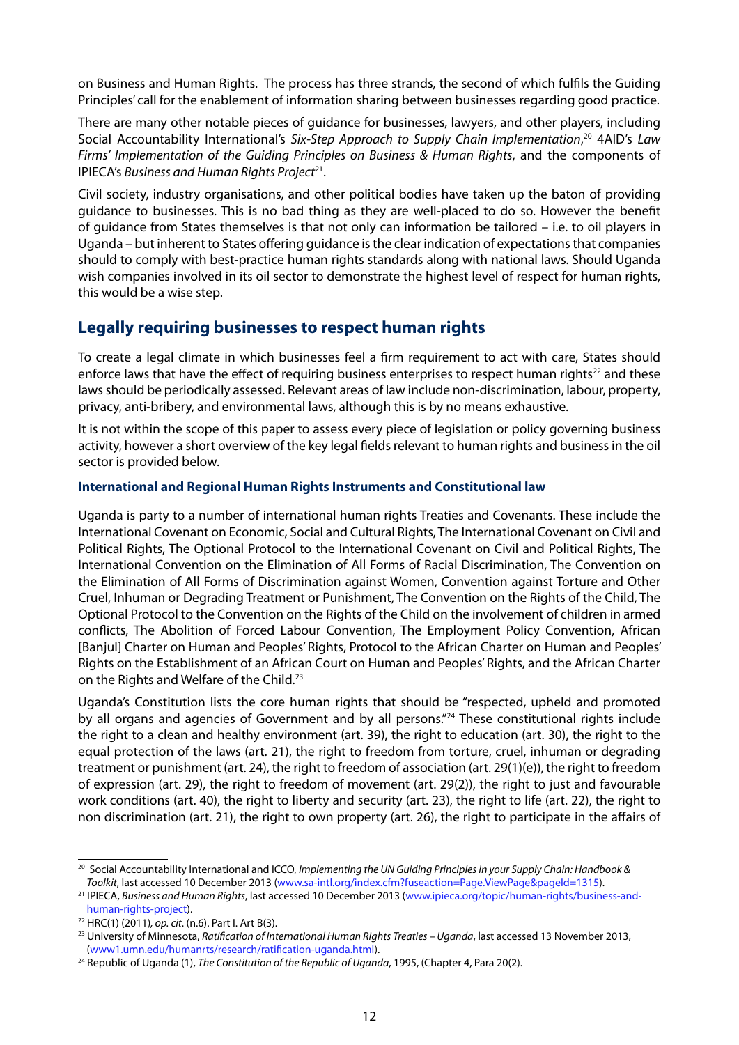on Business and Human Rights. The process has three strands, the second of which fulfils the Guiding Principles' call for the enablement of information sharing between businesses regarding good practice.

There are many other notable pieces of guidance for businesses, lawyers, and other players, including Social Accountability International's *Six-Step Approach to Supply Chain Implementation*,[20] 4AID's *Law Firms' Implementation of the Guiding Principles on Business & Human Rights*, and the components of IPIECA's *Business and Human Rights Project*[21].

Civil society, industry organisations, and other political bodies have taken up the baton of providing guidance to businesses. This is no bad thing as they are well-placed to do so. However the benefit of guidance from States themselves is that not only can information be tailored – i.e. to oil players in Uganda – but inherent to States offering guidance is the clear indication of expectations that companies should to comply with best-practice human rights standards along with national laws. Should Uganda wish companies involved in its oil sector to demonstrate the highest level of respect for human rights, this would be a wise step.

## Legally requiring businesses to respect human rights

To create a legal climate in which businesses feel a firm requirement to act with care, States should enforce laws that have the effect of requiring business enterprises to respect human rights[22] and these laws should be periodically assessed. Relevant areas of law include non-discrimination, labour, property, privacy, anti-bribery, and environmental laws, although this is by no means exhaustive.

It is not within the scope of this paper to assess every piece of legislation or policy governing business activity, however a short overview of the key legal fields relevant to human rights and business in the oil sector is provided below.

#### International and Regional Human Rights Instruments and Constitutional law

Uganda is party to a number of international human rights Treaties and Covenants. These include the International Covenant on Economic, Social and Cultural Rights, The International Covenant on Civil and Political Rights, The Optional Protocol to the International Covenant on Civil and Political Rights, The International Convention on the Elimination of All Forms of Racial Discrimination, The Convention on the Elimination of All Forms of Discrimination against Women, Convention against Torture and Other Cruel, Inhuman or Degrading Treatment or Punishment, The Convention on the Rights of the Child, The Optional Protocol to the Convention on the Rights of the Child on the involvement of children in armed conflicts, The Abolition of Forced Labour Convention, The Employment Policy Convention, African [Banjul] Charter on Human and Peoples' Rights, Protocol to the African Charter on Human and Peoples' Rights on the Establishment of an African Court on Human and Peoples' Rights, and the African Charter on the Rights and Welfare of the Child.[23]

Uganda's Constitution lists the core human rights that should be "respected, upheld and promoted by all organs and agencies of Government and by all persons."[24] These constitutional rights include the right to a clean and healthy environment (art. 39), the right to education (art. 30), the right to the equal protection of the laws (art. 21), the right to freedom from torture, cruel, inhuman or degrading treatment or punishment (art. 24), the right to freedom of association (art. 29(1)(e)), the right to freedom of expression (art. 29), the right to freedom of movement (art. 29(2)), the right to just and favourable work conditions (art. 40), the right to liberty and security (art. 23), the right to life (art. 22), the right to non discrimination (art. 21), the right to own property (art. 26), the right to participate in the affairs of

---

[20] Social Accountability International and ICCO, *Implementing the UN Guiding Principles in your Supply Chain: Handbook & Toolkit*, last accessed 10 December 2013 (www.sa-intl.org/index.cfm?fuseaction=Page.ViewPage&pageId=1315).

[21] IPIECA, *Business and Human Rights*, last accessed 10 December 2013 (www.ipieca.org/topic/human-rights/business-and-human-rights-project).

[22] HRC(1) (2011), *op. cit.* (n.6). Part I. Art B(3).

[23] University of Minnesota, *Ratification of International Human Rights Treaties – Uganda*, last accessed 13 November 2013, (www1.umn.edu/humanrts/research/ratification-uganda.html).

[24] Republic of Uganda (1), *The Constitution of the Republic of Uganda*, 1995, (Chapter 4, Para 20(2).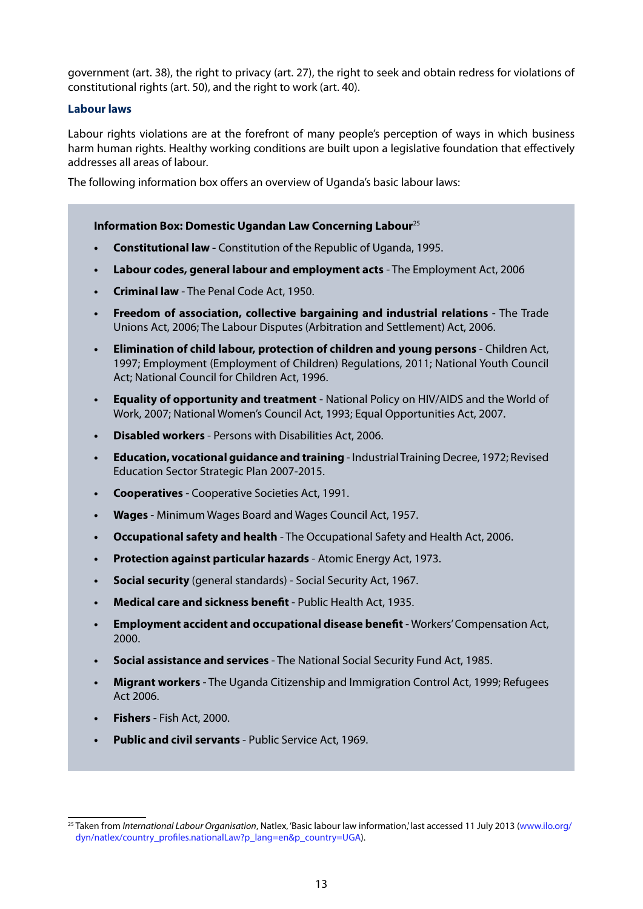government (art. 38), the right to privacy (art. 27), the right to seek and obtain redress for violations of constitutional rights (art. 50), and the right to work (art. 40).

### Labour laws

Labour rights violations are at the forefront of many people's perception of ways in which business harm human rights. Healthy working conditions are built upon a legislative foundation that effectively addresses all areas of labour.

The following information box offers an overview of Uganda's basic labour laws:

**Information Box: Domestic Ugandan Law Concerning Labour**[25]

- **Constitutional law -** Constitution of the Republic of Uganda, 1995.
- **Labour codes, general labour and employment acts** - The Employment Act, 2006
- **Criminal law** - The Penal Code Act, 1950.
- **Freedom of association, collective bargaining and industrial relations** - The Trade Unions Act, 2006; The Labour Disputes (Arbitration and Settlement) Act, 2006.
- **Elimination of child labour, protection of children and young persons** - Children Act, 1997; Employment (Employment of Children) Regulations, 2011; National Youth Council Act; National Council for Children Act, 1996.
- **Equality of opportunity and treatment** - National Policy on HIV/AIDS and the World of Work, 2007; National Women's Council Act, 1993; Equal Opportunities Act, 2007.
- **Disabled workers** - Persons with Disabilities Act, 2006.
- **Education, vocational guidance and training** - Industrial Training Decree, 1972; Revised Education Sector Strategic Plan 2007-2015.
- **Cooperatives** - Cooperative Societies Act, 1991.
- **Wages** - Minimum Wages Board and Wages Council Act, 1957.
- **Occupational safety and health** - The Occupational Safety and Health Act, 2006.
- **Protection against particular hazards** - Atomic Energy Act, 1973.
- **Social security** (general standards) - Social Security Act, 1967.
- **Medical care and sickness benefit** - Public Health Act, 1935.
- **Employment accident and occupational disease benefit** - Workers' Compensation Act, 2000.
- **Social assistance and services** - The National Social Security Fund Act, 1985.
- **Migrant workers** - The Uganda Citizenship and Immigration Control Act, 1999; Refugees Act 2006.
- **Fishers** - Fish Act, 2000.
- **Public and civil servants** - Public Service Act, 1969.

---

[25] Taken from *International Labour Organisation*, Natlex, 'Basic labour law information,' last accessed 11 July 2013 (www.ilo.org/dyn/natlex/country_profiles.nationalLaw?p_lang=en&p_country=UGA).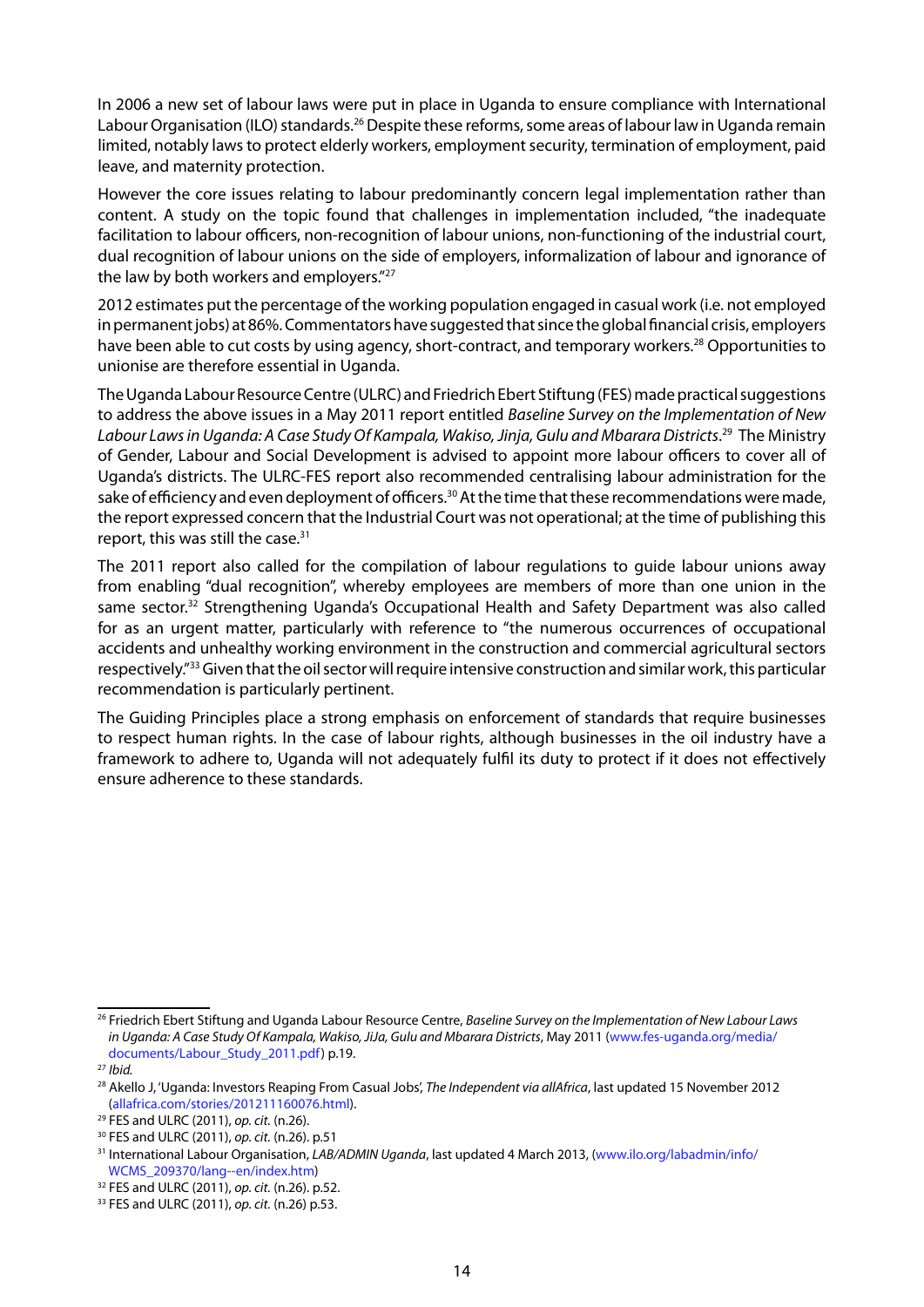In 2006 a new set of labour laws were put in place in Uganda to ensure compliance with International Labour Organisation (ILO) standards.[26] Despite these reforms, some areas of labour law in Uganda remain limited, notably laws to protect elderly workers, employment security, termination of employment, paid leave, and maternity protection.

However the core issues relating to labour predominantly concern legal implementation rather than content. A study on the topic found that challenges in implementation included, "the inadequate facilitation to labour officers, non-recognition of labour unions, non-functioning of the industrial court, dual recognition of labour unions on the side of employers, informalization of labour and ignorance of the law by both workers and employers."[27]

2012 estimates put the percentage of the working population engaged in casual work (i.e. not employed in permanent jobs) at 86%. Commentators have suggested that since the global financial crisis, employers have been able to cut costs by using agency, short-contract, and temporary workers.[28] Opportunities to unionise are therefore essential in Uganda.

The Uganda Labour Resource Centre (ULRC) and Friedrich Ebert Stiftung (FES) made practical suggestions to address the above issues in a May 2011 report entitled *Baseline Survey on the Implementation of New Labour Laws in Uganda: A Case Study Of Kampala, Wakiso, Jinja, Gulu and Mbarara Districts*.[29] The Ministry of Gender, Labour and Social Development is advised to appoint more labour officers to cover all of Uganda's districts. The ULRC-FES report also recommended centralising labour administration for the sake of efficiency and even deployment of officers.[30] At the time that these recommendations were made, the report expressed concern that the Industrial Court was not operational; at the time of publishing this report, this was still the case.[31]

The 2011 report also called for the compilation of labour regulations to guide labour unions away from enabling "dual recognition", whereby employees are members of more than one union in the same sector.[32] Strengthening Uganda's Occupational Health and Safety Department was also called for as an urgent matter, particularly with reference to "the numerous occurrences of occupational accidents and unhealthy working environment in the construction and commercial agricultural sectors respectively."[33] Given that the oil sector will require intensive construction and similar work, this particular recommendation is particularly pertinent.

The Guiding Principles place a strong emphasis on enforcement of standards that require businesses to respect human rights. In the case of labour rights, although businesses in the oil industry have a framework to adhere to, Uganda will not adequately fulfil its duty to protect if it does not effectively ensure adherence to these standards.

---

[26] Friedrich Ebert Stiftung and Uganda Labour Resource Centre, *Baseline Survey on the Implementation of New Labour Laws in Uganda: A Case Study Of Kampala, Wakiso, JiJa, Gulu and Mbarara Districts*, May 2011 (www.fes-uganda.org/media/documents/Labour_Study_2011.pdf) p.19.

[27] *Ibid.*

[28] Akello J, 'Uganda: Investors Reaping From Casual Jobs', *The Independent via allAfrica*, last updated 15 November 2012 (allafrica.com/stories/201211160076.html).

[29] FES and ULRC (2011), *op. cit.* (n.26).

[30] FES and ULRC (2011), *op. cit.* (n.26). p.51

[31] International Labour Organisation, *LAB/ADMIN Uganda*, last updated 4 March 2013, (www.ilo.org/labadmin/info/WCMS_209370/lang--en/index.htm)

[32] FES and ULRC (2011), *op. cit.* (n.26). p.52.

[33] FES and ULRC (2011), *op. cit.* (n.26) p.53.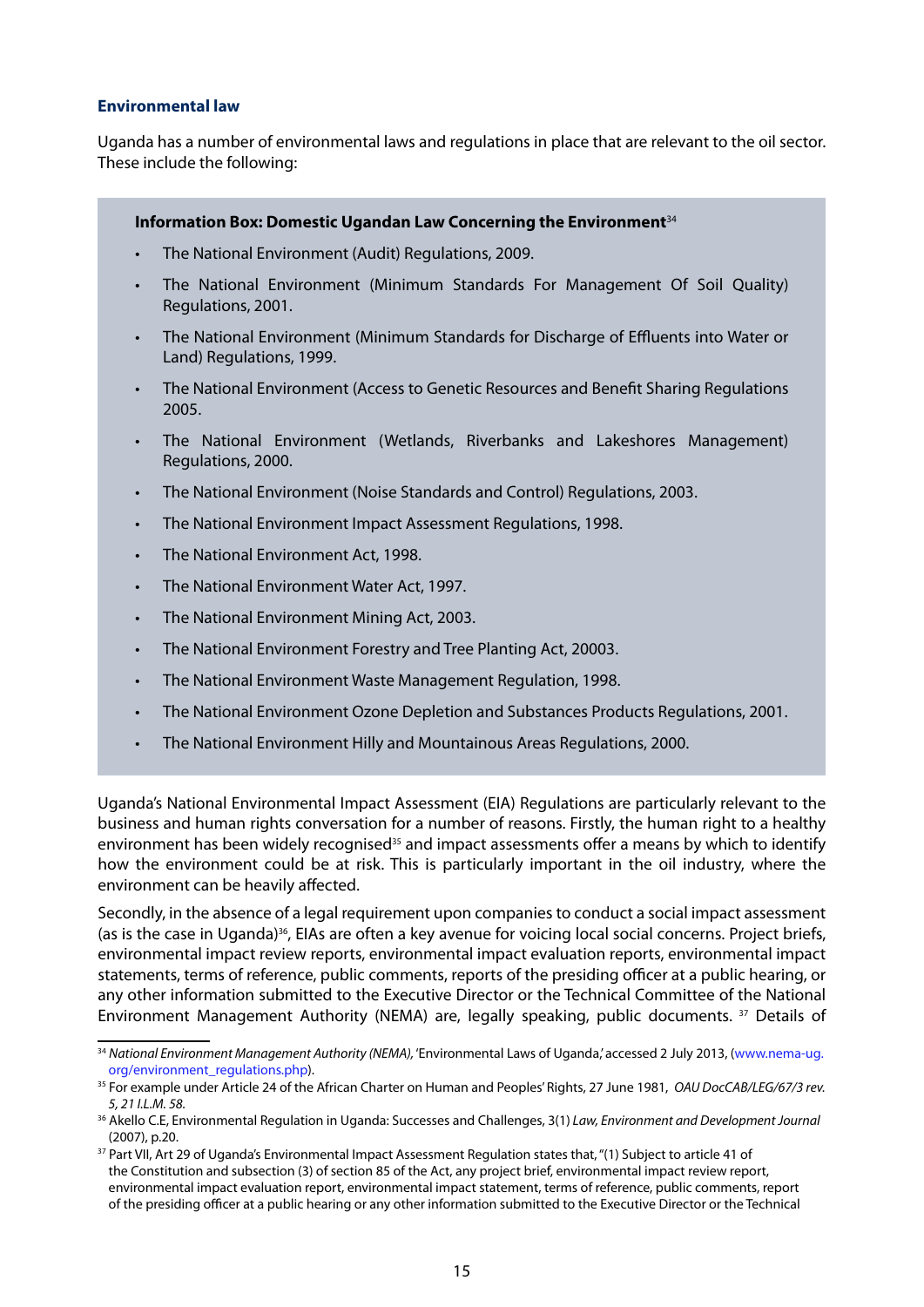### Environmental law

Uganda has a number of environmental laws and regulations in place that are relevant to the oil sector. These include the following:

> **Information Box: Domestic Ugandan Law Concerning the Environment**[34]
>
> - The National Environment (Audit) Regulations, 2009.
> - The National Environment (Minimum Standards For Management Of Soil Quality) Regulations, 2001.
> - The National Environment (Minimum Standards for Discharge of Effluents into Water or Land) Regulations, 1999.
> - The National Environment (Access to Genetic Resources and Benefit Sharing Regulations 2005.
> - The National Environment (Wetlands, Riverbanks and Lakeshores Management) Regulations, 2000.
> - The National Environment (Noise Standards and Control) Regulations, 2003.
> - The National Environment Impact Assessment Regulations, 1998.
> - The National Environment Act, 1998.
> - The National Environment Water Act, 1997.
> - The National Environment Mining Act, 2003.
> - The National Environment Forestry and Tree Planting Act, 20003.
> - The National Environment Waste Management Regulation, 1998.
> - The National Environment Ozone Depletion and Substances Products Regulations, 2001.
> - The National Environment Hilly and Mountainous Areas Regulations, 2000.

Uganda's National Environmental Impact Assessment (EIA) Regulations are particularly relevant to the business and human rights conversation for a number of reasons. Firstly, the human right to a healthy environment has been widely recognised[35] and impact assessments offer a means by which to identify how the environment could be at risk. This is particularly important in the oil industry, where the environment can be heavily affected.

Secondly, in the absence of a legal requirement upon companies to conduct a social impact assessment (as is the case in Uganda)[36], EIAs are often a key avenue for voicing local social concerns. Project briefs, environmental impact review reports, environmental impact evaluation reports, environmental impact statements, terms of reference, public comments, reports of the presiding officer at a public hearing, or any other information submitted to the Executive Director or the Technical Committee of the National Environment Management Authority (NEMA) are, legally speaking, public documents. [37] Details of

---

[34] *National Environment Management Authority (NEMA),* 'Environmental Laws of Uganda,' accessed 2 July 2013, (www.nema-ug.org/environment_regulations.php).

[35] For example under Article 24 of the African Charter on Human and Peoples' Rights, 27 June 1981, *OAU DocCAB/LEG/67/3 rev. 5, 21 I.L.M. 58.*

[36] Akello C.E, Environmental Regulation in Uganda: Successes and Challenges, 3(1) *Law, Environment and Development Journal* (2007), p.20.

[37] Part VII, Art 29 of Uganda's Environmental Impact Assessment Regulation states that, "(1) Subject to article 41 of the Constitution and subsection (3) of section 85 of the Act, any project brief, environmental impact review report, environmental impact evaluation report, environmental impact statement, terms of reference, public comments, report of the presiding officer at a public hearing or any other information submitted to the Executive Director or the Technical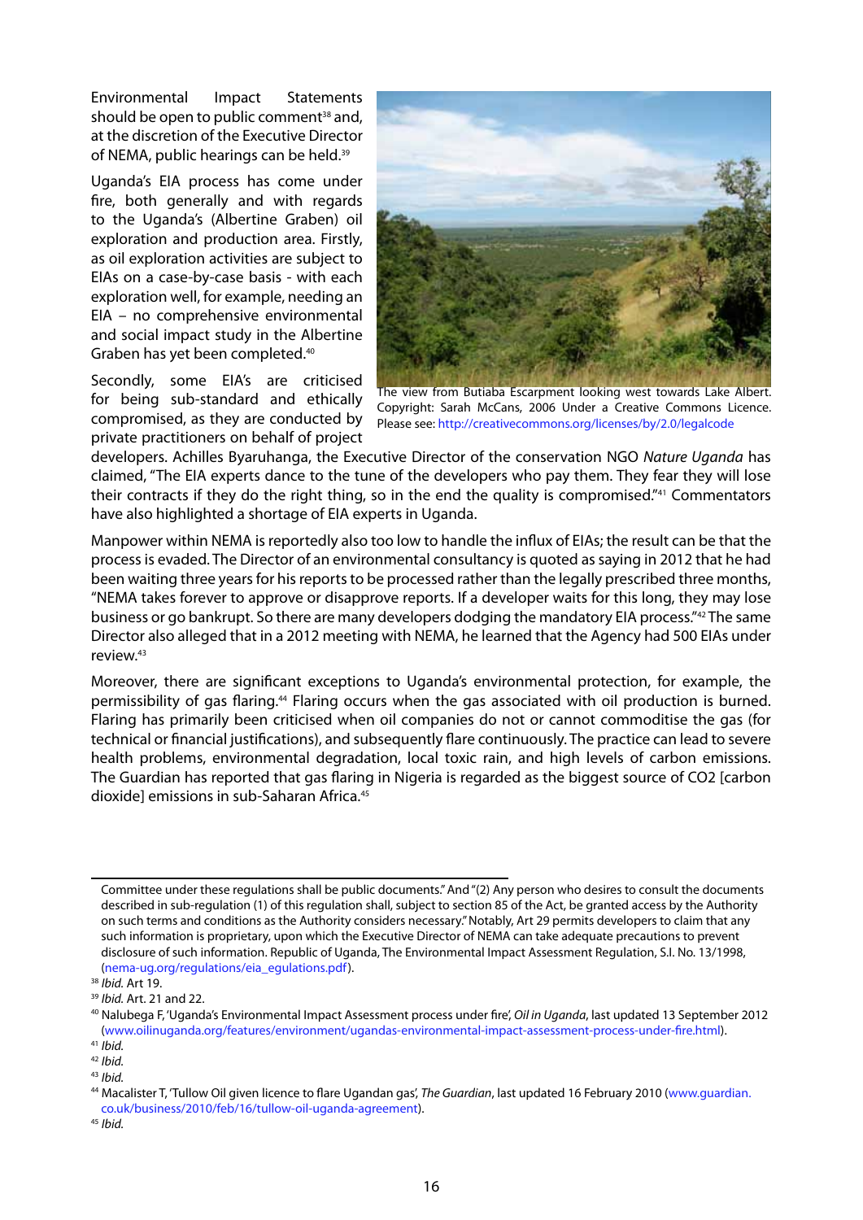Environmental Impact Statements should be open to public comment[38] and, at the discretion of the Executive Director of NEMA, public hearings can be held.[39]

Uganda's EIA process has come under fire, both generally and with regards to the Uganda's (Albertine Graben) oil exploration and production area. Firstly, as oil exploration activities are subject to EIAs on a case-by-case basis - with each exploration well, for example, needing an EIA – no comprehensive environmental and social impact study in the Albertine Graben has yet been completed.[40]

The view from Butiaba Escarpment looking west towards Lake Albert. Copyright: Sarah McCans, 2006 Under a Creative Commons Licence. Please see: http://creativecommons.org/licenses/by/2.0/legalcode

Secondly, some EIA's are criticised for being sub-standard and ethically compromised, as they are conducted by private practitioners on behalf of project developers. Achilles Byaruhanga, the Executive Director of the conservation NGO *Nature Uganda* has claimed, "The EIA experts dance to the tune of the developers who pay them. They fear they will lose their contracts if they do the right thing, so in the end the quality is compromised."[41] Commentators have also highlighted a shortage of EIA experts in Uganda.

Manpower within NEMA is reportedly also too low to handle the influx of EIAs; the result can be that the process is evaded. The Director of an environmental consultancy is quoted as saying in 2012 that he had been waiting three years for his reports to be processed rather than the legally prescribed three months, "NEMA takes forever to approve or disapprove reports. If a developer waits for this long, they may lose business or go bankrupt. So there are many developers dodging the mandatory EIA process."[42] The same Director also alleged that in a 2012 meeting with NEMA, he learned that the Agency had 500 EIAs under review.[43]

Moreover, there are significant exceptions to Uganda's environmental protection, for example, the permissibility of gas flaring.[44] Flaring occurs when the gas associated with oil production is burned. Flaring has primarily been criticised when oil companies do not or cannot commoditise the gas (for technical or financial justifications), and subsequently flare continuously. The practice can lead to severe health problems, environmental degradation, local toxic rain, and high levels of carbon emissions. The Guardian has reported that gas flaring in Nigeria is regarded as the biggest source of CO2 [carbon dioxide] emissions in sub-Saharan Africa.[45]

---

Committee under these regulations shall be public documents." And "(2) Any person who desires to consult the documents described in sub-regulation (1) of this regulation shall, subject to section 85 of the Act, be granted access by the Authority on such terms and conditions as the Authority considers necessary." Notably, Art 29 permits developers to claim that any such information is proprietary, upon which the Executive Director of NEMA can take adequate precautions to prevent disclosure of such information. Republic of Uganda, The Environmental Impact Assessment Regulation, S.I. No. 13/1998, (nema-ug.org/regulations/eia_egulations.pdf).

[38] *Ibid.* Art 19.

[39] *Ibid.* Art. 21 and 22.

[40] Nalubega F, 'Uganda's Environmental Impact Assessment process under fire', *Oil in Uganda*, last updated 13 September 2012 (www.oilinuganda.org/features/environment/ugandas-environmental-impact-assessment-process-under-fire.html).

[41] *Ibid.*

[42] *Ibid.*

[43] *Ibid.*

[44] Macalister T, 'Tullow Oil given licence to flare Ugandan gas', *The Guardian*, last updated 16 February 2010 (www.guardian.co.uk/business/2010/feb/16/tullow-oil-uganda-agreement).

[45] *Ibid.*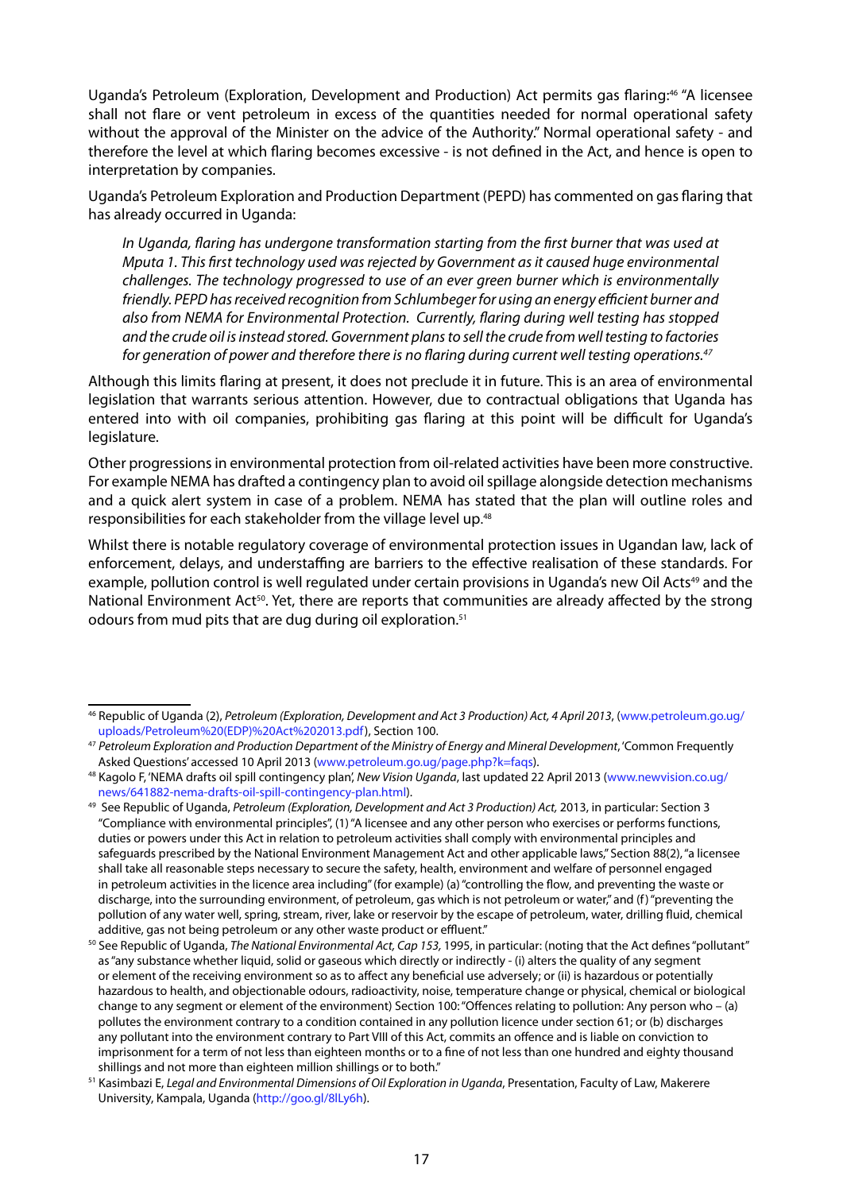Uganda's Petroleum (Exploration, Development and Production) Act permits gas flaring:[46] "A licensee shall not flare or vent petroleum in excess of the quantities needed for normal operational safety without the approval of the Minister on the advice of the Authority." Normal operational safety - and therefore the level at which flaring becomes excessive - is not defined in the Act, and hence is open to interpretation by companies.

Uganda's Petroleum Exploration and Production Department (PEPD) has commented on gas flaring that has already occurred in Uganda:

> *In Uganda, flaring has undergone transformation starting from the first burner that was used at Mputa 1. This first technology used was rejected by Government as it caused huge environmental challenges. The technology progressed to use of an ever green burner which is environmentally friendly. PEPD has received recognition from Schlumbeger for using an energy efficient burner and also from NEMA for Environmental Protection. Currently, flaring during well testing has stopped and the crude oil is instead stored. Government plans to sell the crude from well testing to factories for generation of power and therefore there is no flaring during current well testing operations.*[47]

Although this limits flaring at present, it does not preclude it in future. This is an area of environmental legislation that warrants serious attention. However, due to contractual obligations that Uganda has entered into with oil companies, prohibiting gas flaring at this point will be difficult for Uganda's legislature.

Other progressions in environmental protection from oil-related activities have been more constructive. For example NEMA has drafted a contingency plan to avoid oil spillage alongside detection mechanisms and a quick alert system in case of a problem. NEMA has stated that the plan will outline roles and responsibilities for each stakeholder from the village level up.[48]

Whilst there is notable regulatory coverage of environmental protection issues in Ugandan law, lack of enforcement, delays, and understaffing are barriers to the effective realisation of these standards. For example, pollution control is well regulated under certain provisions in Uganda's new Oil Acts[49] and the National Environment Act[50]. Yet, there are reports that communities are already affected by the strong odours from mud pits that are dug during oil exploration.[51]

---

[46] Republic of Uganda (2), *Petroleum (Exploration, Development and Act 3 Production) Act, 4 April 2013*, (www.petroleum.go.ug/uploads/Petroleum%20(EDP)%20Act%202013.pdf), Section 100.

[47] *Petroleum Exploration and Production Department of the Ministry of Energy and Mineral Development*, 'Common Frequently Asked Questions' accessed 10 April 2013 (www.petroleum.go.ug/page.php?k=faqs).

[48] Kagolo F, 'NEMA drafts oil spill contingency plan', *New Vision Uganda*, last updated 22 April 2013 (www.newvision.co.ug/news/641882-nema-drafts-oil-spill-contingency-plan.html).

[49] See Republic of Uganda, *Petroleum (Exploration, Development and Act 3 Production) Act,* 2013, in particular: Section 3 "Compliance with environmental principles", (1) "A licensee and any other person who exercises or performs functions, duties or powers under this Act in relation to petroleum activities shall comply with environmental principles and safeguards prescribed by the National Environment Management Act and other applicable laws," Section 88(2), "a licensee shall take all reasonable steps necessary to secure the safety, health, environment and welfare of personnel engaged in petroleum activities in the licence area including" (for example) (a) "controlling the flow, and preventing the waste or discharge, into the surrounding environment, of petroleum, gas which is not petroleum or water," and (f) "preventing the pollution of any water well, spring, stream, river, lake or reservoir by the escape of petroleum, water, drilling fluid, chemical additive, gas not being petroleum or any other waste product or effluent."

[50] See Republic of Uganda, *The National Environmental Act, Cap 153,* 1995, in particular: (noting that the Act defines "pollutant" as "any substance whether liquid, solid or gaseous which directly or indirectly - (i) alters the quality of any segment or element of the receiving environment so as to affect any beneficial use adversely; or (ii) is hazardous or potentially hazardous to health, and objectionable odours, radioactivity, noise, temperature change or physical, chemical or biological change to any segment or element of the environment) Section 100: "Offences relating to pollution: Any person who – (a) pollutes the environment contrary to a condition contained in any pollution licence under section 61; or (b) discharges any pollutant into the environment contrary to Part VIII of this Act, commits an offence and is liable on conviction to imprisonment for a term of not less than eighteen months or to a fine of not less than one hundred and eighty thousand shillings and not more than eighteen million shillings or to both."

[51] Kasimbazi E, *Legal and Environmental Dimensions of Oil Exploration in Uganda*, Presentation, Faculty of Law, Makerere University, Kampala, Uganda (http://goo.gl/8lLy6h).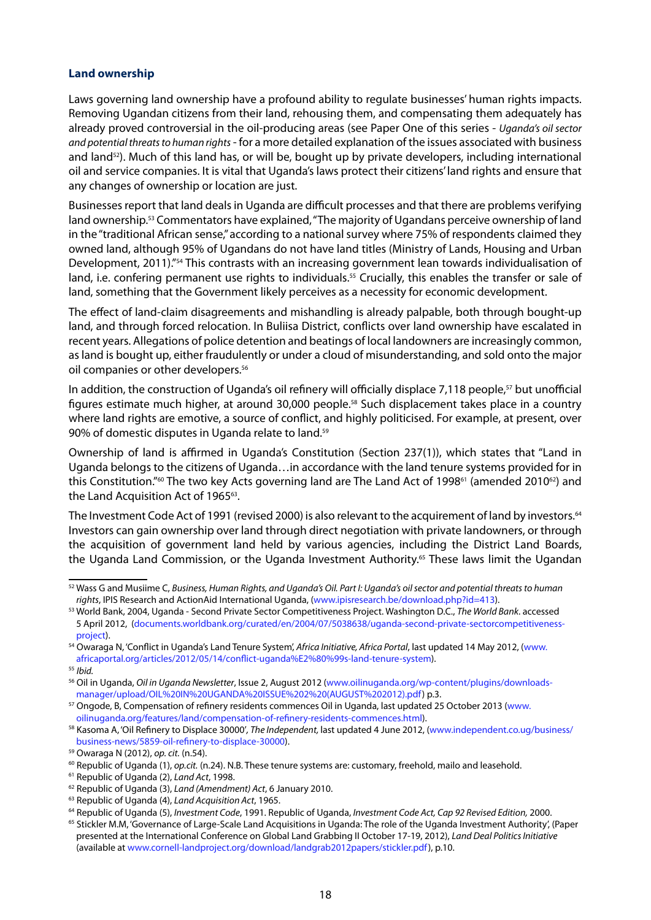### Land ownership

Laws governing land ownership have a profound ability to regulate businesses' human rights impacts. Removing Ugandan citizens from their land, rehousing them, and compensating them adequately has already proved controversial in the oil-producing areas (see Paper One of this series - *Uganda's oil sector and potential threats to human rights* - for a more detailed explanation of the issues associated with business and land[52]). Much of this land has, or will be, bought up by private developers, including international oil and service companies. It is vital that Uganda's laws protect their citizens' land rights and ensure that any changes of ownership or location are just.

Businesses report that land deals in Uganda are difficult processes and that there are problems verifying land ownership.[53] Commentators have explained, "The majority of Ugandans perceive ownership of land in the "traditional African sense," according to a national survey where 75% of respondents claimed they owned land, although 95% of Ugandans do not have land titles (Ministry of Lands, Housing and Urban Development, 2011)."[54] This contrasts with an increasing government lean towards individualisation of land, i.e. confering permanent use rights to individuals.[55] Crucially, this enables the transfer or sale of land, something that the Government likely perceives as a necessity for economic development.

The effect of land-claim disagreements and mishandling is already palpable, both through bought-up land, and through forced relocation. In Buliisa District, conflicts over land ownership have escalated in recent years. Allegations of police detention and beatings of local landowners are increasingly common, as land is bought up, either fraudulently or under a cloud of misunderstanding, and sold onto the major oil companies or other developers.[56]

In addition, the construction of Uganda's oil refinery will officially displace 7,118 people,[57] but unofficial figures estimate much higher, at around 30,000 people.[58] Such displacement takes place in a country where land rights are emotive, a source of conflict, and highly politicised. For example, at present, over 90% of domestic disputes in Uganda relate to land.[59]

Ownership of land is affirmed in Uganda's Constitution (Section 237(1)), which states that "Land in Uganda belongs to the citizens of Uganda…in accordance with the land tenure systems provided for in this Constitution."[60] The two key Acts governing land are The Land Act of 1998[61] (amended 2010[62]) and the Land Acquisition Act of 1965[63].

The Investment Code Act of 1991 (revised 2000) is also relevant to the acquirement of land by investors.[64] Investors can gain ownership over land through direct negotiation with private landowners, or through the acquisition of government land held by various agencies, including the District Land Boards, the Uganda Land Commission, or the Uganda Investment Authority.[65] These laws limit the Ugandan

---

[52] Wass G and Musiime C, *Business, Human Rights, and Uganda's Oil. Part I: Uganda's oil sector and potential threats to human rights*, IPIS Research and ActionAid International Uganda, (www.ipisresearch.be/download.php?id=413).

[53] World Bank, 2004, Uganda - Second Private Sector Competitiveness Project. Washington D.C., *The World Bank*. accessed 5 April 2012, (documents.worldbank.org/curated/en/2004/07/5038638/uganda-second-private-sectorcompetitiveness-project).

[54] Owaraga N, 'Conflict in Uganda's Land Tenure System', *Africa Initiative, Africa Portal*, last updated 14 May 2012, (www.africaportal.org/articles/2012/05/14/conflict-uganda%E2%80%99s-land-tenure-system).

[55] *Ibid.*

[56] Oil in Uganda, *Oil in Uganda Newsletter*, Issue 2, August 2012 (www.oilinuganda.org/wp-content/plugins/downloads-manager/upload/OIL%20IN%20UGANDA%20ISSUE%202%20(AUGUST%202012).pdf) p.3.

[57] Ongode, B, Compensation of refinery residents commences Oil in Uganda, last updated 25 October 2013 (www.oilinuganda.org/features/land/compensation-of-refinery-residents-commences.html).

[58] Kasoma A, 'Oil Refinery to Displace 30000', *The Independent*, last updated 4 June 2012, (www.independent.co.ug/business/business-news/5859-oil-refinery-to-displace-30000).

[59] Owaraga N (2012), *op. cit.* (n.54).

[60] Republic of Uganda (1), *op.cit.* (n.24). N.B. These tenure systems are: customary, freehold, mailo and leasehold.

[61] Republic of Uganda (2), *Land Act*, 1998.

[62] Republic of Uganda (3), *Land (Amendment) Act*, 6 January 2010.

[63] Republic of Uganda (4), *Land Acquisition Act*, 1965.

[64] Republic of Uganda (5), *Investment Code*, 1991. Republic of Uganda, *Investment Code Act, Cap 92 Revised Edition,* 2000.

[65] Stickler M.M, 'Governance of Large-Scale Land Acquisitions in Uganda: The role of the Uganda Investment Authority', (Paper presented at the International Conference on Global Land Grabbing II October 17-19, 2012), *Land Deal Politics Initiative* (available at www.cornell-landproject.org/download/landgrab2012papers/stickler.pdf), p.10.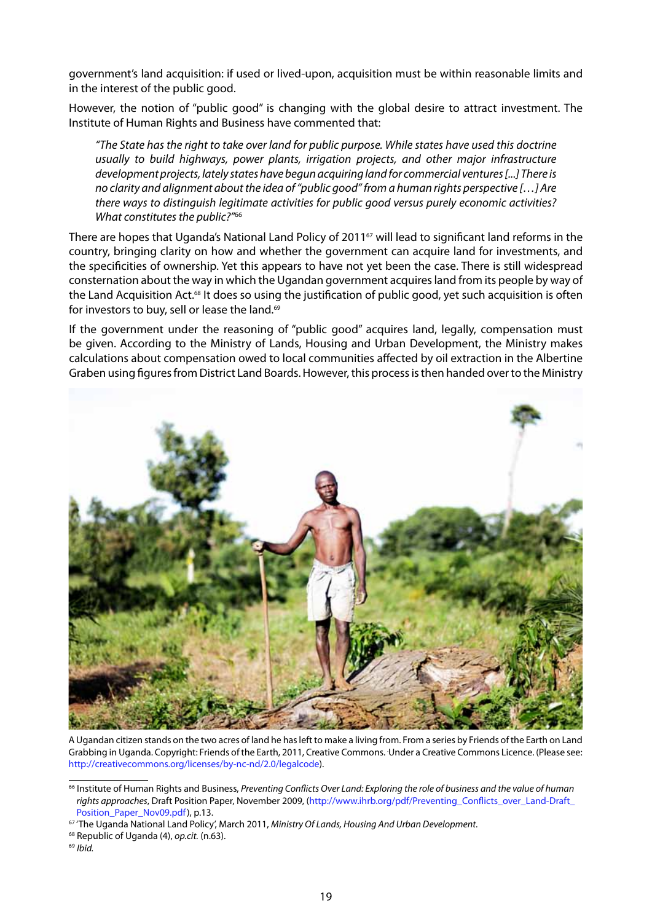government's land acquisition: if used or lived-upon, acquisition must be within reasonable limits and in the interest of the public good.

However, the notion of "public good" is changing with the global desire to attract investment. The Institute of Human Rights and Business have commented that:

> *"The State has the right to take over land for public purpose. While states have used this doctrine usually to build highways, power plants, irrigation projects, and other major infrastructure development projects, lately states have begun acquiring land for commercial ventures [...] There is no clarity and alignment about the idea of "public good" from a human rights perspective […] Are there ways to distinguish legitimate activities for public good versus purely economic activities? What constitutes the public?"*[66]

There are hopes that Uganda's National Land Policy of 2011[67] will lead to significant land reforms in the country, bringing clarity on how and whether the government can acquire land for investments, and the specificities of ownership. Yet this appears to have not yet been the case. There is still widespread consternation about the way in which the Ugandan government acquires land from its people by way of the Land Acquisition Act.[68] It does so using the justification of public good, yet such acquisition is often for investors to buy, sell or lease the land.[69]

If the government under the reasoning of "public good" acquires land, legally, compensation must be given. According to the Ministry of Lands, Housing and Urban Development, the Ministry makes calculations about compensation owed to local communities affected by oil extraction in the Albertine Graben using figures from District Land Boards. However, this process is then handed over to the Ministry

A Ugandan citizen stands on the two acres of land he has left to make a living from. From a series by Friends of the Earth on Land Grabbing in Uganda. Copyright: Friends of the Earth, 2011, Creative Commons. Under a Creative Commons Licence. (Please see: http://creativecommons.org/licenses/by-nc-nd/2.0/legalcode).

---

[66] Institute of Human Rights and Business, *Preventing Conflicts Over Land: Exploring the role of business and the value of human rights approaches*, Draft Position Paper, November 2009, (http://www.ihrb.org/pdf/Preventing_Conflicts_over_Land-Draft_Position_Paper_Nov09.pdf), p.13.

[67] 'The Uganda National Land Policy', March 2011, *Ministry Of Lands, Housing And Urban Development*.

[68] Republic of Uganda (4), *op.cit.* (n.63).

[69] *Ibid.*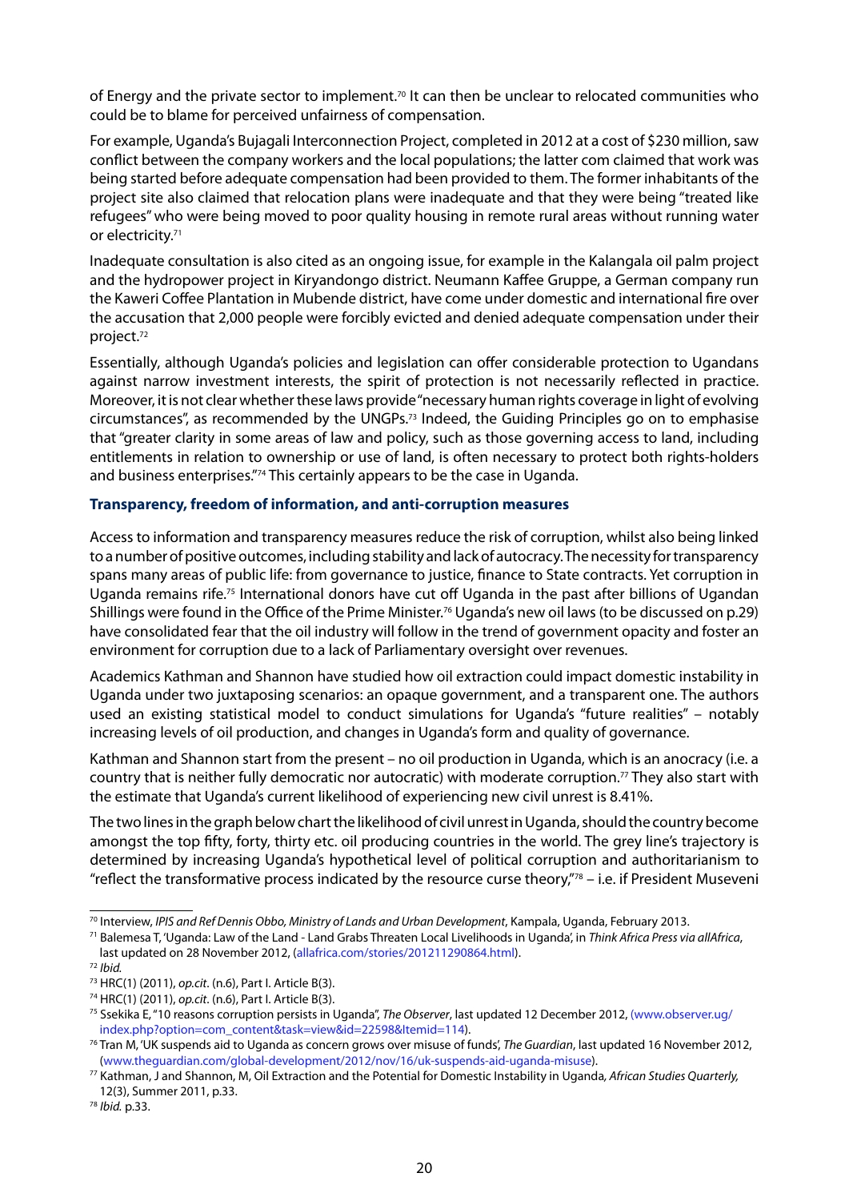of Energy and the private sector to implement.[70] It can then be unclear to relocated communities who could be to blame for perceived unfairness of compensation.

For example, Uganda's Bujagali Interconnection Project, completed in 2012 at a cost of $230 million, saw conflict between the company workers and the local populations; the latter com claimed that work was being started before adequate compensation had been provided to them. The former inhabitants of the project site also claimed that relocation plans were inadequate and that they were being "treated like refugees" who were being moved to poor quality housing in remote rural areas without running water or electricity.[71]

Inadequate consultation is also cited as an ongoing issue, for example in the Kalangala oil palm project and the hydropower project in Kiryandongo district. Neumann Kaffee Gruppe, a German company run the Kaweri Coffee Plantation in Mubende district, have come under domestic and international fire over the accusation that 2,000 people were forcibly evicted and denied adequate compensation under their project.[72]

Essentially, although Uganda's policies and legislation can offer considerable protection to Ugandans against narrow investment interests, the spirit of protection is not necessarily reflected in practice. Moreover, it is not clear whether these laws provide "necessary human rights coverage in light of evolving circumstances", as recommended by the UNGPs.[73] Indeed, the Guiding Principles go on to emphasise that "greater clarity in some areas of law and policy, such as those governing access to land, including entitlements in relation to ownership or use of land, is often necessary to protect both rights-holders and business enterprises."[74] This certainly appears to be the case in Uganda.

### Transparency, freedom of information, and anti-corruption measures

Access to information and transparency measures reduce the risk of corruption, whilst also being linked to a number of positive outcomes, including stability and lack of autocracy. The necessity for transparency spans many areas of public life: from governance to justice, finance to State contracts. Yet corruption in Uganda remains rife.[75] International donors have cut off Uganda in the past after billions of Ugandan Shillings were found in the Office of the Prime Minister.[76] Uganda's new oil laws (to be discussed on p.29) have consolidated fear that the oil industry will follow in the trend of government opacity and foster an environment for corruption due to a lack of Parliamentary oversight over revenues.

Academics Kathman and Shannon have studied how oil extraction could impact domestic instability in Uganda under two juxtaposing scenarios: an opaque government, and a transparent one. The authors used an existing statistical model to conduct simulations for Uganda's "future realities" – notably increasing levels of oil production, and changes in Uganda's form and quality of governance.

Kathman and Shannon start from the present – no oil production in Uganda, which is an anocracy (i.e. a country that is neither fully democratic nor autocratic) with moderate corruption.[77] They also start with the estimate that Uganda's current likelihood of experiencing new civil unrest is 8.41%.

The two lines in the graph below chart the likelihood of civil unrest in Uganda, should the country become amongst the top fifty, forty, thirty etc. oil producing countries in the world. The grey line's trajectory is determined by increasing Uganda's hypothetical level of political corruption and authoritarianism to "reflect the transformative process indicated by the resource curse theory,"[78] – i.e. if President Museveni

---

[70] Interview, *IPIS and Ref Dennis Obbo, Ministry of Lands and Urban Development*, Kampala, Uganda, February 2013.

[71] Balemesa T, 'Uganda: Law of the Land - Land Grabs Threaten Local Livelihoods in Uganda', in *Think Africa Press via allAfrica*, last updated on 28 November 2012, (allafrica.com/stories/201211290864.html).

[72] *Ibid.*

[73] HRC(1) (2011), *op.cit*. (n.6), Part I. Article B(3).

[74] HRC(1) (2011), *op.cit*. (n.6), Part I. Article B(3).

[75] Ssekika E, "10 reasons corruption persists in Uganda", *The Observer*, last updated 12 December 2012, (www.observer.ug/index.php?option=com_content&task=view&id=22598&Itemid=114).

[76] Tran M, 'UK suspends aid to Uganda as concern grows over misuse of funds', *The Guardian*, last updated 16 November 2012, (www.theguardian.com/global-development/2012/nov/16/uk-suspends-aid-uganda-misuse).

[77] Kathman, J and Shannon, M, Oil Extraction and the Potential for Domestic Instability in Uganda*, African Studies Quarterly,* 12(3), Summer 2011, p.33.

[78] *Ibid.* p.33.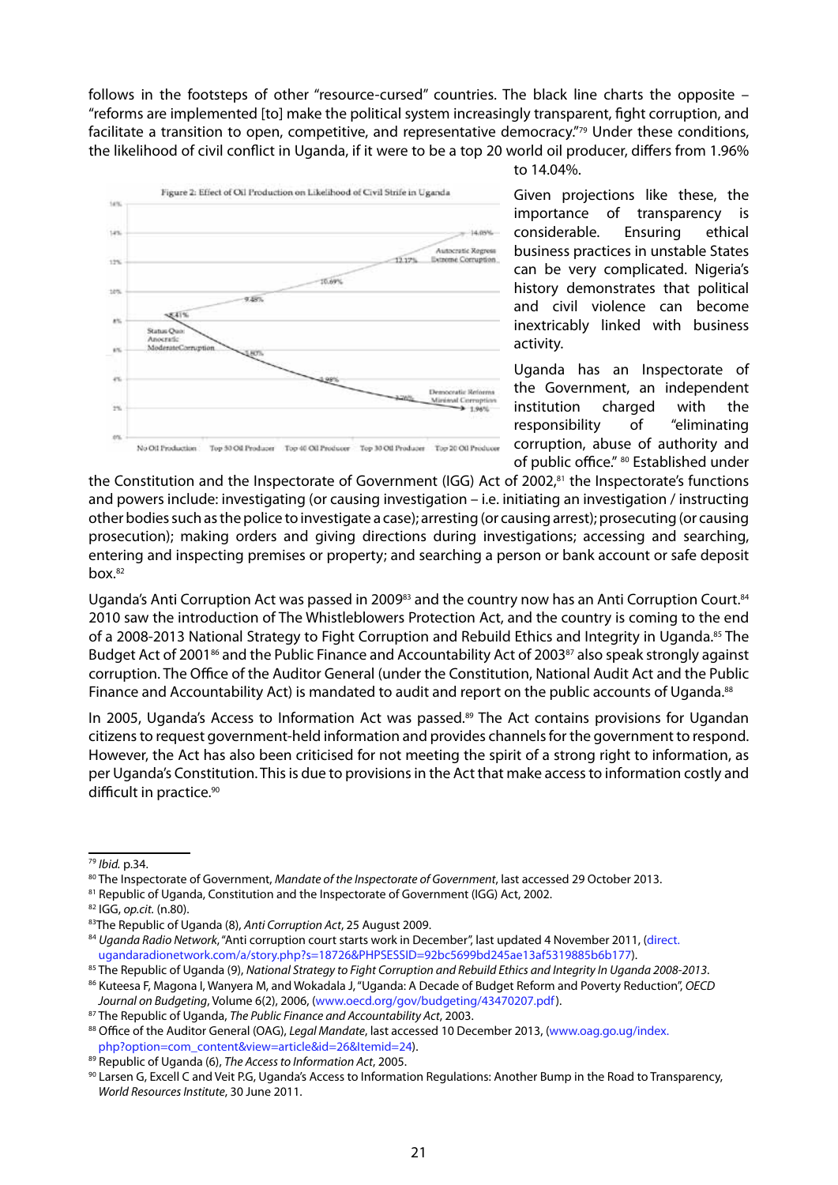follows in the footsteps of other "resource-cursed" countries. The black line charts the opposite – "reforms are implemented [to] make the political system increasingly transparent, fight corruption, and facilitate a transition to open, competitive, and representative democracy."[79] Under these conditions, the likelihood of civil conflict in Uganda, if it were to be a top 20 world oil producer, differs from 1.96% to 14.04%.

Figure 2: Effect of Oil Production on Likelihood of Civil Strife in Uganda

Given projections like these, the importance of transparency is considerable. Ensuring ethical business practices in unstable States can be very complicated. Nigeria's history demonstrates that political and civil violence can become inextricably linked with business activity.

Uganda has an Inspectorate of the Government, an independent institution charged with the responsibility of "eliminating corruption, abuse of authority and of public office." [80] Established under the Constitution and the Inspectorate of Government (IGG) Act of 2002,[81] the Inspectorate's functions and powers include: investigating (or causing investigation – i.e. initiating an investigation / instructing other bodies such as the police to investigate a case); arresting (or causing arrest); prosecuting (or causing prosecution); making orders and giving directions during investigations; accessing and searching, entering and inspecting premises or property; and searching a person or bank account or safe deposit box.[82]

Uganda's Anti Corruption Act was passed in 2009[83] and the country now has an Anti Corruption Court.[84] 2010 saw the introduction of The Whistleblowers Protection Act, and the country is coming to the end of a 2008-2013 National Strategy to Fight Corruption and Rebuild Ethics and Integrity in Uganda.[85] The Budget Act of 2001[86] and the Public Finance and Accountability Act of 2003[87] also speak strongly against corruption. The Office of the Auditor General (under the Constitution, National Audit Act and the Public Finance and Accountability Act) is mandated to audit and report on the public accounts of Uganda.[88]

In 2005, Uganda's Access to Information Act was passed.[89] The Act contains provisions for Ugandan citizens to request government-held information and provides channels for the government to respond. However, the Act has also been criticised for not meeting the spirit of a strong right to information, as per Uganda's Constitution. This is due to provisions in the Act that make access to information costly and difficult in practice.[90]

---

[79] *Ibid.* p.34.

[80] The Inspectorate of Government, *Mandate of the Inspectorate of Government*, last accessed 29 October 2013.

[81] Republic of Uganda, Constitution and the Inspectorate of Government (IGG) Act, 2002.

[82] IGG, *op.cit.* (n.80).

[83] The Republic of Uganda (8), *Anti Corruption Act*, 25 August 2009.

[84] *Uganda Radio Network*, "Anti corruption court starts work in December", last updated 4 November 2011, (direct.ugandaradionetwork.com/a/story.php?s=18726&PHPSESSID=92bc5699bd245ae13af5319885b6b177).

[85] The Republic of Uganda (9), *National Strategy to Fight Corruption and Rebuild Ethics and Integrity In Uganda 2008-2013.*

[86] Kuteesa F, Magona I, Wanyera M, and Wokadala J, "Uganda: A Decade of Budget Reform and Poverty Reduction", *OECD Journal on Budgeting*, Volume 6(2), 2006, (www.oecd.org/gov/budgeting/43470207.pdf).

[87] The Republic of Uganda, *The Public Finance and Accountability Act*, 2003.

[88] Office of the Auditor General (OAG), *Legal Mandate*, last accessed 10 December 2013, (www.oag.go.ug/index.php?option=com_content&view=article&id=26&Itemid=24).

[89] Republic of Uganda (6), *The Access to Information Act*, 2005.

[90] Larsen G, Excell C and Veit P.G, Uganda's Access to Information Regulations: Another Bump in the Road to Transparency, *World Resources Institute*, 30 June 2011.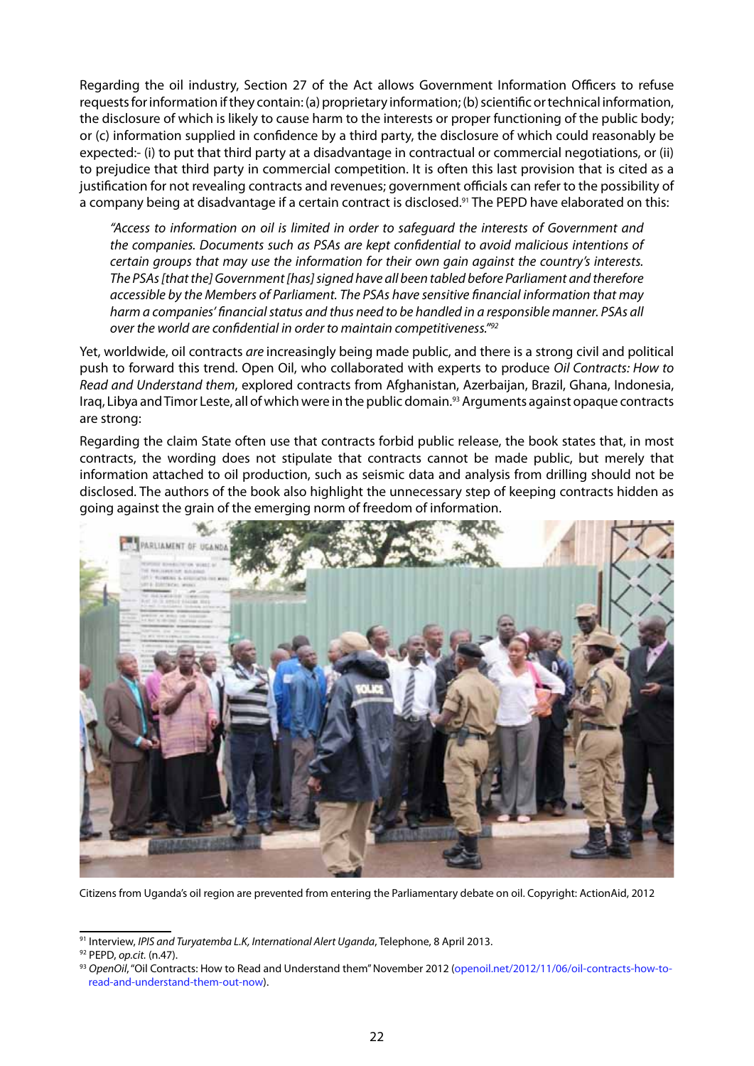Regarding the oil industry, Section 27 of the Act allows Government Information Officers to refuse requests for information if they contain: (a) proprietary information; (b) scientific or technical information, the disclosure of which is likely to cause harm to the interests or proper functioning of the public body; or (c) information supplied in confidence by a third party, the disclosure of which could reasonably be expected:- (i) to put that third party at a disadvantage in contractual or commercial negotiations, or (ii) to prejudice that third party in commercial competition. It is often this last provision that is cited as a justification for not revealing contracts and revenues; government officials can refer to the possibility of a company being at disadvantage if a certain contract is disclosed.[91] The PEPD have elaborated on this:

> *"Access to information on oil is limited in order to safeguard the interests of Government and the companies. Documents such as PSAs are kept confidential to avoid malicious intentions of certain groups that may use the information for their own gain against the country's interests. The PSAs [that the] Government [has] signed have all been tabled before Parliament and therefore accessible by the Members of Parliament. The PSAs have sensitive financial information that may harm a companies' financial status and thus need to be handled in a responsible manner. PSAs all over the world are confidential in order to maintain competitiveness."*[92]

Yet, worldwide, oil contracts *are* increasingly being made public, and there is a strong civil and political push to forward this trend. Open Oil, who collaborated with experts to produce *Oil Contracts: How to Read and Understand them*, explored contracts from Afghanistan, Azerbaijan, Brazil, Ghana, Indonesia, Iraq, Libya and Timor Leste, all of which were in the public domain.[93] Arguments against opaque contracts are strong:

Regarding the claim State often use that contracts forbid public release, the book states that, in most contracts, the wording does not stipulate that contracts cannot be made public, but merely that information attached to oil production, such as seismic data and analysis from drilling should not be disclosed. The authors of the book also highlight the unnecessary step of keeping contracts hidden as going against the grain of the emerging norm of freedom of information.

Citizens from Uganda's oil region are prevented from entering the Parliamentary debate on oil. Copyright: ActionAid, 2012

---

[91] Interview, *IPIS and Turyatemba L.K, International Alert Uganda*, Telephone, 8 April 2013.

[92] PEPD, *op.cit.* (n.47).

[93] *OpenOil*, "Oil Contracts: How to Read and Understand them" November 2012 (openoil.net/2012/11/06/oil-contracts-how-to-read-and-understand-them-out-now).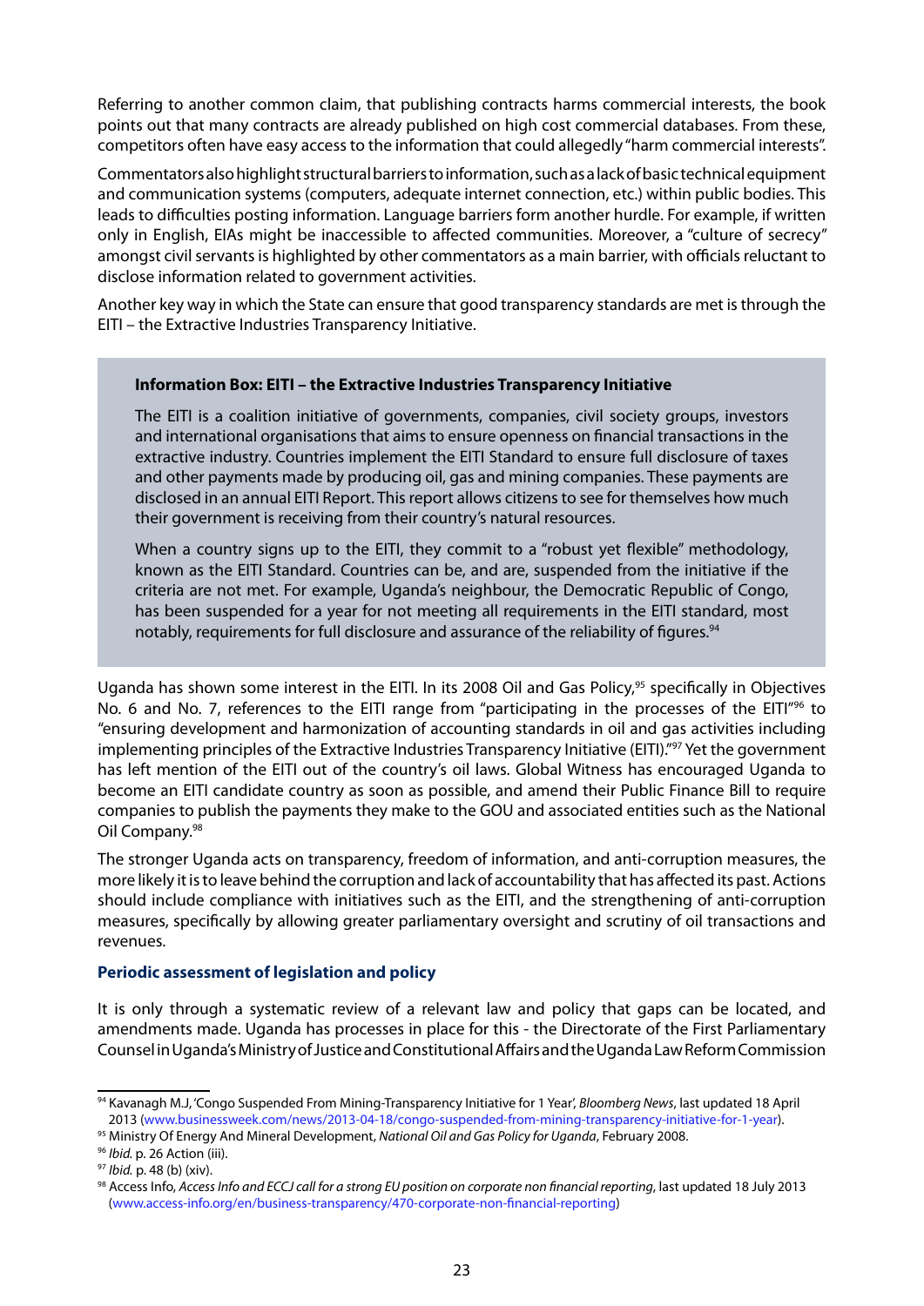Referring to another common claim, that publishing contracts harms commercial interests, the book points out that many contracts are already published on high cost commercial databases. From these, competitors often have easy access to the information that could allegedly "harm commercial interests".

Commentators also highlight structural barriers to information, such as a lack of basic technical equipment and communication systems (computers, adequate internet connection, etc.) within public bodies. This leads to difficulties posting information. Language barriers form another hurdle. For example, if written only in English, EIAs might be inaccessible to affected communities. Moreover, a "culture of secrecy" amongst civil servants is highlighted by other commentators as a main barrier, with officials reluctant to disclose information related to government activities.

Another key way in which the State can ensure that good transparency standards are met is through the EITI – the Extractive Industries Transparency Initiative.

> **Information Box: EITI – the Extractive Industries Transparency Initiative**
>
> The EITI is a coalition initiative of governments, companies, civil society groups, investors and international organisations that aims to ensure openness on financial transactions in the extractive industry. Countries implement the EITI Standard to ensure full disclosure of taxes and other payments made by producing oil, gas and mining companies. These payments are disclosed in an annual EITI Report. This report allows citizens to see for themselves how much their government is receiving from their country's natural resources.
>
> When a country signs up to the EITI, they commit to a "robust yet flexible" methodology, known as the EITI Standard. Countries can be, and are, suspended from the initiative if the criteria are not met. For example, Uganda's neighbour, the Democratic Republic of Congo, has been suspended for a year for not meeting all requirements in the EITI standard, most notably, requirements for full disclosure and assurance of the reliability of figures.[94]

Uganda has shown some interest in the EITI. In its 2008 Oil and Gas Policy,[95] specifically in Objectives No. 6 and No. 7, references to the EITI range from "participating in the processes of the EITI"[96] to "ensuring development and harmonization of accounting standards in oil and gas activities including implementing principles of the Extractive Industries Transparency Initiative (EITI)."[97] Yet the government has left mention of the EITI out of the country's oil laws. Global Witness has encouraged Uganda to become an EITI candidate country as soon as possible, and amend their Public Finance Bill to require companies to publish the payments they make to the GOU and associated entities such as the National Oil Company.[98]

The stronger Uganda acts on transparency, freedom of information, and anti-corruption measures, the more likely it is to leave behind the corruption and lack of accountability that has affected its past. Actions should include compliance with initiatives such as the EITI, and the strengthening of anti-corruption measures, specifically by allowing greater parliamentary oversight and scrutiny of oil transactions and revenues.

### Periodic assessment of legislation and policy

It is only through a systematic review of a relevant law and policy that gaps can be located, and amendments made. Uganda has processes in place for this - the Directorate of the First Parliamentary Counsel in Uganda's Ministry of Justice and Constitutional Affairs and the Uganda Law Reform Commission

---

[94] Kavanagh M.J, 'Congo Suspended From Mining-Transparency Initiative for 1 Year', *Bloomberg News*, last updated 18 April 2013 (www.businessweek.com/news/2013-04-18/congo-suspended-from-mining-transparency-initiative-for-1-year).

[95] Ministry Of Energy And Mineral Development, *National Oil and Gas Policy for Uganda*, February 2008.

[96] *Ibid.* p. 26 Action (iii).

[97] *Ibid.* p. 48 (b) (xiv).

[98] Access Info, *Access Info and ECCJ call for a strong EU position on corporate non financial reporting*, last updated 18 July 2013 (www.access-info.org/en/business-transparency/470-corporate-non-financial-reporting)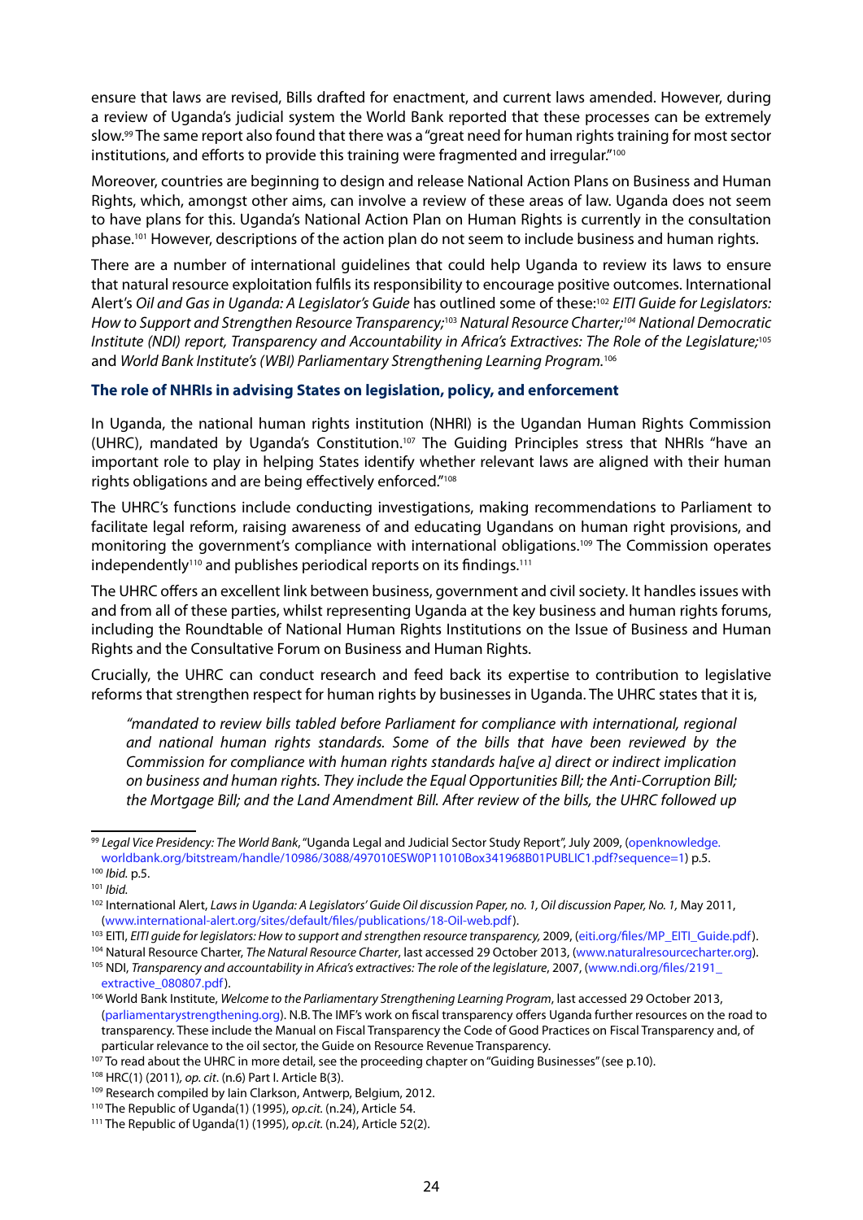ensure that laws are revised, Bills drafted for enactment, and current laws amended. However, during a review of Uganda's judicial system the World Bank reported that these processes can be extremely slow.[99] The same report also found that there was a "great need for human rights training for most sector institutions, and efforts to provide this training were fragmented and irregular."[100]

Moreover, countries are beginning to design and release National Action Plans on Business and Human Rights, which, amongst other aims, can involve a review of these areas of law. Uganda does not seem to have plans for this. Uganda's National Action Plan on Human Rights is currently in the consultation phase.[101] However, descriptions of the action plan do not seem to include business and human rights.

There are a number of international guidelines that could help Uganda to review its laws to ensure that natural resource exploitation fulfils its responsibility to encourage positive outcomes. International Alert's *Oil and Gas in Uganda: A Legislator's Guide* has outlined some of these:[102] *EITI Guide for Legislators: How to Support and Strengthen Resource Transparency;*[103] *Natural Resource Charter;*[104] *National Democratic Institute (NDI) report, Transparency and Accountability in Africa's Extractives: The Role of the Legislature;*[105] and *World Bank Institute's (WBI) Parliamentary Strengthening Learning Program.*[106]

### The role of NHRIs in advising States on legislation, policy, and enforcement

In Uganda, the national human rights institution (NHRI) is the Ugandan Human Rights Commission (UHRC), mandated by Uganda's Constitution.[107] The Guiding Principles stress that NHRIs "have an important role to play in helping States identify whether relevant laws are aligned with their human rights obligations and are being effectively enforced."[108]

The UHRC's functions include conducting investigations, making recommendations to Parliament to facilitate legal reform, raising awareness of and educating Ugandans on human right provisions, and monitoring the government's compliance with international obligations.[109] The Commission operates independently[110] and publishes periodical reports on its findings.[111]

The UHRC offers an excellent link between business, government and civil society. It handles issues with and from all of these parties, whilst representing Uganda at the key business and human rights forums, including the Roundtable of National Human Rights Institutions on the Issue of Business and Human Rights and the Consultative Forum on Business and Human Rights.

Crucially, the UHRC can conduct research and feed back its expertise to contribution to legislative reforms that strengthen respect for human rights by businesses in Uganda. The UHRC states that it is,

> *"mandated to review bills tabled before Parliament for compliance with international, regional and national human rights standards. Some of the bills that have been reviewed by the Commission for compliance with human rights standards ha[ve a] direct or indirect implication on business and human rights. They include the Equal Opportunities Bill; the Anti-Corruption Bill; the Mortgage Bill; and the Land Amendment Bill. After review of the bills, the UHRC followed up*

---

[99] *Legal Vice Presidency: The World Bank*, "Uganda Legal and Judicial Sector Study Report", July 2009, (openknowledge.worldbank.org/bitstream/handle/10986/3088/497010ESW0P11010Box341968B01PUBLIC1.pdf?sequence=1) p.5.

[100] *Ibid.* p.5.

[101] *Ibid.*

[102] International Alert, *Laws in Uganda: A Legislators' Guide Oil discussion Paper, no. 1, Oil discussion Paper, No. 1,* May 2011, (www.international-alert.org/sites/default/files/publications/18-Oil-web.pdf).

[103] EITI, *EITI guide for legislators: How to support and strengthen resource transparency,* 2009, (eiti.org/files/MP_EITI_Guide.pdf).

[104] Natural Resource Charter, *The Natural Resource Charter*, last accessed 29 October 2013, (www.naturalresourcecharter.org).

[105] NDI, *Transparency and accountability in Africa's extractives: The role of the legislature*, 2007, (www.ndi.org/files/2191_extractive_080807.pdf).

[106] World Bank Institute, *Welcome to the Parliamentary Strengthening Learning Program*, last accessed 29 October 2013, (parliamentarystrengthening.org). N.B. The IMF's work on fiscal transparency offers Uganda further resources on the road to transparency. These include the Manual on Fiscal Transparency the Code of Good Practices on Fiscal Transparency and, of particular relevance to the oil sector, the Guide on Resource Revenue Transparency.

[107] To read about the UHRC in more detail, see the proceeding chapter on "Guiding Businesses" (see p.10).

[108] HRC(1) (2011)*, op. cit.* (n.6) Part I. Article B(3).

[109] Research compiled by Iain Clarkson, Antwerp, Belgium, 2012.

[110] The Republic of Uganda(1) (1995), *op.cit.* (n.24), Article 54.

[111] The Republic of Uganda(1) (1995), *op.cit.* (n.24), Article 52(2).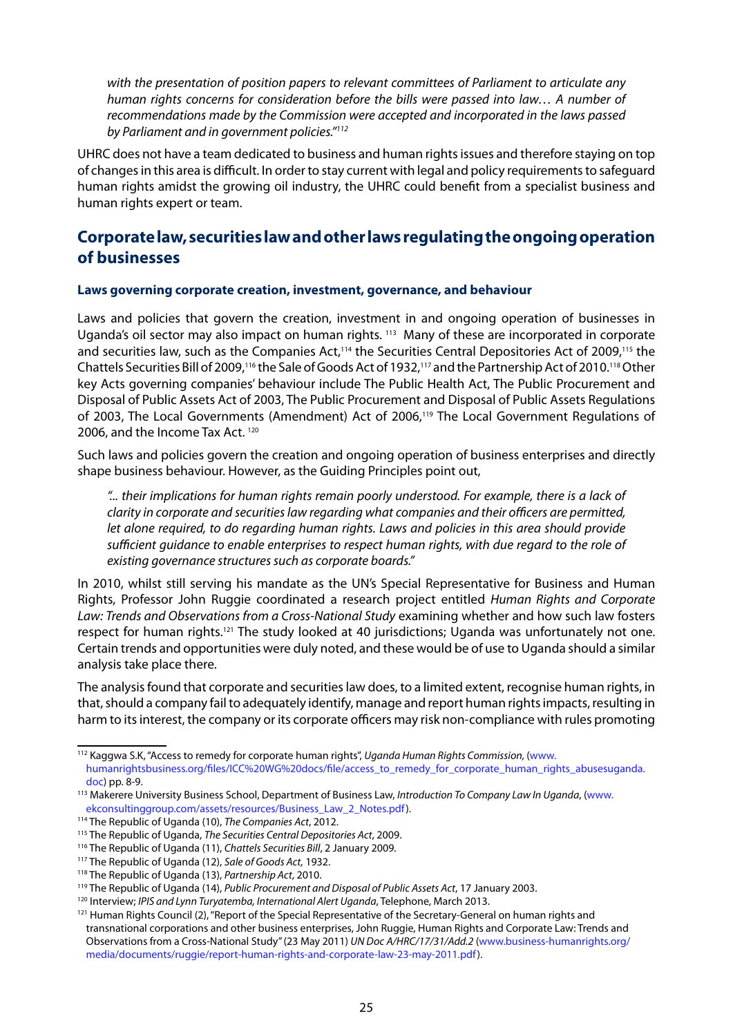> *with the presentation of position papers to relevant committees of Parliament to articulate any human rights concerns for consideration before the bills were passed into law… A number of recommendations made by the Commission were accepted and incorporated in the laws passed by Parliament and in government policies."*[112]

UHRC does not have a team dedicated to business and human rights issues and therefore staying on top of changes in this area is difficult. In order to stay current with legal and policy requirements to safeguard human rights amidst the growing oil industry, the UHRC could benefit from a specialist business and human rights expert or team.

## Corporate law, securities law and other laws regulating the ongoing operation of businesses

### Laws governing corporate creation, investment, governance, and behaviour

Laws and policies that govern the creation, investment in and ongoing operation of businesses in Uganda's oil sector may also impact on human rights. [113] Many of these are incorporated in corporate and securities law, such as the Companies Act,[114] the Securities Central Depositories Act of 2009,[115] the Chattels Securities Bill of 2009,[116] the Sale of Goods Act of 1932,[117] and the Partnership Act of 2010.[118] Other key Acts governing companies' behaviour include The Public Health Act, The Public Procurement and Disposal of Public Assets Act of 2003, The Public Procurement and Disposal of Public Assets Regulations of 2003, The Local Governments (Amendment) Act of 2006,[119] The Local Government Regulations of 2006, and the Income Tax Act. [120]

Such laws and policies govern the creation and ongoing operation of business enterprises and directly shape business behaviour. However, as the Guiding Principles point out,

> *"... their implications for human rights remain poorly understood. For example, there is a lack of clarity in corporate and securities law regarding what companies and their officers are permitted, let alone required, to do regarding human rights. Laws and policies in this area should provide sufficient guidance to enable enterprises to respect human rights, with due regard to the role of existing governance structures such as corporate boards."*

In 2010, whilst still serving his mandate as the UN's Special Representative for Business and Human Rights, Professor John Ruggie coordinated a research project entitled *Human Rights and Corporate Law: Trends and Observations from a Cross-National Study* examining whether and how such law fosters respect for human rights.[121] The study looked at 40 jurisdictions; Uganda was unfortunately not one. Certain trends and opportunities were duly noted, and these would be of use to Uganda should a similar analysis take place there.

The analysis found that corporate and securities law does, to a limited extent, recognise human rights, in that, should a company fail to adequately identify, manage and report human rights impacts, resulting in harm to its interest, the company or its corporate officers may risk non-compliance with rules promoting

---

[112] Kaggwa S.K, "Access to remedy for corporate human rights", *Uganda Human Rights Commission*, (www.humanrightsbusiness.org/files/ICC%20WG%20docs/file/access_to_remedy_for_corporate_human_rights_abusesuganda.doc) pp. 8-9.

[113] Makerere University Business School, Department of Business Law, *Introduction To Company Law In Uganda*, (www.ekconsultinggroup.com/assets/resources/Business_Law_2_Notes.pdf).

[114] The Republic of Uganda (10), *The Companies Act*, 2012.

[115] The Republic of Uganda, *The Securities Central Depositories Act*, 2009.

[116] The Republic of Uganda (11), *Chattels Securities Bill*, 2 January 2009.

[117] The Republic of Uganda (12), *Sale of Goods Act*, 1932.

[118] The Republic of Uganda (13), *Partnership Act*, 2010.

[119] The Republic of Uganda (14), *Public Procurement and Disposal of Public Assets Act*, 17 January 2003.

[120] Interview; *IPIS and Lynn Turyatemba, International Alert Uganda*, Telephone, March 2013.

[121] Human Rights Council (2), "Report of the Special Representative of the Secretary-General on human rights and transnational corporations and other business enterprises, John Ruggie, Human Rights and Corporate Law: Trends and Observations from a Cross-National Study" (23 May 2011) *UN Doc A/HRC/17/31/Add.2* (www.business-humanrights.org/media/documents/ruggie/report-human-rights-and-corporate-law-23-may-2011.pdf).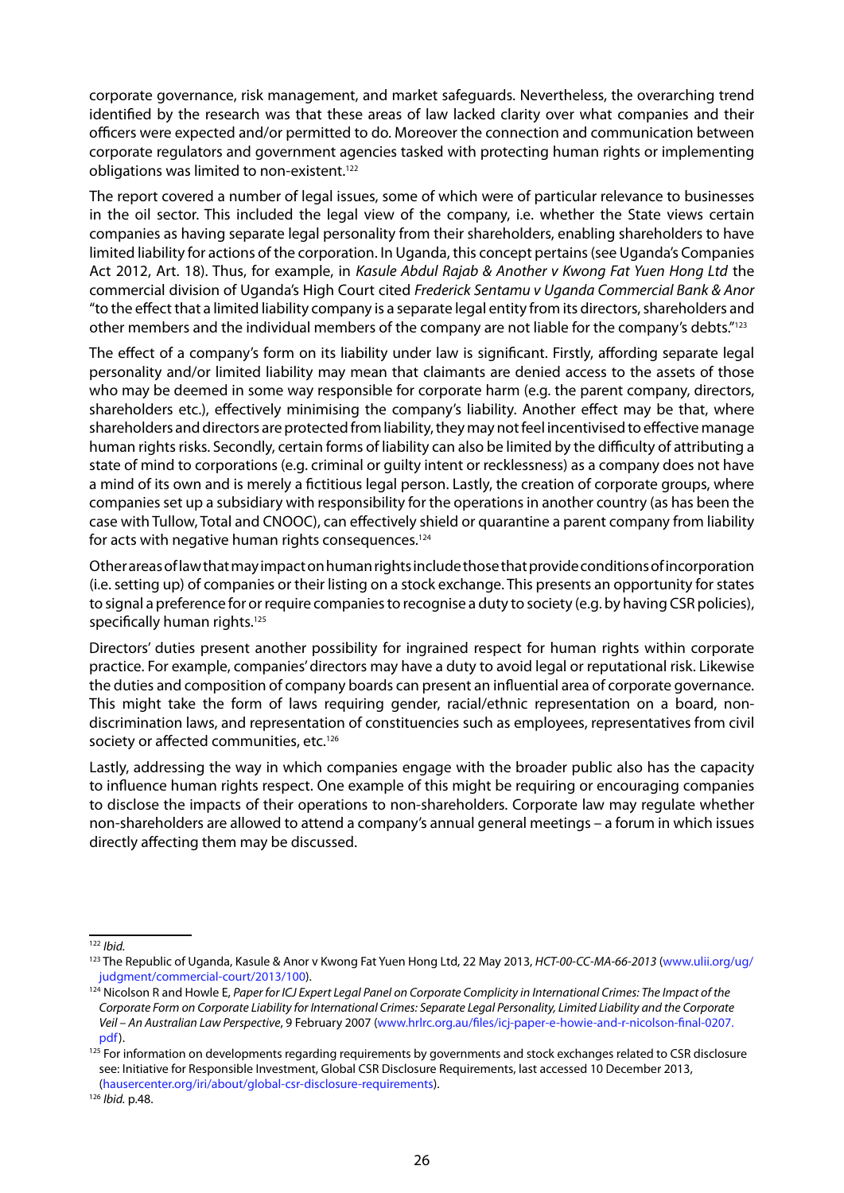corporate governance, risk management, and market safeguards. Nevertheless, the overarching trend identified by the research was that these areas of law lacked clarity over what companies and their officers were expected and/or permitted to do. Moreover the connection and communication between corporate regulators and government agencies tasked with protecting human rights or implementing obligations was limited to non-existent.[122]

The report covered a number of legal issues, some of which were of particular relevance to businesses in the oil sector. This included the legal view of the company, i.e. whether the State views certain companies as having separate legal personality from their shareholders, enabling shareholders to have limited liability for actions of the corporation. In Uganda, this concept pertains (see Uganda's Companies Act 2012, Art. 18). Thus, for example, in *Kasule Abdul Rajab & Another v Kwong Fat Yuen Hong Ltd* the commercial division of Uganda's High Court cited *Frederick Sentamu v Uganda Commercial Bank & Anor* "to the effect that a limited liability company is a separate legal entity from its directors, shareholders and other members and the individual members of the company are not liable for the company's debts."[123]

The effect of a company's form on its liability under law is significant. Firstly, affording separate legal personality and/or limited liability may mean that claimants are denied access to the assets of those who may be deemed in some way responsible for corporate harm (e.g. the parent company, directors, shareholders etc.), effectively minimising the company's liability. Another effect may be that, where shareholders and directors are protected from liability, they may not feel incentivised to effective manage human rights risks. Secondly, certain forms of liability can also be limited by the difficulty of attributing a state of mind to corporations (e.g. criminal or guilty intent or recklessness) as a company does not have a mind of its own and is merely a fictitious legal person. Lastly, the creation of corporate groups, where companies set up a subsidiary with responsibility for the operations in another country (as has been the case with Tullow, Total and CNOOC), can effectively shield or quarantine a parent company from liability for acts with negative human rights consequences.[124]

Other areas of law that may impact on human rights include those that provide conditions of incorporation (i.e. setting up) of companies or their listing on a stock exchange. This presents an opportunity for states to signal a preference for or require companies to recognise a duty to society (e.g. by having CSR policies), specifically human rights.[125]

Directors' duties present another possibility for ingrained respect for human rights within corporate practice. For example, companies' directors may have a duty to avoid legal or reputational risk. Likewise the duties and composition of company boards can present an influential area of corporate governance. This might take the form of laws requiring gender, racial/ethnic representation on a board, non-discrimination laws, and representation of constituencies such as employees, representatives from civil society or affected communities, etc.[126]

Lastly, addressing the way in which companies engage with the broader public also has the capacity to influence human rights respect. One example of this might be requiring or encouraging companies to disclose the impacts of their operations to non-shareholders. Corporate law may regulate whether non-shareholders are allowed to attend a company's annual general meetings – a forum in which issues directly affecting them may be discussed.

---

[122] *Ibid.*

[123] The Republic of Uganda, Kasule & Anor v Kwong Fat Yuen Hong Ltd, 22 May 2013, *HCT-00-CC-MA-66-2013* (www.ulii.org/ug/judgment/commercial-court/2013/100).

[124] Nicolson R and Howle E, *Paper for ICJ Expert Legal Panel on Corporate Complicity in International Crimes: The Impact of the Corporate Form on Corporate Liability for International Crimes: Separate Legal Personality, Limited Liability and the Corporate Veil – An Australian Law Perspective*, 9 February 2007 (www.hrlrc.org.au/files/icj-paper-e-howie-and-r-nicolson-final-0207.pdf).

[125] For information on developments regarding requirements by governments and stock exchanges related to CSR disclosure see: Initiative for Responsible Investment, Global CSR Disclosure Requirements, last accessed 10 December 2013, (hausercenter.org/iri/about/global-csr-disclosure-requirements).

[126] *Ibid.* p.48.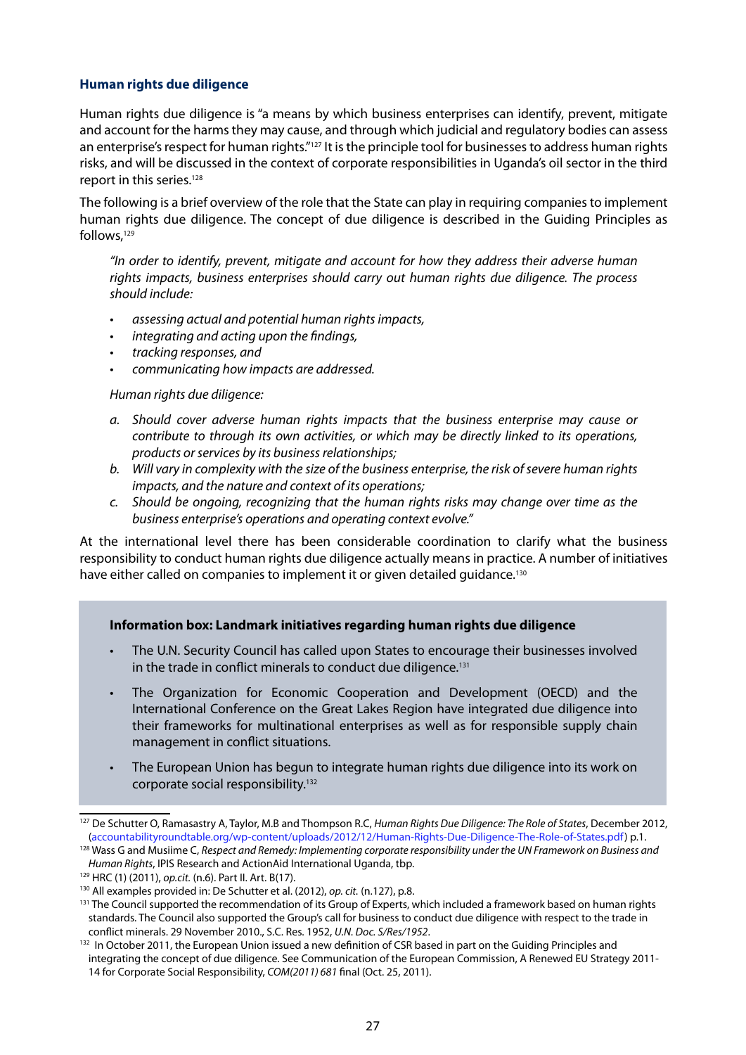### Human rights due diligence

Human rights due diligence is "a means by which business enterprises can identify, prevent, mitigate and account for the harms they may cause, and through which judicial and regulatory bodies can assess an enterprise's respect for human rights."[127] It is the principle tool for businesses to address human rights risks, and will be discussed in the context of corporate responsibilities in Uganda's oil sector in the third report in this series.[128]

The following is a brief overview of the role that the State can play in requiring companies to implement human rights due diligence. The concept of due diligence is described in the Guiding Principles as follows,[129]

> *"In order to identify, prevent, mitigate and account for how they address their adverse human rights impacts, business enterprises should carry out human rights due diligence. The process should include:*
>
> - *assessing actual and potential human rights impacts,*
> - *integrating and acting upon the findings,*
> - *tracking responses, and*
> - *communicating how impacts are addressed.*
>
> *Human rights due diligence:*
>
> *a. Should cover adverse human rights impacts that the business enterprise may cause or contribute to through its own activities, or which may be directly linked to its operations, products or services by its business relationships;*
> *b. Will vary in complexity with the size of the business enterprise, the risk of severe human rights impacts, and the nature and context of its operations;*
> *c. Should be ongoing, recognizing that the human rights risks may change over time as the business enterprise's operations and operating context evolve."*

At the international level there has been considerable coordination to clarify what the business responsibility to conduct human rights due diligence actually means in practice. A number of initiatives have either called on companies to implement it or given detailed guidance.[130]

**Information box: Landmark initiatives regarding human rights due diligence**

- The U.N. Security Council has called upon States to encourage their businesses involved in the trade in conflict minerals to conduct due diligence.[131]
- The Organization for Economic Cooperation and Development (OECD) and the International Conference on the Great Lakes Region have integrated due diligence into their frameworks for multinational enterprises as well as for responsible supply chain management in conflict situations.
- The European Union has begun to integrate human rights due diligence into its work on corporate social responsibility.[132]

---

[127] De Schutter O, Ramasastry A, Taylor, M.B and Thompson R.C, *Human Rights Due Diligence: The Role of States*, December 2012, (accountabilityroundtable.org/wp-content/uploads/2012/12/Human-Rights-Due-Diligence-The-Role-of-States.pdf) p.1.

[128] Wass G and Musiime C, *Respect and Remedy: Implementing corporate responsibility under the UN Framework on Business and Human Rights*, IPIS Research and ActionAid International Uganda, tbp.

[129] HRC (1) (2011), *op.cit.* (n.6). Part II. Art. B(17).

[130] All examples provided in: De Schutter et al. (2012), *op. cit.* (n.127), p.8.

[131] The Council supported the recommendation of its Group of Experts, which included a framework based on human rights standards. The Council also supported the Group's call for business to conduct due diligence with respect to the trade in conflict minerals. 29 November 2010., S.C. Res. 1952, *U.N. Doc. S/Res/1952*.

[132] In October 2011, the European Union issued a new definition of CSR based in part on the Guiding Principles and integrating the concept of due diligence. See Communication of the European Commission, A Renewed EU Strategy 2011-14 for Corporate Social Responsibility, *COM(2011) 681* final (Oct. 25, 2011).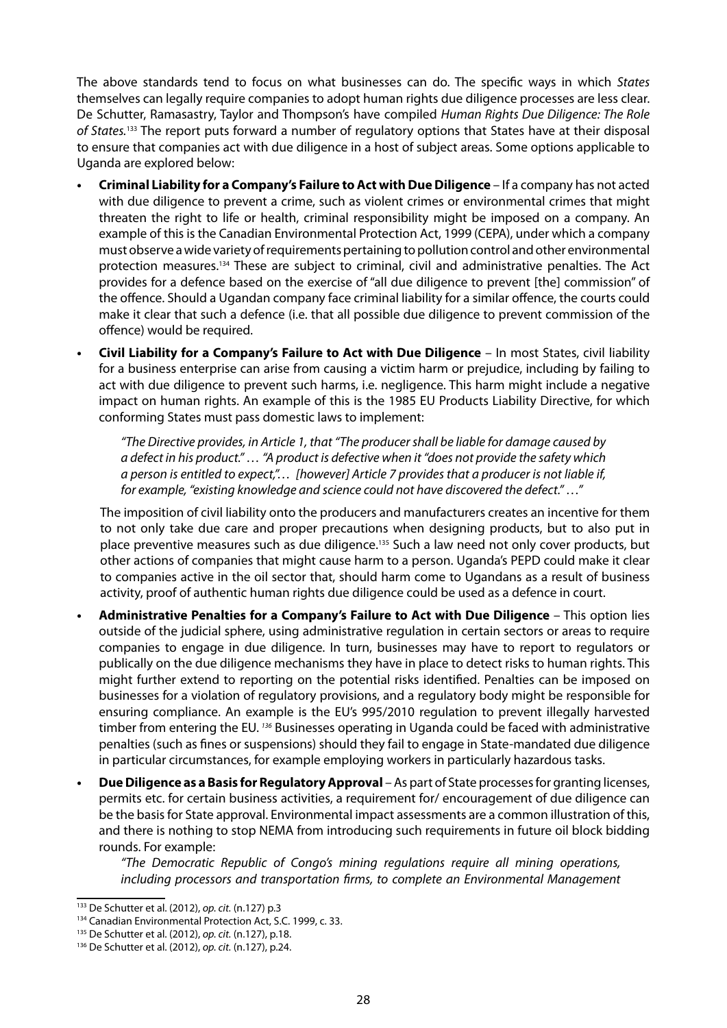The above standards tend to focus on what businesses can do. The specific ways in which *States* themselves can legally require companies to adopt human rights due diligence processes are less clear. De Schutter, Ramasastry, Taylor and Thompson's have compiled *Human Rights Due Diligence: The Role of States.*[133] The report puts forward a number of regulatory options that States have at their disposal to ensure that companies act with due diligence in a host of subject areas. Some options applicable to Uganda are explored below:

- **Criminal Liability for a Company's Failure to Act with Due Diligence** – If a company has not acted with due diligence to prevent a crime, such as violent crimes or environmental crimes that might threaten the right to life or health, criminal responsibility might be imposed on a company. An example of this is the Canadian Environmental Protection Act, 1999 (CEPA), under which a company must observe a wide variety of requirements pertaining to pollution control and other environmental protection measures.[134] These are subject to criminal, civil and administrative penalties. The Act provides for a defence based on the exercise of "all due diligence to prevent [the] commission" of the offence. Should a Ugandan company face criminal liability for a similar offence, the courts could make it clear that such a defence (i.e. that all possible due diligence to prevent commission of the offence) would be required.

- **Civil Liability for a Company's Failure to Act with Due Diligence** – In most States, civil liability for a business enterprise can arise from causing a victim harm or prejudice, including by failing to act with due diligence to prevent such harms, i.e. negligence. This harm might include a negative impact on human rights. An example of this is the 1985 EU Products Liability Directive, for which conforming States must pass domestic laws to implement:

  > *"The Directive provides, in Article 1, that "The producer shall be liable for damage caused by a defect in his product."* … *"A product is defective when it "does not provide the safety which a person is entitled to expect,"… [however] Article 7 provides that a producer is not liable if, for example, "existing knowledge and science could not have discovered the defect."* …"

  The imposition of civil liability onto the producers and manufacturers creates an incentive for them to not only take due care and proper precautions when designing products, but to also put in place preventive measures such as due diligence.[135] Such a law need not only cover products, but other actions of companies that might cause harm to a person. Uganda's PEPD could make it clear to companies active in the oil sector that, should harm come to Ugandans as a result of business activity, proof of authentic human rights due diligence could be used as a defence in court.

- **Administrative Penalties for a Company's Failure to Act with Due Diligence** – This option lies outside of the judicial sphere, using administrative regulation in certain sectors or areas to require companies to engage in due diligence. In turn, businesses may have to report to regulators or publically on the due diligence mechanisms they have in place to detect risks to human rights. This might further extend to reporting on the potential risks identified. Penalties can be imposed on businesses for a violation of regulatory provisions, and a regulatory body might be responsible for ensuring compliance. An example is the EU's 995/2010 regulation to prevent illegally harvested timber from entering the EU. [136] Businesses operating in Uganda could be faced with administrative penalties (such as fines or suspensions) should they fail to engage in State-mandated due diligence in particular circumstances, for example employing workers in particularly hazardous tasks.

- **Due Diligence as a Basis for Regulatory Approval** – As part of State processes for granting licenses, permits etc. for certain business activities, a requirement for/ encouragement of due diligence can be the basis for State approval. Environmental impact assessments are a common illustration of this, and there is nothing to stop NEMA from introducing such requirements in future oil block bidding rounds. For example:

  *"The Democratic Republic of Congo's mining regulations require all mining operations, including processors and transportation firms, to complete an Environmental Management*

---

[133] De Schutter et al. (2012), *op. cit.* (n.127) p.3

[134] Canadian Environmental Protection Act, S.C. 1999, c. 33.

[135] De Schutter et al. (2012), *op. cit.* (n.127), p.18.

[136] De Schutter et al. (2012), *op. cit.* (n.127), p.24.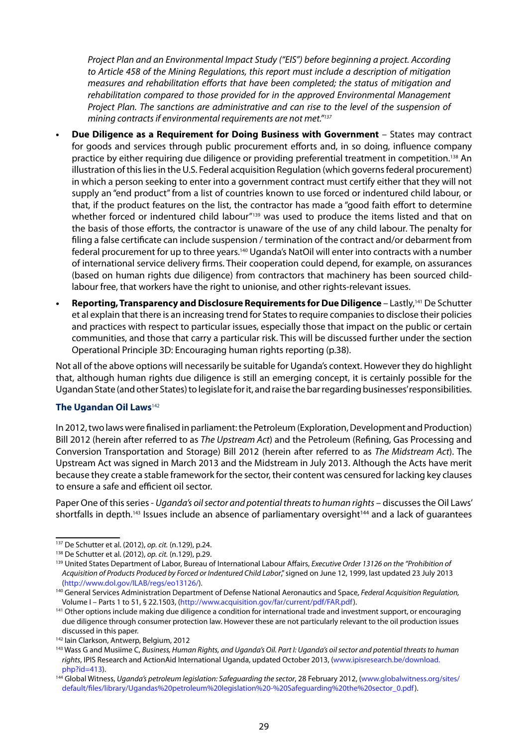*Project Plan and an Environmental Impact Study ("EIS") before beginning a project. According to Article 458 of the Mining Regulations, this report must include a description of mitigation measures and rehabilitation efforts that have been completed; the status of mitigation and rehabilitation compared to those provided for in the approved Environmental Management Project Plan. The sanctions are administrative and can rise to the level of the suspension of mining contracts if environmental requirements are not met."*[137]

- **Due Diligence as a Requirement for Doing Business with Government** – States may contract for goods and services through public procurement efforts and, in so doing, influence company practice by either requiring due diligence or providing preferential treatment in competition.[138] An illustration of this lies in the U.S. Federal acquisition Regulation (which governs federal procurement) in which a person seeking to enter into a government contract must certify either that they will not supply an "end product" from a list of countries known to use forced or indentured child labour, or that, if the product features on the list, the contractor has made a "good faith effort to determine whether forced or indentured child labour"[139] was used to produce the items listed and that on the basis of those efforts, the contractor is unaware of the use of any child labour. The penalty for filing a false certificate can include suspension / termination of the contract and/or debarment from federal procurement for up to three years.[140] Uganda's NatOil will enter into contracts with a number of international service delivery firms. Their cooperation could depend, for example, on assurances (based on human rights due diligence) from contractors that machinery has been sourced child-labour free, that workers have the right to unionise, and other rights-relevant issues.
- **Reporting, Transparency and Disclosure Requirements for Due Diligence** – Lastly,[141] De Schutter et al explain that there is an increasing trend for States to require companies to disclose their policies and practices with respect to particular issues, especially those that impact on the public or certain communities, and those that carry a particular risk. This will be discussed further under the section Operational Principle 3D: Encouraging human rights reporting (p.38).

Not all of the above options will necessarily be suitable for Uganda's context. However they do highlight that, although human rights due diligence is still an emerging concept, it is certainly possible for the Ugandan State (and other States) to legislate for it, and raise the bar regarding businesses' responsibilities.

### The Ugandan Oil Laws[142]

In 2012, two laws were finalised in parliament: the Petroleum (Exploration, Development and Production) Bill 2012 (herein after referred to as *The Upstream Act*) and the Petroleum (Refining, Gas Processing and Conversion Transportation and Storage) Bill 2012 (herein after referred to as *The Midstream Act*). The Upstream Act was signed in March 2013 and the Midstream in July 2013. Although the Acts have merit because they create a stable framework for the sector, their content was censured for lacking key clauses to ensure a safe and efficient oil sector.

Paper One of this series - *Uganda's oil sector and potential threats to human rights* – discusses the Oil Laws' shortfalls in depth.[143] Issues include an absence of parliamentary oversight[144] and a lack of guarantees

---

[137] De Schutter et al. (2012), *op. cit.* (n.129), p.24.

[138] De Schutter et al. (2012), *op. cit.* (n.129), p.29.

[139] United States Department of Labor, Bureau of International Labour Affairs, *Executive Order 13126 on the "Prohibition of Acquisition of Products Produced by Forced or Indentured Child Labor,"* signed on June 12, 1999, last updated 23 July 2013 (http://www.dol.gov/ILAB/regs/eo13126/).

[140] General Services Administration Department of Defense National Aeronautics and Space, *Federal Acquisition Regulation,* Volume I – Parts 1 to 51, § 22.1503, (http://www.acquisition.gov/far/current/pdf/FAR.pdf).

[141] Other options include making due diligence a condition for international trade and investment support, or encouraging due diligence through consumer protection law. However these are not particularly relevant to the oil production issues discussed in this paper.

[142] Iain Clarkson, Antwerp, Belgium, 2012

[143] Wass G and Musiime C, *Business, Human Rights, and Uganda's Oil. Part I: Uganda's oil sector and potential threats to human rights*, IPIS Research and ActionAid International Uganda, updated October 2013, (www.ipisresearch.be/download.php?id=413).

[144] Global Witness, *Uganda's petroleum legislation: Safeguarding the sector*, 28 February 2012, (www.globalwitness.org/sites/default/files/library/Ugandas%20petroleum%20legislation%20-%20Safeguarding%20the%20sector_0.pdf).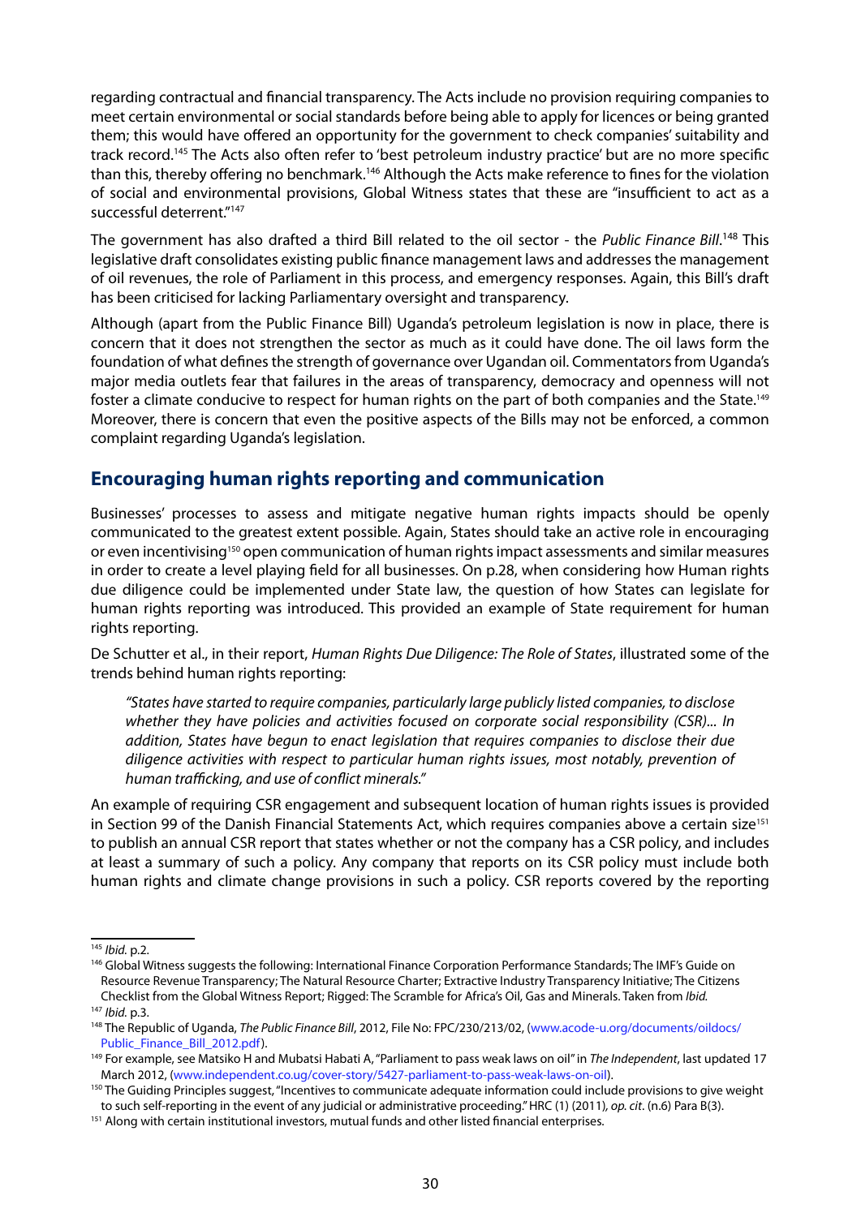regarding contractual and financial transparency. The Acts include no provision requiring companies to meet certain environmental or social standards before being able to apply for licences or being granted them; this would have offered an opportunity for the government to check companies' suitability and track record.[145] The Acts also often refer to 'best petroleum industry practice' but are no more specific than this, thereby offering no benchmark.[146] Although the Acts make reference to fines for the violation of social and environmental provisions, Global Witness states that these are "insufficient to act as a successful deterrent."[147]

The government has also drafted a third Bill related to the oil sector - the *Public Finance Bill*.[148] This legislative draft consolidates existing public finance management laws and addresses the management of oil revenues, the role of Parliament in this process, and emergency responses. Again, this Bill's draft has been criticised for lacking Parliamentary oversight and transparency.

Although (apart from the Public Finance Bill) Uganda's petroleum legislation is now in place, there is concern that it does not strengthen the sector as much as it could have done. The oil laws form the foundation of what defines the strength of governance over Ugandan oil. Commentators from Uganda's major media outlets fear that failures in the areas of transparency, democracy and openness will not foster a climate conducive to respect for human rights on the part of both companies and the State.[149] Moreover, there is concern that even the positive aspects of the Bills may not be enforced, a common complaint regarding Uganda's legislation.

## Encouraging human rights reporting and communication

Businesses' processes to assess and mitigate negative human rights impacts should be openly communicated to the greatest extent possible. Again, States should take an active role in encouraging or even incentivising[150] open communication of human rights impact assessments and similar measures in order to create a level playing field for all businesses. On p.28, when considering how Human rights due diligence could be implemented under State law, the question of how States can legislate for human rights reporting was introduced. This provided an example of State requirement for human rights reporting.

De Schutter et al., in their report, *Human Rights Due Diligence: The Role of States*, illustrated some of the trends behind human rights reporting:

> *"States have started to require companies, particularly large publicly listed companies, to disclose whether they have policies and activities focused on corporate social responsibility (CSR)... In addition, States have begun to enact legislation that requires companies to disclose their due diligence activities with respect to particular human rights issues, most notably, prevention of human trafficking, and use of conflict minerals."*

An example of requiring CSR engagement and subsequent location of human rights issues is provided in Section 99 of the Danish Financial Statements Act, which requires companies above a certain size[151] to publish an annual CSR report that states whether or not the company has a CSR policy, and includes at least a summary of such a policy. Any company that reports on its CSR policy must include both human rights and climate change provisions in such a policy. CSR reports covered by the reporting

---

[145] *Ibid.* p.2.

[146] Global Witness suggests the following: International Finance Corporation Performance Standards; The IMF's Guide on Resource Revenue Transparency; The Natural Resource Charter; Extractive Industry Transparency Initiative; The Citizens Checklist from the Global Witness Report; Rigged: The Scramble for Africa's Oil, Gas and Minerals. Taken from *Ibid.*

[147] *Ibid.* p.3.

[148] The Republic of Uganda, *The Public Finance Bill*, 2012, File No: FPC/230/213/02, (www.acode-u.org/documents/oildocs/Public_Finance_Bill_2012.pdf).

[149] For example, see Matsiko H and Mubatsi Habati A, "Parliament to pass weak laws on oil" in *The Independent*, last updated 17 March 2012, (www.independent.co.ug/cover-story/5427-parliament-to-pass-weak-laws-on-oil).

[150] The Guiding Principles suggest, "Incentives to communicate adequate information could include provisions to give weight to such self-reporting in the event of any judicial or administrative proceeding." HRC (1) (2011), *op. cit*. (n.6) Para B(3).

[151] Along with certain institutional investors, mutual funds and other listed financial enterprises.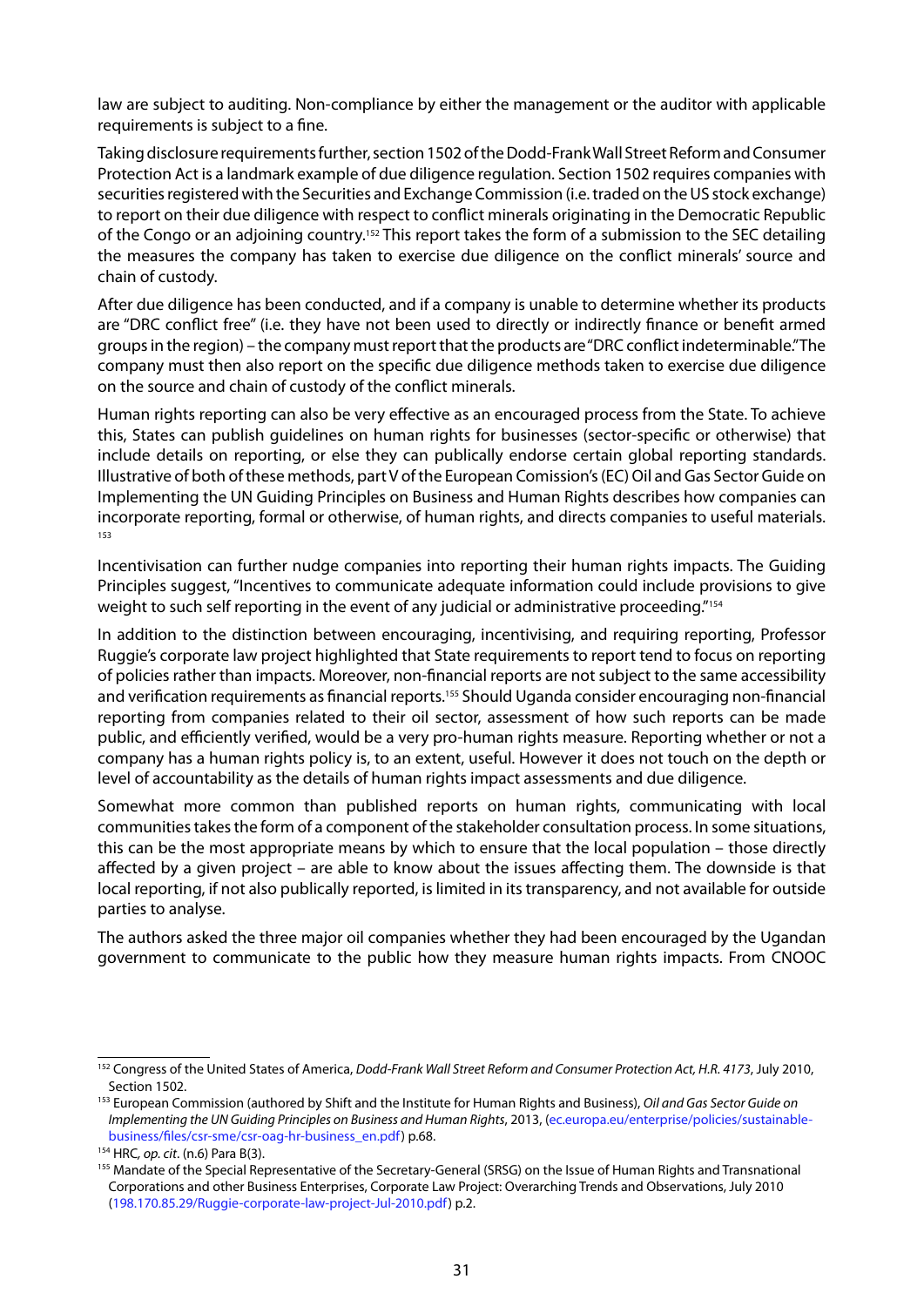law are subject to auditing. Non-compliance by either the management or the auditor with applicable requirements is subject to a fine.

Taking disclosure requirements further, section 1502 of the Dodd-Frank Wall Street Reform and Consumer Protection Act is a landmark example of due diligence regulation. Section 1502 requires companies with securities registered with the Securities and Exchange Commission (i.e. traded on the US stock exchange) to report on their due diligence with respect to conflict minerals originating in the Democratic Republic of the Congo or an adjoining country.[152] This report takes the form of a submission to the SEC detailing the measures the company has taken to exercise due diligence on the conflict minerals' source and chain of custody.

After due diligence has been conducted, and if a company is unable to determine whether its products are "DRC conflict free" (i.e. they have not been used to directly or indirectly finance or benefit armed groups in the region) – the company must report that the products are "DRC conflict indeterminable." The company must then also report on the specific due diligence methods taken to exercise due diligence on the source and chain of custody of the conflict minerals.

Human rights reporting can also be very effective as an encouraged process from the State. To achieve this, States can publish guidelines on human rights for businesses (sector-specific or otherwise) that include details on reporting, or else they can publically endorse certain global reporting standards. Illustrative of both of these methods, part V of the European Comission's (EC) Oil and Gas Sector Guide on Implementing the UN Guiding Principles on Business and Human Rights describes how companies can incorporate reporting, formal or otherwise, of human rights, and directs companies to useful materials.[153]

Incentivisation can further nudge companies into reporting their human rights impacts. The Guiding Principles suggest, "Incentives to communicate adequate information could include provisions to give weight to such self reporting in the event of any judicial or administrative proceeding."[154]

In addition to the distinction between encouraging, incentivising, and requiring reporting, Professor Ruggie's corporate law project highlighted that State requirements to report tend to focus on reporting of policies rather than impacts. Moreover, non-financial reports are not subject to the same accessibility and verification requirements as financial reports.[155] Should Uganda consider encouraging non-financial reporting from companies related to their oil sector, assessment of how such reports can be made public, and efficiently verified, would be a very pro-human rights measure. Reporting whether or not a company has a human rights policy is, to an extent, useful. However it does not touch on the depth or level of accountability as the details of human rights impact assessments and due diligence.

Somewhat more common than published reports on human rights, communicating with local communities takes the form of a component of the stakeholder consultation process. In some situations, this can be the most appropriate means by which to ensure that the local population – those directly affected by a given project – are able to know about the issues affecting them. The downside is that local reporting, if not also publically reported, is limited in its transparency, and not available for outside parties to analyse.

The authors asked the three major oil companies whether they had been encouraged by the Ugandan government to communicate to the public how they measure human rights impacts. From CNOOC

---

[152] Congress of the United States of America, *Dodd-Frank Wall Street Reform and Consumer Protection Act, H.R. 4173*, July 2010, Section 1502.

[153] European Commission (authored by Shift and the Institute for Human Rights and Business), *Oil and Gas Sector Guide on Implementing the UN Guiding Principles on Business and Human Rights*, 2013, (ec.europa.eu/enterprise/policies/sustainable-business/files/csr-sme/csr-oag-hr-business_en.pdf) p.68.

[154] HRC, *op. cit*. (n.6) Para B(3).

[155] Mandate of the Special Representative of the Secretary-General (SRSG) on the Issue of Human Rights and Transnational Corporations and other Business Enterprises, Corporate Law Project: Overarching Trends and Observations, July 2010 (198.170.85.29/Ruggie-corporate-law-project-Jul-2010.pdf) p.2.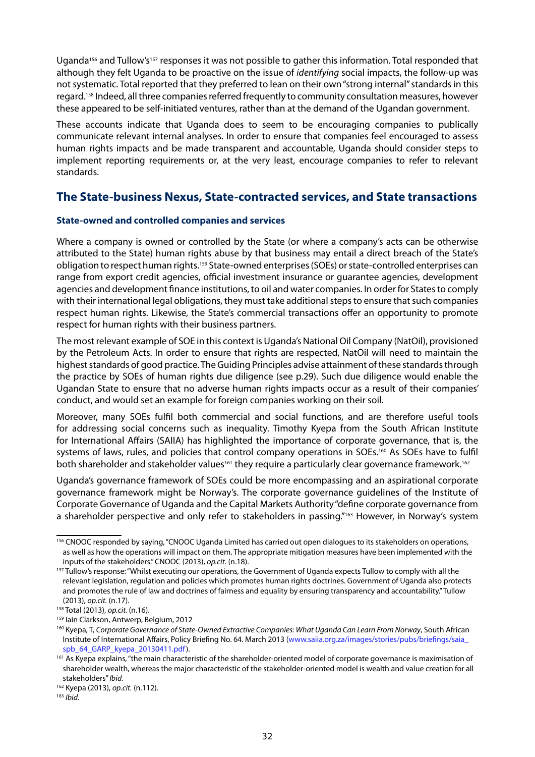Uganda[156] and Tullow's[157] responses it was not possible to gather this information. Total responded that although they felt Uganda to be proactive on the issue of *identifying* social impacts, the follow-up was not systematic. Total reported that they preferred to lean on their own "strong internal" standards in this regard.[158] Indeed, all three companies referred frequently to community consultation measures, however these appeared to be self-initiated ventures, rather than at the demand of the Ugandan government.

These accounts indicate that Uganda does to seem to be encouraging companies to publically communicate relevant internal analyses. In order to ensure that companies feel encouraged to assess human rights impacts and be made transparent and accountable, Uganda should consider steps to implement reporting requirements or, at the very least, encourage companies to refer to relevant standards.

## The State-business Nexus, State-contracted services, and State transactions

#### State-owned and controlled companies and services

Where a company is owned or controlled by the State (or where a company's acts can be otherwise attributed to the State) human rights abuse by that business may entail a direct breach of the State's obligation to respect human rights.[159] State-owned enterprises (SOEs) or state-controlled enterprises can range from export credit agencies, official investment insurance or guarantee agencies, development agencies and development finance institutions, to oil and water companies. In order for States to comply with their international legal obligations, they must take additional steps to ensure that such companies respect human rights. Likewise, the State's commercial transactions offer an opportunity to promote respect for human rights with their business partners.

The most relevant example of SOE in this context is Uganda's National Oil Company (NatOil), provisioned by the Petroleum Acts. In order to ensure that rights are respected, NatOil will need to maintain the highest standards of good practice. The Guiding Principles advise attainment of these standards through the practice by SOEs of human rights due diligence (see p.29). Such due diligence would enable the Ugandan State to ensure that no adverse human rights impacts occur as a result of their companies' conduct, and would set an example for foreign companies working on their soil.

Moreover, many SOEs fulfil both commercial and social functions, and are therefore useful tools for addressing social concerns such as inequality. Timothy Kyepa from the South African Institute for International Affairs (SAIIA) has highlighted the importance of corporate governance, that is, the systems of laws, rules, and policies that control company operations in SOEs.[160] As SOEs have to fulfil both shareholder and stakeholder values[161] they require a particularly clear governance framework.[162]

Uganda's governance framework of SOEs could be more encompassing and an aspirational corporate governance framework might be Norway's. The corporate governance guidelines of the Institute of Corporate Governance of Uganda and the Capital Markets Authority "define corporate governance from a shareholder perspective and only refer to stakeholders in passing."[163] However, in Norway's system

---

[156] CNOOC responded by saying, "CNOOC Uganda Limited has carried out open dialogues to its stakeholders on operations, as well as how the operations will impact on them. The appropriate mitigation measures have been implemented with the inputs of the stakeholders." CNOOC (2013), *op.cit.* (n.18).

[157] Tullow's response: "Whilst executing our operations, the Government of Uganda expects Tullow to comply with all the relevant legislation, regulation and policies which promotes human rights doctrines. Government of Uganda also protects and promotes the rule of law and doctrines of fairness and equality by ensuring transparency and accountability." Tullow (2013), *op.cit.* (n.17).

[158] Total (2013), *op.cit.* (n.16).

[159] Iain Clarkson, Antwerp, Belgium, 2012

[160] Kyepa, T, *Corporate Governance of State-Owned Extractive Companies: What Uganda Can Learn From Norway*, South African Institute of International Affairs, Policy Briefing No. 64. March 2013 (www.saiia.org.za/images/stories/pubs/briefings/saia_spb_64_GARP_kyepa_20130411.pdf).

[161] As Kyepa explains, "the main characteristic of the shareholder-oriented model of corporate governance is maximisation of shareholder wealth, whereas the major characteristic of the stakeholder-oriented model is wealth and value creation for all stakeholders" *Ibid.*

[162] Kyepa (2013), *op.cit.* (n.112).

[163] *Ibid.*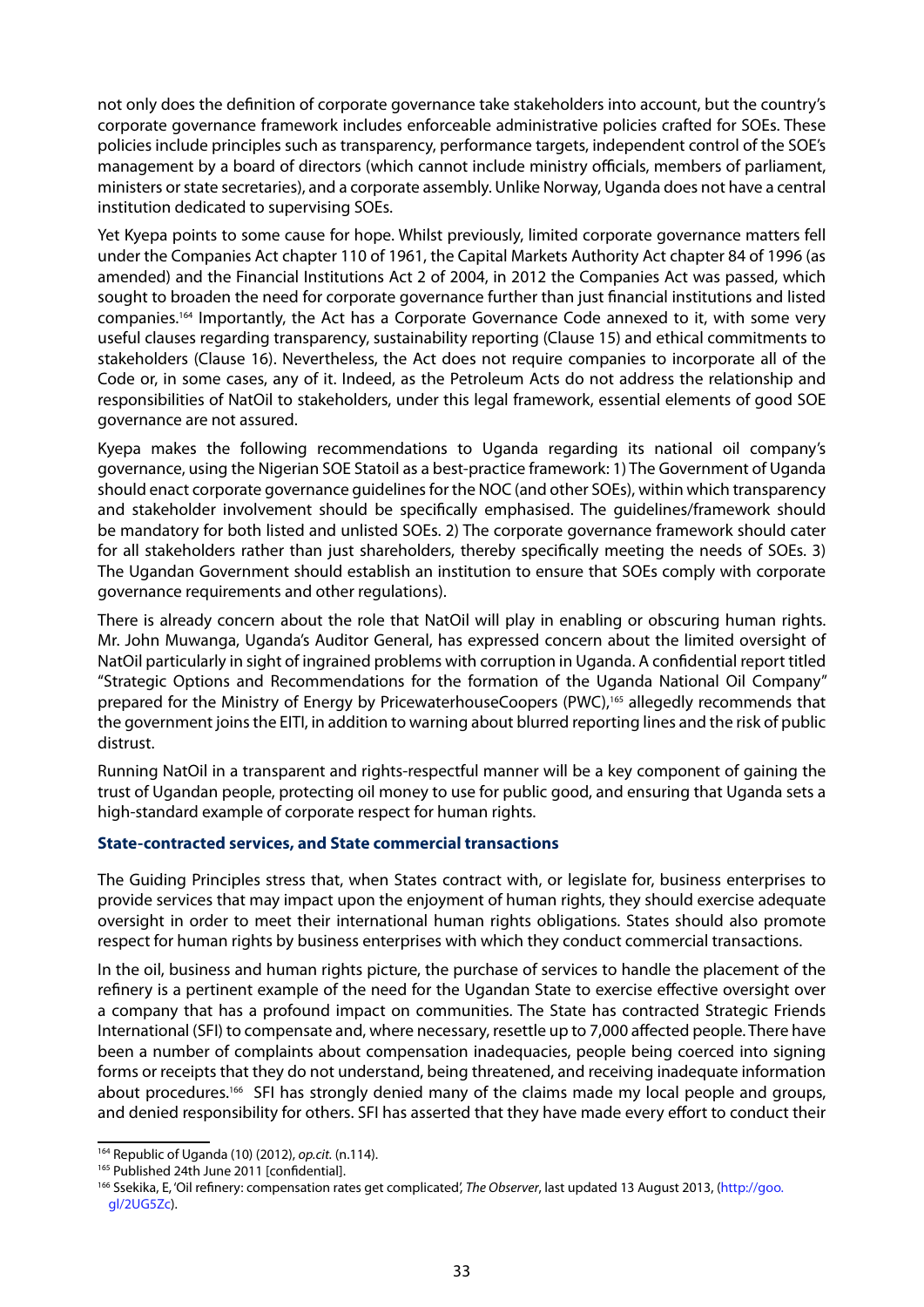not only does the definition of corporate governance take stakeholders into account, but the country's corporate governance framework includes enforceable administrative policies crafted for SOEs. These policies include principles such as transparency, performance targets, independent control of the SOE's management by a board of directors (which cannot include ministry officials, members of parliament, ministers or state secretaries), and a corporate assembly. Unlike Norway, Uganda does not have a central institution dedicated to supervising SOEs.

Yet Kyepa points to some cause for hope. Whilst previously, limited corporate governance matters fell under the Companies Act chapter 110 of 1961, the Capital Markets Authority Act chapter 84 of 1996 (as amended) and the Financial Institutions Act 2 of 2004, in 2012 the Companies Act was passed, which sought to broaden the need for corporate governance further than just financial institutions and listed companies.[164] Importantly, the Act has a Corporate Governance Code annexed to it, with some very useful clauses regarding transparency, sustainability reporting (Clause 15) and ethical commitments to stakeholders (Clause 16). Nevertheless, the Act does not require companies to incorporate all of the Code or, in some cases, any of it. Indeed, as the Petroleum Acts do not address the relationship and responsibilities of NatOil to stakeholders, under this legal framework, essential elements of good SOE governance are not assured.

Kyepa makes the following recommendations to Uganda regarding its national oil company's governance, using the Nigerian SOE Statoil as a best-practice framework: 1) The Government of Uganda should enact corporate governance guidelines for the NOC (and other SOEs), within which transparency and stakeholder involvement should be specifically emphasised. The guidelines/framework should be mandatory for both listed and unlisted SOEs. 2) The corporate governance framework should cater for all stakeholders rather than just shareholders, thereby specifically meeting the needs of SOEs. 3) The Ugandan Government should establish an institution to ensure that SOEs comply with corporate governance requirements and other regulations).

There is already concern about the role that NatOil will play in enabling or obscuring human rights. Mr. John Muwanga, Uganda's Auditor General, has expressed concern about the limited oversight of NatOil particularly in sight of ingrained problems with corruption in Uganda. A confidential report titled "Strategic Options and Recommendations for the formation of the Uganda National Oil Company" prepared for the Ministry of Energy by PricewaterhouseCoopers (PWC),[165] allegedly recommends that the government joins the EITI, in addition to warning about blurred reporting lines and the risk of public distrust.

Running NatOil in a transparent and rights-respectful manner will be a key component of gaining the trust of Ugandan people, protecting oil money to use for public good, and ensuring that Uganda sets a high-standard example of corporate respect for human rights.

### State-contracted services, and State commercial transactions

The Guiding Principles stress that, when States contract with, or legislate for, business enterprises to provide services that may impact upon the enjoyment of human rights, they should exercise adequate oversight in order to meet their international human rights obligations. States should also promote respect for human rights by business enterprises with which they conduct commercial transactions.

In the oil, business and human rights picture, the purchase of services to handle the placement of the refinery is a pertinent example of the need for the Ugandan State to exercise effective oversight over a company that has a profound impact on communities. The State has contracted Strategic Friends International (SFI) to compensate and, where necessary, resettle up to 7,000 affected people. There have been a number of complaints about compensation inadequacies, people being coerced into signing forms or receipts that they do not understand, being threatened, and receiving inadequate information about procedures.[166] SFI has strongly denied many of the claims made my local people and groups, and denied responsibility for others. SFI has asserted that they have made every effort to conduct their

---

[164] Republic of Uganda (10) (2012), *op.cit.* (n.114).

[165] Published 24th June 2011 [confidential].

[166] Ssekika, E, 'Oil refinery: compensation rates get complicated', *The Observer*, last updated 13 August 2013, (http://goo.gl/2UG5Zc).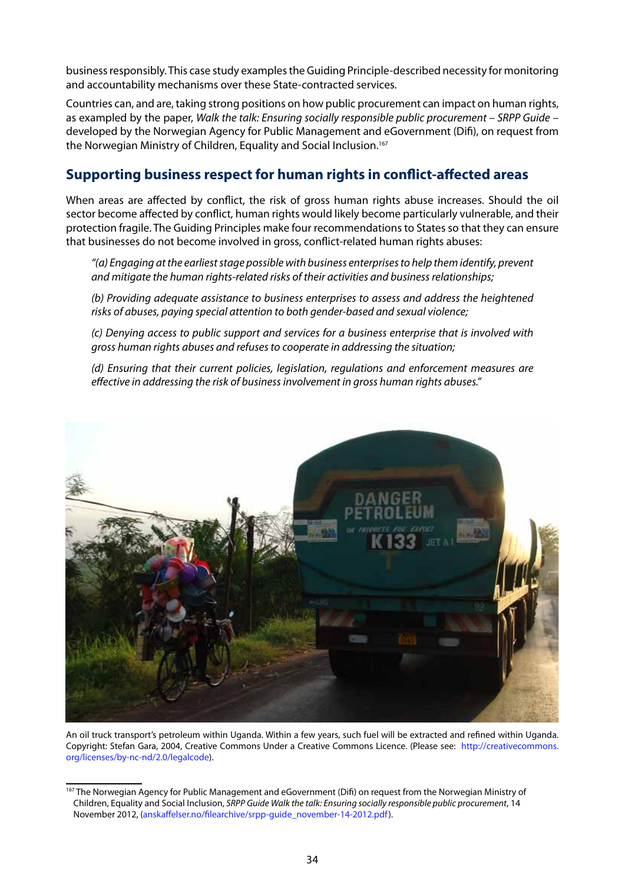business responsibly. This case study examples the Guiding Principle-described necessity for monitoring and accountability mechanisms over these State-contracted services.

Countries can, and are, taking strong positions on how public procurement can impact on human rights, as exampled by the paper, *Walk the talk: Ensuring socially responsible public procurement – SRPP Guide –* developed by the Norwegian Agency for Public Management and eGovernment (Difi), on request from the Norwegian Ministry of Children, Equality and Social Inclusion.[167]

## Supporting business respect for human rights in conflict-affected areas

When areas are affected by conflict, the risk of gross human rights abuse increases. Should the oil sector become affected by conflict, human rights would likely become particularly vulnerable, and their protection fragile. The Guiding Principles make four recommendations to States so that they can ensure that businesses do not become involved in gross, conflict-related human rights abuses:

> *"(a) Engaging at the earliest stage possible with business enterprises to help them identify, prevent and mitigate the human rights-related risks of their activities and business relationships;*
>
> *(b) Providing adequate assistance to business enterprises to assess and address the heightened risks of abuses, paying special attention to both gender-based and sexual violence;*
>
> *(c) Denying access to public support and services for a business enterprise that is involved with gross human rights abuses and refuses to cooperate in addressing the situation;*
>
> *(d) Ensuring that their current policies, legislation, regulations and enforcement measures are effective in addressing the risk of business involvement in gross human rights abuses."*

An oil truck transport's petroleum within Uganda. Within a few years, such fuel will be extracted and refined within Uganda. Copyright: Stefan Gara, 2004, Creative Commons Under a Creative Commons Licence. (Please see: http://creativecommons.org/licenses/by-nc-nd/2.0/legalcode).

---

[167] The Norwegian Agency for Public Management and eGovernment (Difi) on request from the Norwegian Ministry of Children, Equality and Social Inclusion, *SRPP Guide Walk the talk: Ensuring socially responsible public procurement*, 14 November 2012, (anskaffelser.no/filearchive/srpp-guide_november-14-2012.pdf).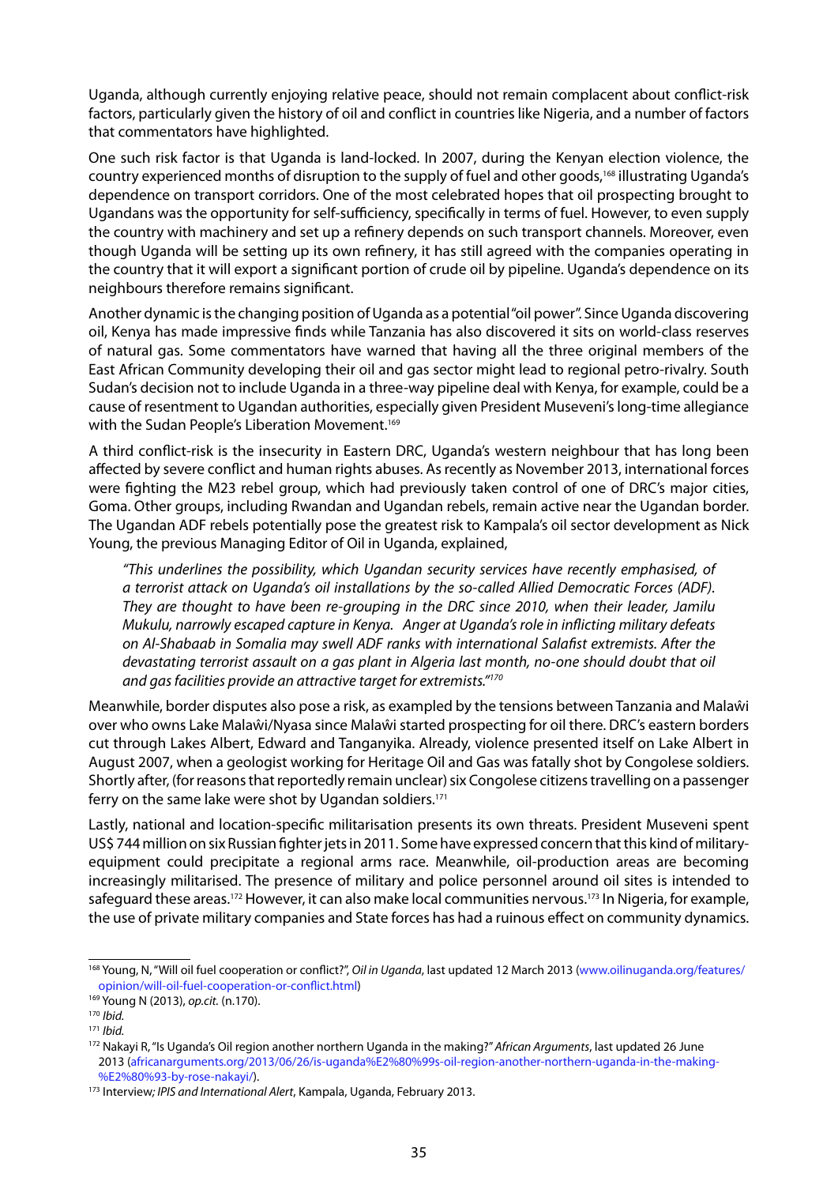Uganda, although currently enjoying relative peace, should not remain complacent about conflict-risk factors, particularly given the history of oil and conflict in countries like Nigeria, and a number of factors that commentators have highlighted.

One such risk factor is that Uganda is land-locked. In 2007, during the Kenyan election violence, the country experienced months of disruption to the supply of fuel and other goods,[168] illustrating Uganda's dependence on transport corridors. One of the most celebrated hopes that oil prospecting brought to Ugandans was the opportunity for self-sufficiency, specifically in terms of fuel. However, to even supply the country with machinery and set up a refinery depends on such transport channels. Moreover, even though Uganda will be setting up its own refinery, it has still agreed with the companies operating in the country that it will export a significant portion of crude oil by pipeline. Uganda's dependence on its neighbours therefore remains significant.

Another dynamic is the changing position of Uganda as a potential "oil power". Since Uganda discovering oil, Kenya has made impressive finds while Tanzania has also discovered it sits on world-class reserves of natural gas. Some commentators have warned that having all the three original members of the East African Community developing their oil and gas sector might lead to regional petro-rivalry. South Sudan's decision not to include Uganda in a three-way pipeline deal with Kenya, for example, could be a cause of resentment to Ugandan authorities, especially given President Museveni's long-time allegiance with the Sudan People's Liberation Movement.[169]

A third conflict-risk is the insecurity in Eastern DRC, Uganda's western neighbour that has long been affected by severe conflict and human rights abuses. As recently as November 2013, international forces were fighting the M23 rebel group, which had previously taken control of one of DRC's major cities, Goma. Other groups, including Rwandan and Ugandan rebels, remain active near the Ugandan border. The Ugandan ADF rebels potentially pose the greatest risk to Kampala's oil sector development as Nick Young, the previous Managing Editor of Oil in Uganda, explained,

> *"This underlines the possibility, which Ugandan security services have recently emphasised, of a terrorist attack on Uganda's oil installations by the so-called Allied Democratic Forces (ADF). They are thought to have been re-grouping in the DRC since 2010, when their leader, Jamilu Mukulu, narrowly escaped capture in Kenya. Anger at Uganda's role in inflicting military defeats on Al-Shabaab in Somalia may swell ADF ranks with international Salafist extremists. After the devastating terrorist assault on a gas plant in Algeria last month, no-one should doubt that oil and gas facilities provide an attractive target for extremists."*[170]

Meanwhile, border disputes also pose a risk, as exampled by the tensions between Tanzania and Malaŵi over who owns Lake Malaŵi/Nyasa since Malaŵi started prospecting for oil there. DRC's eastern borders cut through Lakes Albert, Edward and Tanganyika. Already, violence presented itself on Lake Albert in August 2007, when a geologist working for Heritage Oil and Gas was fatally shot by Congolese soldiers. Shortly after, (for reasons that reportedly remain unclear) six Congolese citizens travelling on a passenger ferry on the same lake were shot by Ugandan soldiers.[171]

Lastly, national and location-specific militarisation presents its own threats. President Museveni spent US$ 744 million on six Russian fighter jets in 2011. Some have expressed concern that this kind of military-equipment could precipitate a regional arms race. Meanwhile, oil-production areas are becoming increasingly militarised. The presence of military and police personnel around oil sites is intended to safeguard these areas.[172] However, it can also make local communities nervous.[173] In Nigeria, for example, the use of private military companies and State forces has had a ruinous effect on community dynamics.

---

[168] Young, N, "Will oil fuel cooperation or conflict?", *Oil in Uganda*, last updated 12 March 2013 (www.oilinuganda.org/features/opinion/will-oil-fuel-cooperation-or-conflict.html)

[169] Young N (2013), *op.cit.* (n.170).

[170] *Ibid.*

[171] *Ibid.*

[172] Nakayi R, "Is Uganda's Oil region another northern Uganda in the making?" *African Arguments*, last updated 26 June 2013 (africanarguments.org/2013/06/26/is-uganda%E2%80%99s-oil-region-another-northern-uganda-in-the-making-%E2%80%93-by-rose-nakayi/).

[173] Interview*; IPIS and International Alert*, Kampala, Uganda, February 2013.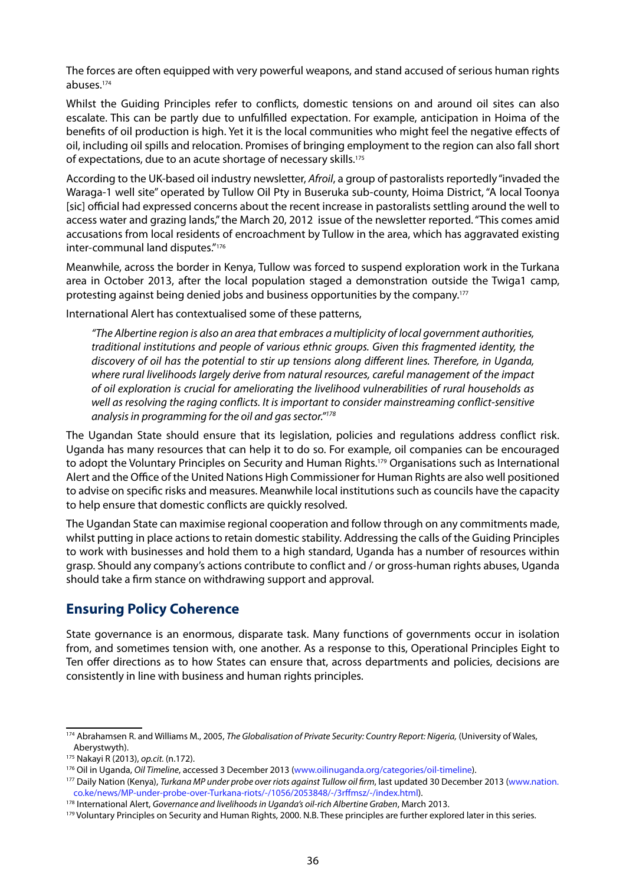The forces are often equipped with very powerful weapons, and stand accused of serious human rights abuses.[174]

Whilst the Guiding Principles refer to conflicts, domestic tensions on and around oil sites can also escalate. This can be partly due to unfulfilled expectation. For example, anticipation in Hoima of the benefits of oil production is high. Yet it is the local communities who might feel the negative effects of oil, including oil spills and relocation. Promises of bringing employment to the region can also fall short of expectations, due to an acute shortage of necessary skills.[175]

According to the UK-based oil industry newsletter, *Afroil*, a group of pastoralists reportedly "invaded the Waraga-1 well site" operated by Tullow Oil Pty in Buseruka sub-county, Hoima District, "A local Toonya [sic] official had expressed concerns about the recent increase in pastoralists settling around the well to access water and grazing lands," the March 20, 2012 issue of the newsletter reported. "This comes amid accusations from local residents of encroachment by Tullow in the area, which has aggravated existing inter-communal land disputes."[176]

Meanwhile, across the border in Kenya, Tullow was forced to suspend exploration work in the Turkana area in October 2013, after the local population staged a demonstration outside the Twiga1 camp, protesting against being denied jobs and business opportunities by the company.[177]

International Alert has contextualised some of these patterns,

> *"The Albertine region is also an area that embraces a multiplicity of local government authorities, traditional institutions and people of various ethnic groups. Given this fragmented identity, the discovery of oil has the potential to stir up tensions along different lines. Therefore, in Uganda, where rural livelihoods largely derive from natural resources, careful management of the impact of oil exploration is crucial for ameliorating the livelihood vulnerabilities of rural households as well as resolving the raging conflicts. It is important to consider mainstreaming conflict-sensitive analysis in programming for the oil and gas sector."*[178]

The Ugandan State should ensure that its legislation, policies and regulations address conflict risk. Uganda has many resources that can help it to do so. For example, oil companies can be encouraged to adopt the Voluntary Principles on Security and Human Rights.[179] Organisations such as International Alert and the Office of the United Nations High Commissioner for Human Rights are also well positioned to advise on specific risks and measures. Meanwhile local institutions such as councils have the capacity to help ensure that domestic conflicts are quickly resolved.

The Ugandan State can maximise regional cooperation and follow through on any commitments made, whilst putting in place actions to retain domestic stability. Addressing the calls of the Guiding Principles to work with businesses and hold them to a high standard, Uganda has a number of resources within grasp. Should any company's actions contribute to conflict and / or gross-human rights abuses, Uganda should take a firm stance on withdrawing support and approval.

## Ensuring Policy Coherence

State governance is an enormous, disparate task. Many functions of governments occur in isolation from, and sometimes tension with, one another. As a response to this, Operational Principles Eight to Ten offer directions as to how States can ensure that, across departments and policies, decisions are consistently in line with business and human rights principles.

---

[174] Abrahamsen R. and Williams M., 2005, *The Globalisation of Private Security: Country Report: Nigeria,* (University of Wales, Aberystwyth).

[175] Nakayi R (2013), *op.cit.* (n.172).

[176] Oil in Uganda, *Oil Timeline*, accessed 3 December 2013 (www.oilinuganda.org/categories/oil-timeline).

[177] Daily Nation (Kenya), *Turkana MP under probe over riots against Tullow oil firm*, last updated 30 December 2013 (www.nation.co.ke/news/MP-under-probe-over-Turkana-riots/-/1056/2053848/-/3rffmsz/-/index.html).

[178] International Alert, *Governance and livelihoods in Uganda's oil-rich Albertine Graben*, March 2013.

[179] Voluntary Principles on Security and Human Rights, 2000. N.B. These principles are further explored later in this series.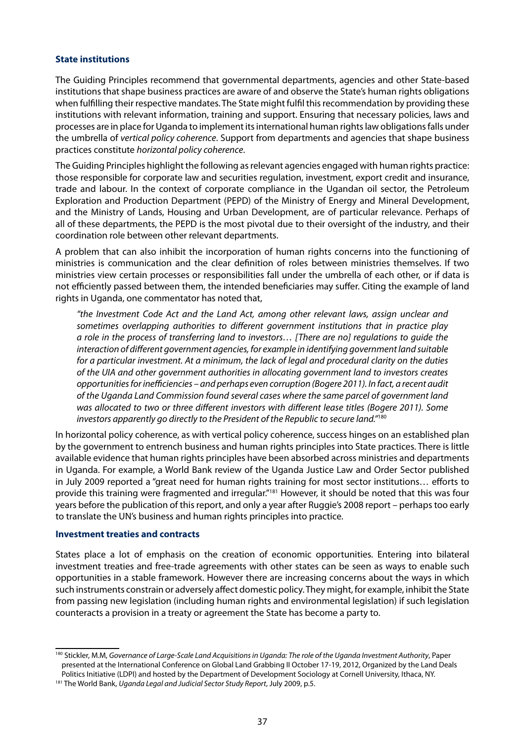### State institutions

The Guiding Principles recommend that governmental departments, agencies and other State-based institutions that shape business practices are aware of and observe the State's human rights obligations when fulfilling their respective mandates. The State might fulfil this recommendation by providing these institutions with relevant information, training and support. Ensuring that necessary policies, laws and processes are in place for Uganda to implement its international human rights law obligations falls under the umbrella of *vertical policy coherence*. Support from departments and agencies that shape business practices constitute *horizontal policy coherence*.

The Guiding Principles highlight the following as relevant agencies engaged with human rights practice: those responsible for corporate law and securities regulation, investment, export credit and insurance, trade and labour. In the context of corporate compliance in the Ugandan oil sector, the Petroleum Exploration and Production Department (PEPD) of the Ministry of Energy and Mineral Development, and the Ministry of Lands, Housing and Urban Development, are of particular relevance. Perhaps of all of these departments, the PEPD is the most pivotal due to their oversight of the industry, and their coordination role between other relevant departments.

A problem that can also inhibit the incorporation of human rights concerns into the functioning of ministries is communication and the clear definition of roles between ministries themselves. If two ministries view certain processes or responsibilities fall under the umbrella of each other, or if data is not efficiently passed between them, the intended beneficiaries may suffer. Citing the example of land rights in Uganda, one commentator has noted that,

> *"the Investment Code Act and the Land Act, among other relevant laws, assign unclear and sometimes overlapping authorities to different government institutions that in practice play a role in the process of transferring land to investors… [There are no] regulations to guide the interaction of different government agencies, for example in identifying government land suitable for a particular investment. At a minimum, the lack of legal and procedural clarity on the duties of the UIA and other government authorities in allocating government land to investors creates opportunities for inefficiencies – and perhaps even corruption (Bogere 2011). In fact, a recent audit of the Uganda Land Commission found several cases where the same parcel of government land was allocated to two or three different investors with different lease titles (Bogere 2011). Some investors apparently go directly to the President of the Republic to secure land."*[180]

In horizontal policy coherence, as with vertical policy coherence, success hinges on an established plan by the government to entrench business and human rights principles into State practices. There is little available evidence that human rights principles have been absorbed across ministries and departments in Uganda. For example, a World Bank review of the Uganda Justice Law and Order Sector published in July 2009 reported a "great need for human rights training for most sector institutions… efforts to provide this training were fragmented and irregular."[181] However, it should be noted that this was four years before the publication of this report, and only a year after Ruggie's 2008 report – perhaps too early to translate the UN's business and human rights principles into practice.

### Investment treaties and contracts

States place a lot of emphasis on the creation of economic opportunities. Entering into bilateral investment treaties and free-trade agreements with other states can be seen as ways to enable such opportunities in a stable framework. However there are increasing concerns about the ways in which such instruments constrain or adversely affect domestic policy. They might, for example, inhibit the State from passing new legislation (including human rights and environmental legislation) if such legislation counteracts a provision in a treaty or agreement the State has become a party to.

---

[180] Stickler, M.M, *Governance of Large-Scale Land Acquisitions in Uganda: The role of the Uganda Investment Authority*, Paper presented at the International Conference on Global Land Grabbing II October 17-19, 2012, Organized by the Land Deals Politics Initiative (LDPI) and hosted by the Department of Development Sociology at Cornell University, Ithaca, NY.

[181] The World Bank, *Uganda Legal and Judicial Sector Study Report*, July 2009, p.5.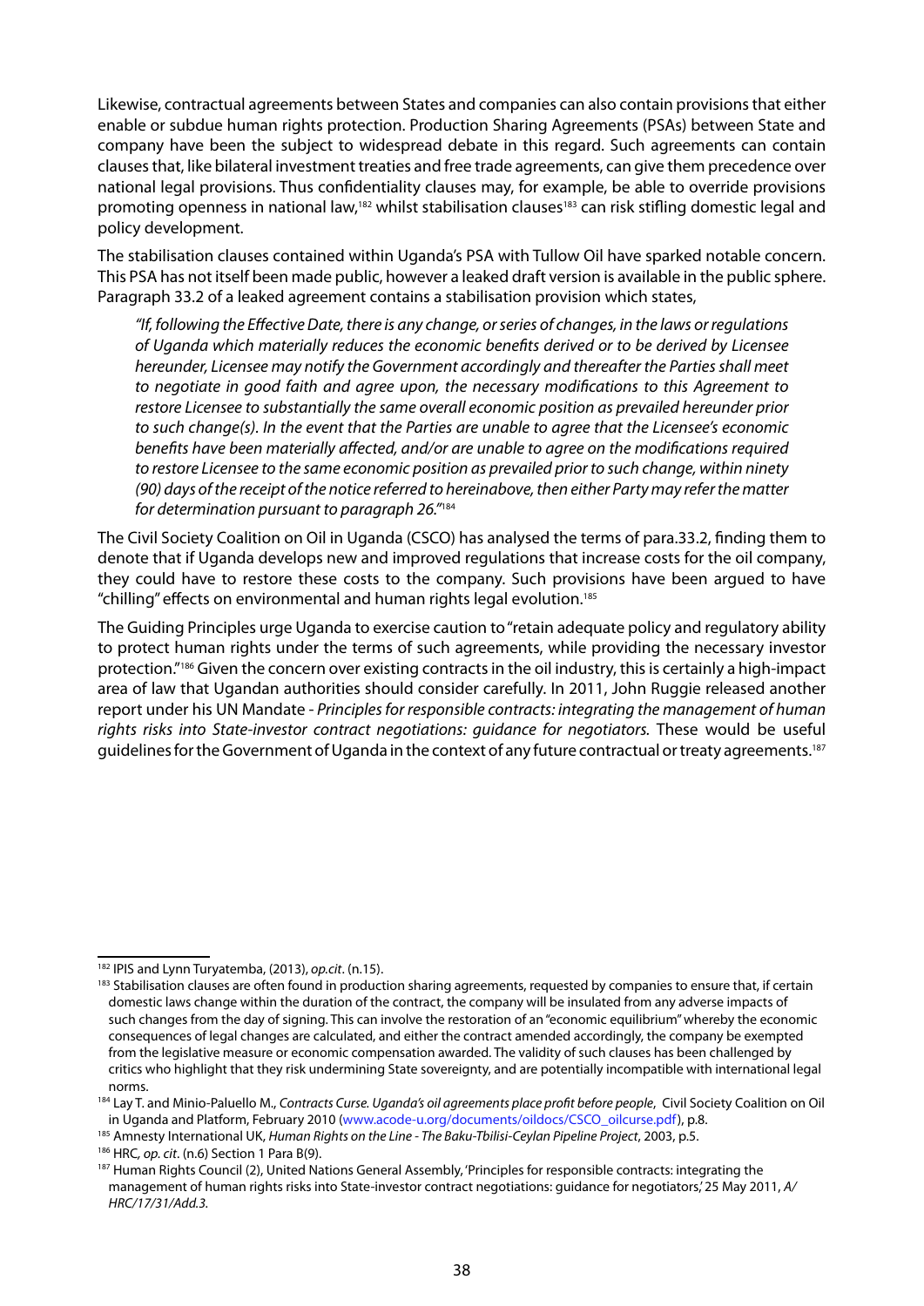Likewise, contractual agreements between States and companies can also contain provisions that either enable or subdue human rights protection. Production Sharing Agreements (PSAs) between State and company have been the subject to widespread debate in this regard. Such agreements can contain clauses that, like bilateral investment treaties and free trade agreements, can give them precedence over national legal provisions. Thus confidentiality clauses may, for example, be able to override provisions promoting openness in national law,[182] whilst stabilisation clauses[183] can risk stifling domestic legal and policy development.

The stabilisation clauses contained within Uganda's PSA with Tullow Oil have sparked notable concern. This PSA has not itself been made public, however a leaked draft version is available in the public sphere. Paragraph 33.2 of a leaked agreement contains a stabilisation provision which states,

> *"If, following the Effective Date, there is any change, or series of changes, in the laws or regulations of Uganda which materially reduces the economic benefits derived or to be derived by Licensee hereunder, Licensee may notify the Government accordingly and thereafter the Parties shall meet to negotiate in good faith and agree upon, the necessary modifications to this Agreement to restore Licensee to substantially the same overall economic position as prevailed hereunder prior to such change(s). In the event that the Parties are unable to agree that the Licensee's economic benefits have been materially affected, and/or are unable to agree on the modifications required to restore Licensee to the same economic position as prevailed prior to such change, within ninety (90) days of the receipt of the notice referred to hereinabove, then either Party may refer the matter for determination pursuant to paragraph 26."*[184]

The Civil Society Coalition on Oil in Uganda (CSCO) has analysed the terms of para.33.2, finding them to denote that if Uganda develops new and improved regulations that increase costs for the oil company, they could have to restore these costs to the company. Such provisions have been argued to have "chilling" effects on environmental and human rights legal evolution.[185]

The Guiding Principles urge Uganda to exercise caution to "retain adequate policy and regulatory ability to protect human rights under the terms of such agreements, while providing the necessary investor protection."[186] Given the concern over existing contracts in the oil industry, this is certainly a high-impact area of law that Ugandan authorities should consider carefully. In 2011, John Ruggie released another report under his UN Mandate - *Principles for responsible contracts: integrating the management of human rights risks into State-investor contract negotiations: guidance for negotiators.* These would be useful guidelines for the Government of Uganda in the context of any future contractual or treaty agreements.[187]

---

[182] IPIS and Lynn Turyatemba, (2013), *op.cit*. (n.15).

[183] Stabilisation clauses are often found in production sharing agreements, requested by companies to ensure that, if certain domestic laws change within the duration of the contract, the company will be insulated from any adverse impacts of such changes from the day of signing. This can involve the restoration of an "economic equilibrium" whereby the economic consequences of legal changes are calculated, and either the contract amended accordingly, the company be exempted from the legislative measure or economic compensation awarded. The validity of such clauses has been challenged by critics who highlight that they risk undermining State sovereignty, and are potentially incompatible with international legal norms.

[184] Lay T. and Minio-Paluello M., *Contracts Curse. Uganda's oil agreements place profit before people*, Civil Society Coalition on Oil in Uganda and Platform, February 2010 (www.acode-u.org/documents/oildocs/CSCO_oilcurse.pdf), p.8.

[185] Amnesty International UK, *Human Rights on the Line - The Baku-Tbilisi-Ceylan Pipeline Project*, 2003, p.5.

[186] HRC, *op. cit*. (n.6) Section 1 Para B(9).

[187] Human Rights Council (2), United Nations General Assembly, 'Principles for responsible contracts: integrating the management of human rights risks into State-investor contract negotiations: guidance for negotiators,' 25 May 2011, *A/HRC/17/31/Add.3.*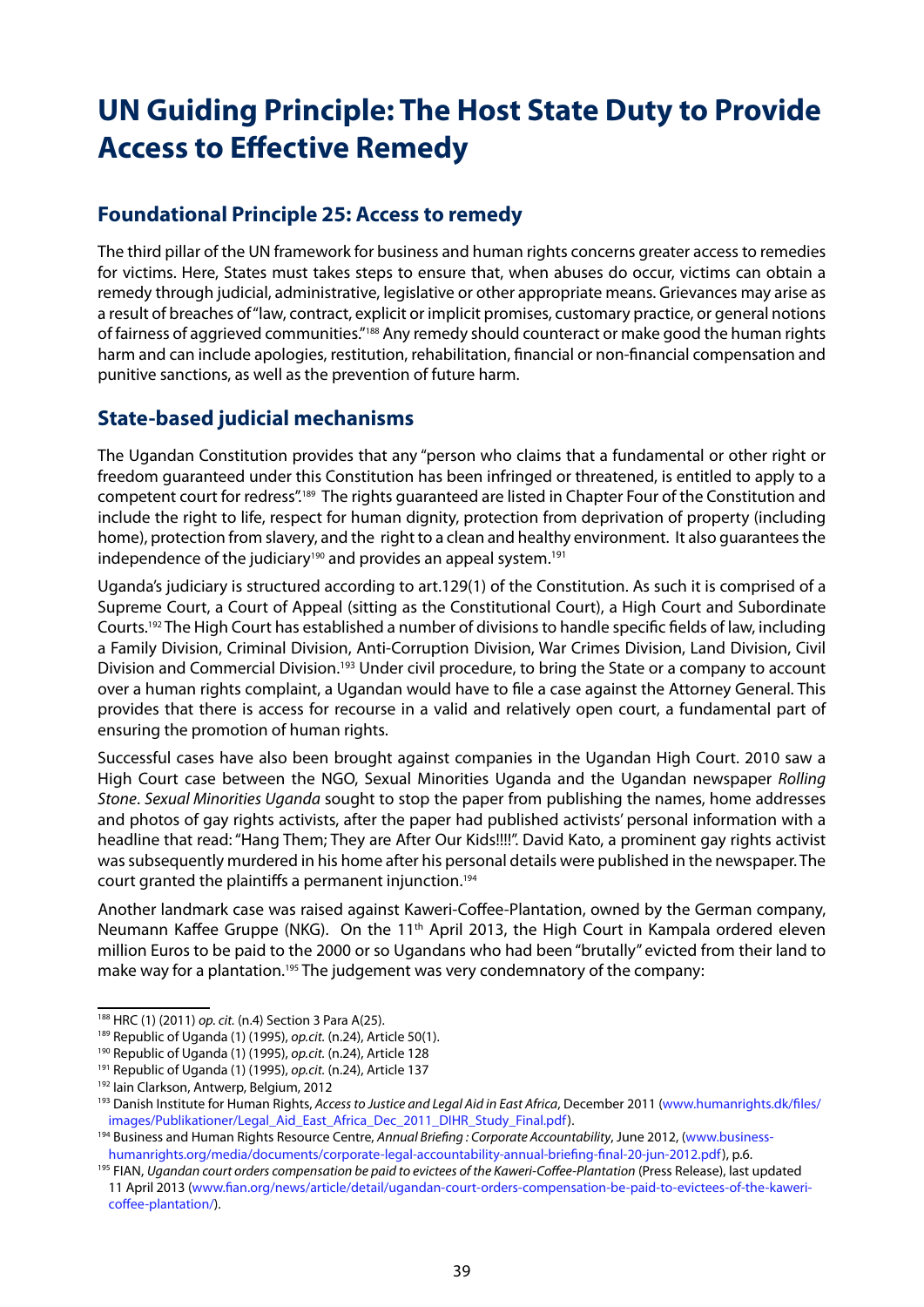# UN Guiding Principle: The Host State Duty to Provide Access to Effective Remedy

## Foundational Principle 25: Access to remedy

The third pillar of the UN framework for business and human rights concerns greater access to remedies for victims. Here, States must takes steps to ensure that, when abuses do occur, victims can obtain a remedy through judicial, administrative, legislative or other appropriate means. Grievances may arise as a result of breaches of "law, contract, explicit or implicit promises, customary practice, or general notions of fairness of aggrieved communities."[188] Any remedy should counteract or make good the human rights harm and can include apologies, restitution, rehabilitation, financial or non-financial compensation and punitive sanctions, as well as the prevention of future harm.

## State-based judicial mechanisms

The Ugandan Constitution provides that any "person who claims that a fundamental or other right or freedom guaranteed under this Constitution has been infringed or threatened, is entitled to apply to a competent court for redress".[189] The rights guaranteed are listed in Chapter Four of the Constitution and include the right to life, respect for human dignity, protection from deprivation of property (including home), protection from slavery, and the right to a clean and healthy environment. It also guarantees the independence of the judiciary[190] and provides an appeal system.[191]

Uganda's judiciary is structured according to art.129(1) of the Constitution. As such it is comprised of a Supreme Court, a Court of Appeal (sitting as the Constitutional Court), a High Court and Subordinate Courts.[192] The High Court has established a number of divisions to handle specific fields of law, including a Family Division, Criminal Division, Anti-Corruption Division, War Crimes Division, Land Division, Civil Division and Commercial Division.[193] Under civil procedure, to bring the State or a company to account over a human rights complaint, a Ugandan would have to file a case against the Attorney General. This provides that there is access for recourse in a valid and relatively open court, a fundamental part of ensuring the promotion of human rights.

Successful cases have also been brought against companies in the Ugandan High Court. 2010 saw a High Court case between the NGO, Sexual Minorities Uganda and the Ugandan newspaper *Rolling Stone*. *Sexual Minorities Uganda* sought to stop the paper from publishing the names, home addresses and photos of gay rights activists, after the paper had published activists' personal information with a headline that read: "Hang Them; They are After Our Kids!!!!". David Kato, a prominent gay rights activist was subsequently murdered in his home after his personal details were published in the newspaper. The court granted the plaintiffs a permanent injunction.[194]

Another landmark case was raised against Kaweri-Coffee-Plantation, owned by the German company, Neumann Kaffee Gruppe (NKG). On the 11th April 2013, the High Court in Kampala ordered eleven million Euros to be paid to the 2000 or so Ugandans who had been "brutally" evicted from their land to make way for a plantation.[195] The judgement was very condemnatory of the company:

---

[188] HRC (1) (2011) *op. cit.* (n.4) Section 3 Para A(25).

[189] Republic of Uganda (1) (1995), *op.cit.* (n.24), Article 50(1).

[190] Republic of Uganda (1) (1995), *op.cit.* (n.24), Article 128

[191] Republic of Uganda (1) (1995), *op.cit.* (n.24), Article 137

[192] Iain Clarkson, Antwerp, Belgium, 2012

[193] Danish Institute for Human Rights, *Access to Justice and Legal Aid in East Africa*, December 2011 (www.humanrights.dk/files/images/Publikationer/Legal_Aid_East_Africa_Dec_2011_DIHR_Study_Final.pdf).

[194] Business and Human Rights Resource Centre, *Annual Briefing : Corporate Accountability*, June 2012, (www.business-humanrights.org/media/documents/corporate-legal-accountability-annual-briefing-final-20-jun-2012.pdf), p.6.

[195] FIAN, *Ugandan court orders compensation be paid to evictees of the Kaweri-Coffee-Plantation* (Press Release), last updated 11 April 2013 (www.fian.org/news/article/detail/ugandan-court-orders-compensation-be-paid-to-evictees-of-the-kaweri-coffee-plantation/).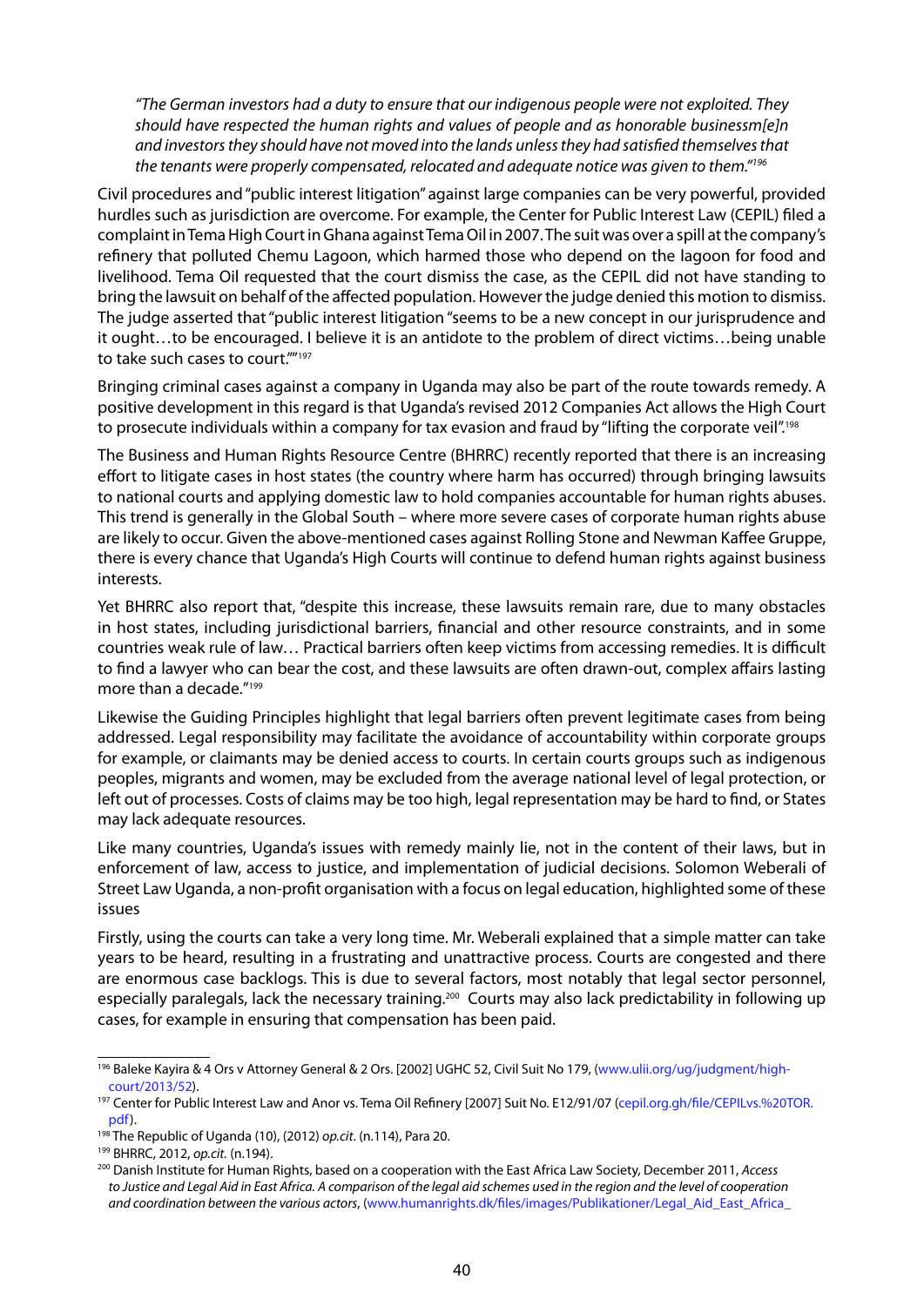*"The German investors had a duty to ensure that our indigenous people were not exploited. They should have respected the human rights and values of people and as honorable businessm[e]n and investors they should have not moved into the lands unless they had satisfied themselves that the tenants were properly compensated, relocated and adequate notice was given to them."*[196]

Civil procedures and "public interest litigation" against large companies can be very powerful, provided hurdles such as jurisdiction are overcome. For example, the Center for Public Interest Law (CEPIL) filed a complaint in Tema High Court in Ghana against Tema Oil in 2007. The suit was over a spill at the company's refinery that polluted Chemu Lagoon, which harmed those who depend on the lagoon for food and livelihood. Tema Oil requested that the court dismiss the case, as the CEPIL did not have standing to bring the lawsuit on behalf of the affected population. However the judge denied this motion to dismiss. The judge asserted that "public interest litigation "seems to be a new concept in our jurisprudence and it ought…to be encouraged. I believe it is an antidote to the problem of direct victims…being unable to take such cases to court.""[197]

Bringing criminal cases against a company in Uganda may also be part of the route towards remedy. A positive development in this regard is that Uganda's revised 2012 Companies Act allows the High Court to prosecute individuals within a company for tax evasion and fraud by "lifting the corporate veil".[198]

The Business and Human Rights Resource Centre (BHRRC) recently reported that there is an increasing effort to litigate cases in host states (the country where harm has occurred) through bringing lawsuits to national courts and applying domestic law to hold companies accountable for human rights abuses. This trend is generally in the Global South – where more severe cases of corporate human rights abuse are likely to occur. Given the above-mentioned cases against Rolling Stone and Newman Kaffee Gruppe, there is every chance that Uganda's High Courts will continue to defend human rights against business interests.

Yet BHRRC also report that, "despite this increase, these lawsuits remain rare, due to many obstacles in host states, including jurisdictional barriers, financial and other resource constraints, and in some countries weak rule of law… Practical barriers often keep victims from accessing remedies. It is difficult to find a lawyer who can bear the cost, and these lawsuits are often drawn-out, complex affairs lasting more than a decade."[199]

Likewise the Guiding Principles highlight that legal barriers often prevent legitimate cases from being addressed. Legal responsibility may facilitate the avoidance of accountability within corporate groups for example, or claimants may be denied access to courts. In certain courts groups such as indigenous peoples, migrants and women, may be excluded from the average national level of legal protection, or left out of processes. Costs of claims may be too high, legal representation may be hard to find, or States may lack adequate resources.

Like many countries, Uganda's issues with remedy mainly lie, not in the content of their laws, but in enforcement of law, access to justice, and implementation of judicial decisions. Solomon Weberali of Street Law Uganda, a non-profit organisation with a focus on legal education, highlighted some of these issues

Firstly, using the courts can take a very long time. Mr. Weberali explained that a simple matter can take years to be heard, resulting in a frustrating and unattractive process. Courts are congested and there are enormous case backlogs. This is due to several factors, most notably that legal sector personnel, especially paralegals, lack the necessary training.[200] Courts may also lack predictability in following up cases, for example in ensuring that compensation has been paid.

---

[196] Baleke Kayira & 4 Ors v Attorney General & 2 Ors. [2002] UGHC 52, Civil Suit No 179, (www.ulii.org/ug/judgment/high-court/2013/52).

[197] Center for Public Interest Law and Anor vs. Tema Oil Refinery [2007] Suit No. E12/91/07 (cepil.org.gh/file/CEPILvs.%20TOR.pdf).

[198] The Republic of Uganda (10), (2012) *op.cit*. (n.114), Para 20.

[199] BHRRC, 2012, *op.cit.* (n.194).

[200] Danish Institute for Human Rights, based on a cooperation with the East Africa Law Society, December 2011, *Access to Justice and Legal Aid in East Africa. A comparison of the legal aid schemes used in the region and the level of cooperation and coordination between the various actors*, (www.humanrights.dk/files/images/Publikationer/Legal_Aid_East_Africa_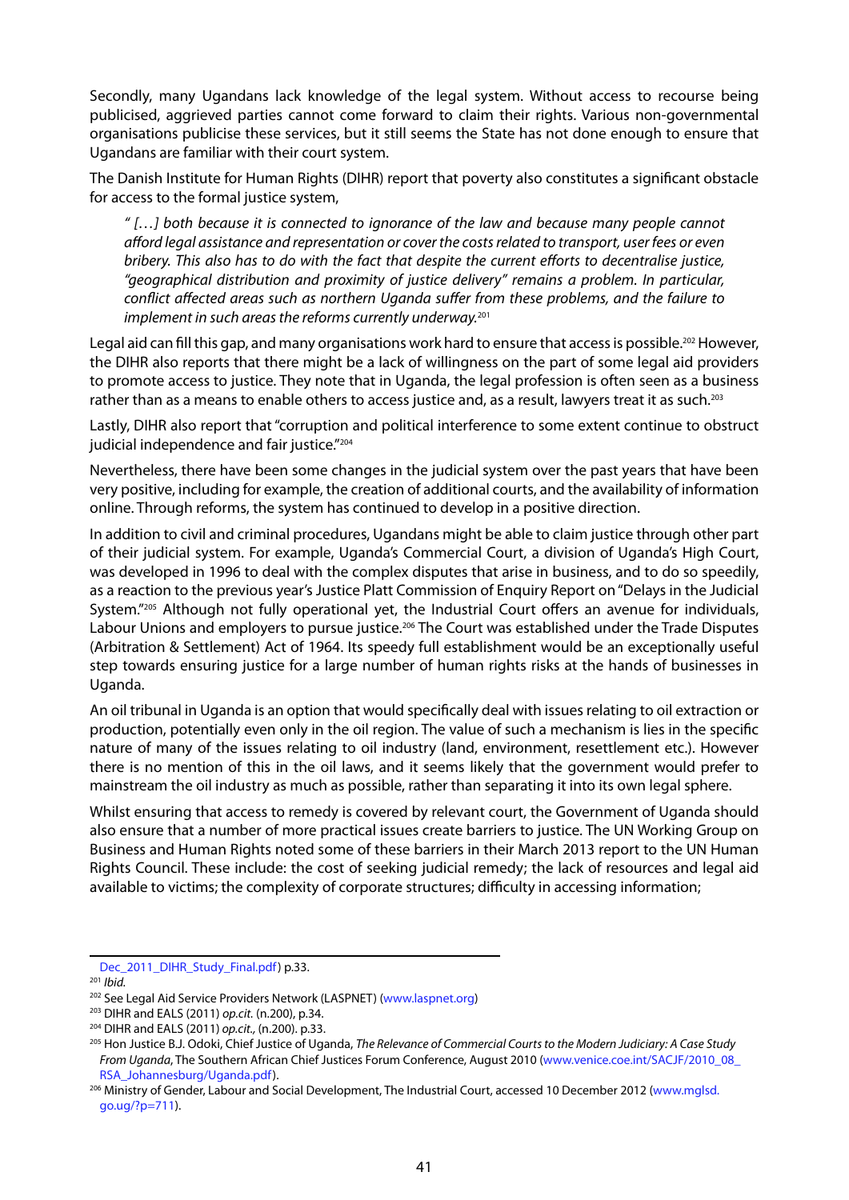Secondly, many Ugandans lack knowledge of the legal system. Without access to recourse being publicised, aggrieved parties cannot come forward to claim their rights. Various non-governmental organisations publicise these services, but it still seems the State has not done enough to ensure that Ugandans are familiar with their court system.

The Danish Institute for Human Rights (DIHR) report that poverty also constitutes a significant obstacle for access to the formal justice system,

> *" […] both because it is connected to ignorance of the law and because many people cannot afford legal assistance and representation or cover the costs related to transport, user fees or even bribery. This also has to do with the fact that despite the current efforts to decentralise justice, "geographical distribution and proximity of justice delivery" remains a problem. In particular, conflict affected areas such as northern Uganda suffer from these problems, and the failure to implement in such areas the reforms currently underway.*[201]

Legal aid can fill this gap, and many organisations work hard to ensure that access is possible.[202] However, the DIHR also reports that there might be a lack of willingness on the part of some legal aid providers to promote access to justice. They note that in Uganda, the legal profession is often seen as a business rather than as a means to enable others to access justice and, as a result, lawyers treat it as such.[203]

Lastly, DIHR also report that "corruption and political interference to some extent continue to obstruct judicial independence and fair justice."[204]

Nevertheless, there have been some changes in the judicial system over the past years that have been very positive, including for example, the creation of additional courts, and the availability of information online. Through reforms, the system has continued to develop in a positive direction.

In addition to civil and criminal procedures, Ugandans might be able to claim justice through other part of their judicial system. For example, Uganda's Commercial Court, a division of Uganda's High Court, was developed in 1996 to deal with the complex disputes that arise in business, and to do so speedily, as a reaction to the previous year's Justice Platt Commission of Enquiry Report on "Delays in the Judicial System."[205] Although not fully operational yet, the Industrial Court offers an avenue for individuals, Labour Unions and employers to pursue justice.[206] The Court was established under the Trade Disputes (Arbitration & Settlement) Act of 1964. Its speedy full establishment would be an exceptionally useful step towards ensuring justice for a large number of human rights risks at the hands of businesses in Uganda.

An oil tribunal in Uganda is an option that would specifically deal with issues relating to oil extraction or production, potentially even only in the oil region. The value of such a mechanism is lies in the specific nature of many of the issues relating to oil industry (land, environment, resettlement etc.). However there is no mention of this in the oil laws, and it seems likely that the government would prefer to mainstream the oil industry as much as possible, rather than separating it into its own legal sphere.

Whilst ensuring that access to remedy is covered by relevant court, the Government of Uganda should also ensure that a number of more practical issues create barriers to justice. The UN Working Group on Business and Human Rights noted some of these barriers in their March 2013 report to the UN Human Rights Council. These include: the cost of seeking judicial remedy; the lack of resources and legal aid available to victims; the complexity of corporate structures; difficulty in accessing information;

---

Dec_2011_DIHR_Study_Final.pdf) p.33.

[201] *Ibid.*

[202] See Legal Aid Service Providers Network (LASPNET) (www.laspnet.org)

[203] DIHR and EALS (2011) *op.cit.* (n.200), p.34.

[204] DIHR and EALS (2011) *op.cit.,* (n.200). p.33.

[205] Hon Justice B.J. Odoki, Chief Justice of Uganda, *The Relevance of Commercial Courts to the Modern Judiciary: A Case Study From Uganda*, The Southern African Chief Justices Forum Conference, August 2010 (www.venice.coe.int/SACJF/2010_08_RSA_Johannesburg/Uganda.pdf).

[206] Ministry of Gender, Labour and Social Development, The Industrial Court, accessed 10 December 2012 (www.mglsd.go.ug/?p=711).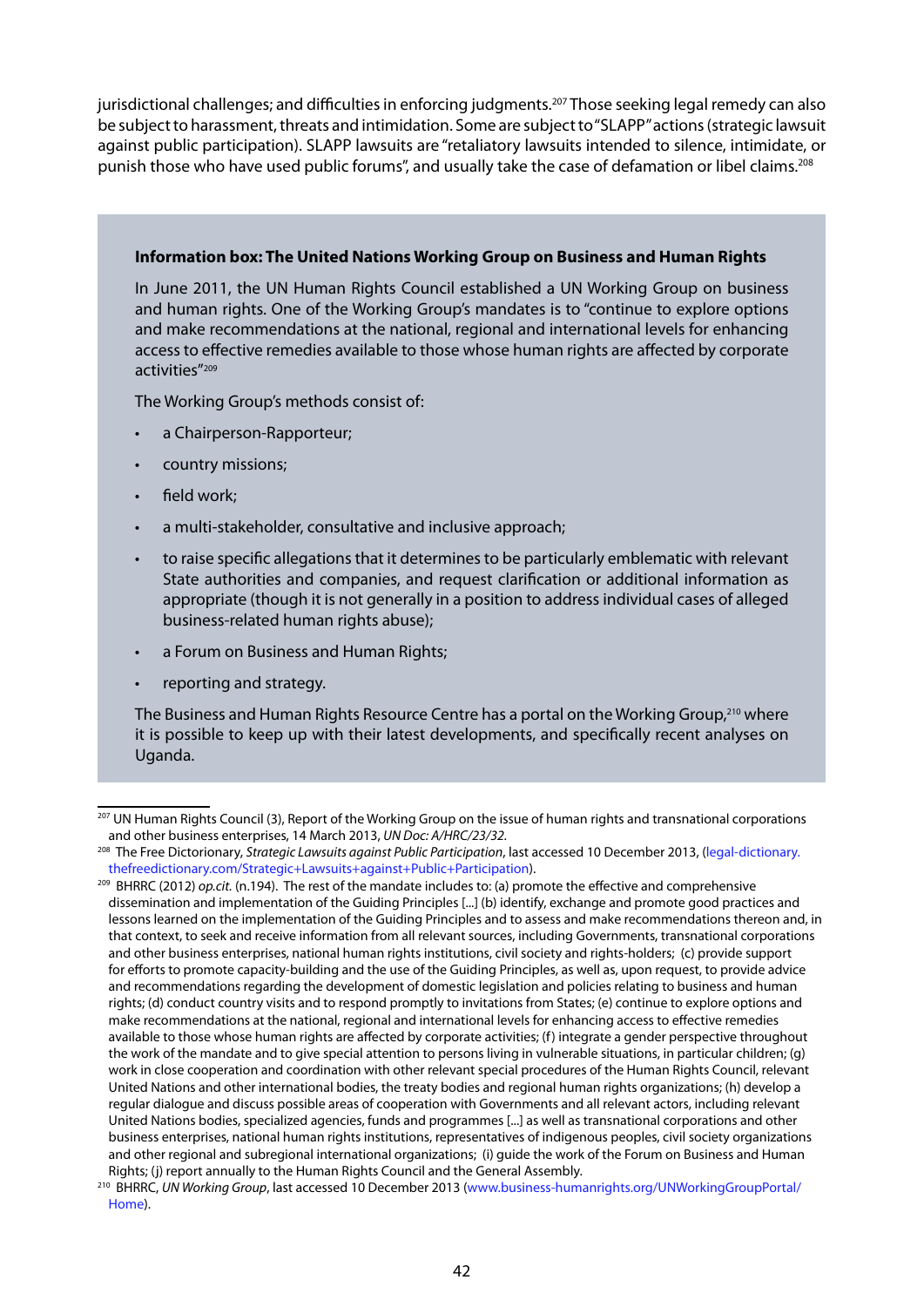jurisdictional challenges; and difficulties in enforcing judgments.[207] Those seeking legal remedy can also be subject to harassment, threats and intimidation. Some are subject to "SLAPP" actions (strategic lawsuit against public participation). SLAPP lawsuits are "retaliatory lawsuits intended to silence, intimidate, or punish those who have used public forums", and usually take the case of defamation or libel claims.[208]

**Information box: The United Nations Working Group on Business and Human Rights**

In June 2011, the UN Human Rights Council established a UN Working Group on business and human rights. One of the Working Group's mandates is to "continue to explore options and make recommendations at the national, regional and international levels for enhancing access to effective remedies available to those whose human rights are affected by corporate activities"[209]

The Working Group's methods consist of:

- a Chairperson-Rapporteur;
- country missions;
- field work;
- a multi-stakeholder, consultative and inclusive approach;
- to raise specific allegations that it determines to be particularly emblematic with relevant State authorities and companies, and request clarification or additional information as appropriate (though it is not generally in a position to address individual cases of alleged business-related human rights abuse);
- a Forum on Business and Human Rights;
- reporting and strategy.

The Business and Human Rights Resource Centre has a portal on the Working Group,[210] where it is possible to keep up with their latest developments, and specifically recent analyses on Uganda.

---

[207] UN Human Rights Council (3), Report of the Working Group on the issue of human rights and transnational corporations and other business enterprises, 14 March 2013, *UN Doc: A/HRC/23/32*.

[208] The Free Dictorionary, *Strategic Lawsuits against Public Participation*, last accessed 10 December 2013, (legal-dictionary.thefreedictionary.com/Strategic+Lawsuits+against+Public+Participation).

[209] BHRRC (2012) *op.cit.* (n.194). The rest of the mandate includes to: (a) promote the effective and comprehensive dissemination and implementation of the Guiding Principles [...] (b) identify, exchange and promote good practices and lessons learned on the implementation of the Guiding Principles and to assess and make recommendations thereon and, in that context, to seek and receive information from all relevant sources, including Governments, transnational corporations and other business enterprises, national human rights institutions, civil society and rights-holders; (c) provide support for efforts to promote capacity-building and the use of the Guiding Principles, as well as, upon request, to provide advice and recommendations regarding the development of domestic legislation and policies relating to business and human rights; (d) conduct country visits and to respond promptly to invitations from States; (e) continue to explore options and make recommendations at the national, regional and international levels for enhancing access to effective remedies available to those whose human rights are affected by corporate activities; (f) integrate a gender perspective throughout the work of the mandate and to give special attention to persons living in vulnerable situations, in particular children; (g) work in close cooperation and coordination with other relevant special procedures of the Human Rights Council, relevant United Nations and other international bodies, the treaty bodies and regional human rights organizations; (h) develop a regular dialogue and discuss possible areas of cooperation with Governments and all relevant actors, including relevant United Nations bodies, specialized agencies, funds and programmes [...] as well as transnational corporations and other business enterprises, national human rights institutions, representatives of indigenous peoples, civil society organizations and other regional and subregional international organizations; (i) guide the work of the Forum on Business and Human Rights; (j) report annually to the Human Rights Council and the General Assembly.

[210] BHRRC, *UN Working Group*, last accessed 10 December 2013 (www.business-humanrights.org/UNWorkingGroupPortal/Home).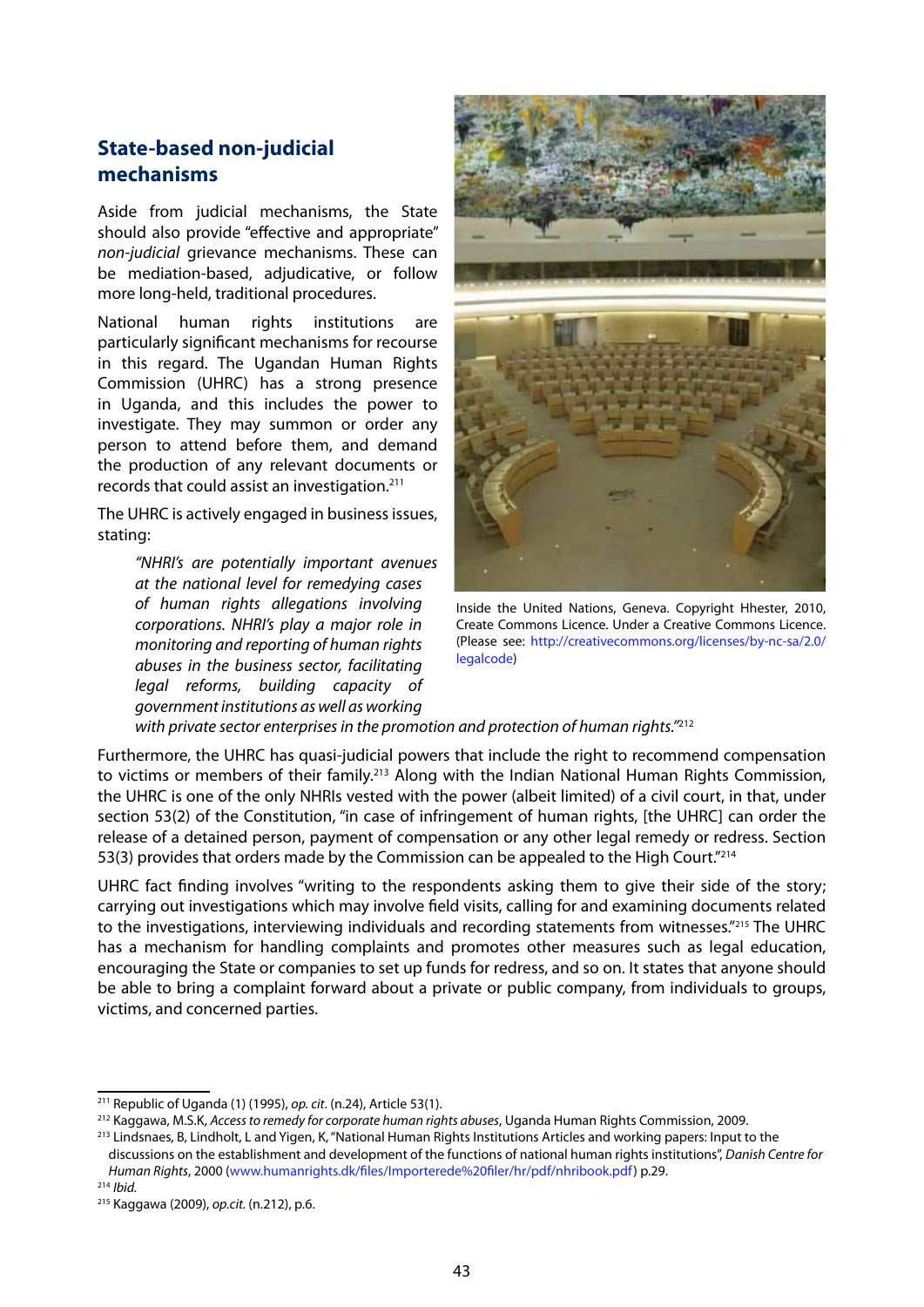## State-based non-judicial mechanisms

Aside from judicial mechanisms, the State should also provide "effective and appropriate" *non-judicial* grievance mechanisms. These can be mediation-based, adjudicative, or follow more long-held, traditional procedures.

National human rights institutions are particularly significant mechanisms for recourse in this regard. The Ugandan Human Rights Commission (UHRC) has a strong presence in Uganda, and this includes the power to investigate. They may summon or order any person to attend before them, and demand the production of any relevant documents or records that could assist an investigation.[211]

The UHRC is actively engaged in business issues, stating:

> *"NHRI's are potentially important avenues at the national level for remedying cases of human rights allegations involving corporations. NHRI's play a major role in monitoring and reporting of human rights abuses in the business sector, facilitating legal reforms, building capacity of government institutions as well as working with private sector enterprises in the promotion and protection of human rights."*[212]

Inside the United Nations, Geneva. Copyright Hhester, 2010, Create Commons Licence. Under a Creative Commons Licence. (Please see: http://creativecommons.org/licenses/by-nc-sa/2.0/legalcode)

Furthermore, the UHRC has quasi-judicial powers that include the right to recommend compensation to victims or members of their family.[213] Along with the Indian National Human Rights Commission, the UHRC is one of the only NHRIs vested with the power (albeit limited) of a civil court, in that, under section 53(2) of the Constitution, "in case of infringement of human rights, [the UHRC] can order the release of a detained person, payment of compensation or any other legal remedy or redress. Section 53(3) provides that orders made by the Commission can be appealed to the High Court."[214]

UHRC fact finding involves "writing to the respondents asking them to give their side of the story; carrying out investigations which may involve field visits, calling for and examining documents related to the investigations, interviewing individuals and recording statements from witnesses."[215] The UHRC has a mechanism for handling complaints and promotes other measures such as legal education, encouraging the State or companies to set up funds for redress, and so on. It states that anyone should be able to bring a complaint forward about a private or public company, from individuals to groups, victims, and concerned parties.

---

[211] Republic of Uganda (1) (1995), *op. cit*. (n.24), Article 53(1).

[212] Kaggawa, M.S.K, *Access to remedy for corporate human rights abuses*, Uganda Human Rights Commission, 2009.

[213] Lindsnaes, B, Lindholt, L and Yigen, K, "National Human Rights Institutions Articles and working papers: Input to the discussions on the establishment and development of the functions of national human rights institutions", *Danish Centre for Human Rights*, 2000 (www.humanrights.dk/files/Importerede%20filer/hr/pdf/nhribook.pdf) p.29.

[214] *Ibid.*

[215] Kaggawa (2009), *op.cit.* (n.212), p.6.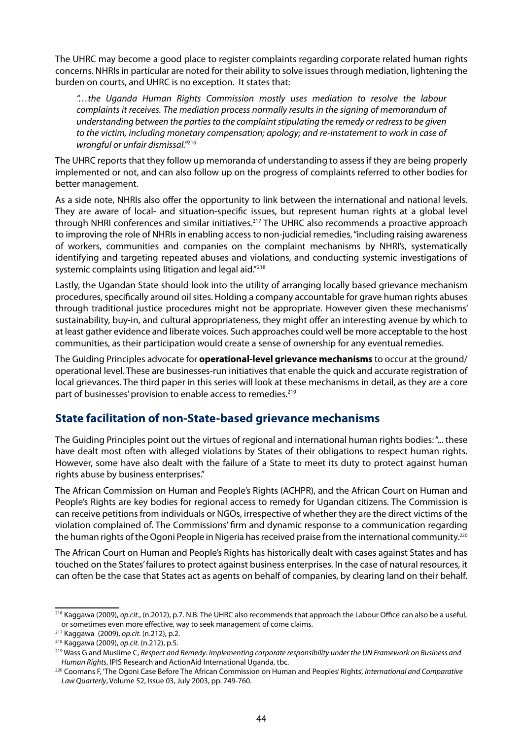The UHRC may become a good place to register complaints regarding corporate related human rights concerns. NHRIs in particular are noted for their ability to solve issues through mediation, lightening the burden on courts, and UHRC is no exception. It states that:

> *"…the Uganda Human Rights Commission mostly uses mediation to resolve the labour complaints it receives. The mediation process normally results in the signing of memorandum of understanding between the parties to the complaint stipulating the remedy or redress to be given to the victim, including monetary compensation; apology; and re-instatement to work in case of wrongful or unfair dismissal."*[216]

The UHRC reports that they follow up memoranda of understanding to assess if they are being properly implemented or not, and can also follow up on the progress of complaints referred to other bodies for better management.

As a side note, NHRIs also offer the opportunity to link between the international and national levels. They are aware of local- and situation-specific issues, but represent human rights at a global level through NHRI conferences and similar initiatives.[217] The UHRC also recommends a proactive approach to improving the role of NHRIs in enabling access to non-judicial remedies, "including raising awareness of workers, communities and companies on the complaint mechanisms by NHRI's, systematically identifying and targeting repeated abuses and violations, and conducting systemic investigations of systemic complaints using litigation and legal aid."[218]

Lastly, the Ugandan State should look into the utility of arranging locally based grievance mechanism procedures, specifically around oil sites. Holding a company accountable for grave human rights abuses through traditional justice procedures might not be appropriate. However given these mechanisms' sustainability, buy-in, and cultural appropriateness, they might offer an interesting avenue by which to at least gather evidence and liberate voices. Such approaches could well be more acceptable to the host communities, as their participation would create a sense of ownership for any eventual remedies.

The Guiding Principles advocate for **operational-level grievance mechanisms** to occur at the ground/operational level. These are businesses-run initiatives that enable the quick and accurate registration of local grievances. The third paper in this series will look at these mechanisms in detail, as they are a core part of businesses' provision to enable access to remedies.[219]

## State facilitation of non-State-based grievance mechanisms

The Guiding Principles point out the virtues of regional and international human rights bodies: "... these have dealt most often with alleged violations by States of their obligations to respect human rights. However, some have also dealt with the failure of a State to meet its duty to protect against human rights abuse by business enterprises."

The African Commission on Human and People's Rights (ACHPR), and the African Court on Human and People's Rights are key bodies for regional access to remedy for Ugandan citizens. The Commission is can receive petitions from individuals or NGOs, irrespective of whether they are the direct victims of the violation complained of. The Commissions' firm and dynamic response to a communication regarding the human rights of the Ogoni People in Nigeria has received praise from the international community.[220]

The African Court on Human and People's Rights has historically dealt with cases against States and has touched on the States' failures to protect against business enterprises. In the case of natural resources, it can often be the case that States act as agents on behalf of companies, by clearing land on their behalf.

---

[216] Kaggawa (2009), *op.cit.*, (n.2012), p.7. N.B. The UHRC also recommends that approach the Labour Office can also be a useful, or sometimes even more effective, way to seek management of come claims.

[217] Kaggawa (2009), *op.cit.* (n.212), p.2.

[218] Kaggawa (2009), *op.cit.* (n.212), p.5.

[219] Wass G and Musiime C, *Respect and Remedy: Implementing corporate responsibility under the UN Framework on Business and Human Rights*, IPIS Research and ActionAid International Uganda, tbc.

[220] Coomans F, 'The Ogoni Case Before The African Commission on Human and Peoples' Rights', *International and Comparative Law Quarterly*, Volume 52, Issue 03, July 2003, pp. 749-760.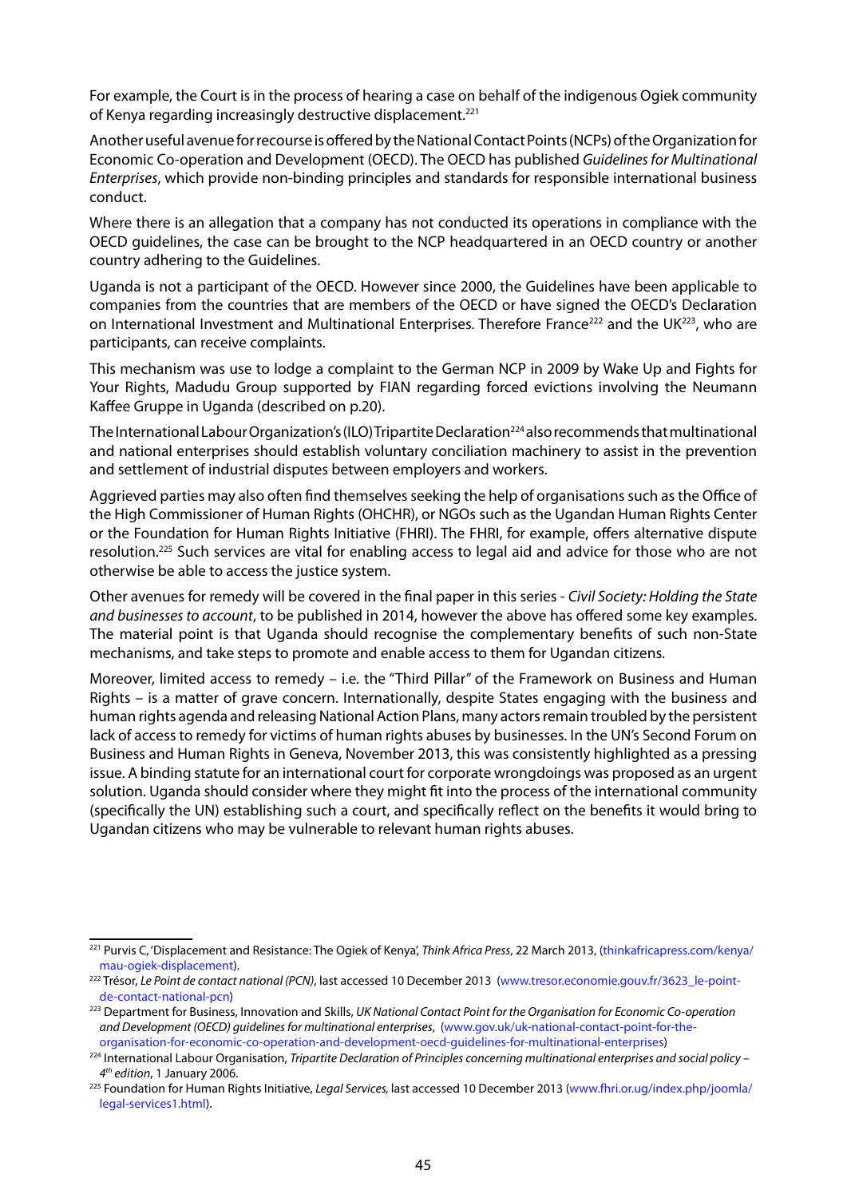For example, the Court is in the process of hearing a case on behalf of the indigenous Ogiek community of Kenya regarding increasingly destructive displacement.[221]

Another useful avenue for recourse is offered by the National Contact Points (NCPs) of the Organization for Economic Co-operation and Development (OECD). The OECD has published *Guidelines for Multinational Enterprises*, which provide non-binding principles and standards for responsible international business conduct.

Where there is an allegation that a company has not conducted its operations in compliance with the OECD guidelines, the case can be brought to the NCP headquartered in an OECD country or another country adhering to the Guidelines.

Uganda is not a participant of the OECD. However since 2000, the Guidelines have been applicable to companies from the countries that are members of the OECD or have signed the OECD's Declaration on International Investment and Multinational Enterprises. Therefore France[222] and the UK[223], who are participants, can receive complaints.

This mechanism was use to lodge a complaint to the German NCP in 2009 by Wake Up and Fights for Your Rights, Madudu Group supported by FIAN regarding forced evictions involving the Neumann Kaffee Gruppe in Uganda (described on p.20).

The International Labour Organization's (ILO) Tripartite Declaration[224] also recommends that multinational and national enterprises should establish voluntary conciliation machinery to assist in the prevention and settlement of industrial disputes between employers and workers.

Aggrieved parties may also often find themselves seeking the help of organisations such as the Office of the High Commissioner of Human Rights (OHCHR), or NGOs such as the Ugandan Human Rights Center or the Foundation for Human Rights Initiative (FHRI). The FHRI, for example, offers alternative dispute resolution.[225] Such services are vital for enabling access to legal aid and advice for those who are not otherwise be able to access the justice system.

Other avenues for remedy will be covered in the final paper in this series - *Civil Society: Holding the State and businesses to account*, to be published in 2014, however the above has offered some key examples. The material point is that Uganda should recognise the complementary benefits of such non-State mechanisms, and take steps to promote and enable access to them for Ugandan citizens.

Moreover, limited access to remedy – i.e. the "Third Pillar" of the Framework on Business and Human Rights – is a matter of grave concern. Internationally, despite States engaging with the business and human rights agenda and releasing National Action Plans, many actors remain troubled by the persistent lack of access to remedy for victims of human rights abuses by businesses. In the UN's Second Forum on Business and Human Rights in Geneva, November 2013, this was consistently highlighted as a pressing issue. A binding statute for an international court for corporate wrongdoings was proposed as an urgent solution. Uganda should consider where they might fit into the process of the international community (specifically the UN) establishing such a court, and specifically reflect on the benefits it would bring to Ugandan citizens who may be vulnerable to relevant human rights abuses.

---

[221] Purvis C, 'Displacement and Resistance: The Ogiek of Kenya', *Think Africa Press*, 22 March 2013, (thinkafricapress.com/kenya/mau-ogiek-displacement).

[222] Trésor, *Le Point de contact national (PCN)*, last accessed 10 December 2013 (www.tresor.economie.gouv.fr/3623_le-point-de-contact-national-pcn)

[223] Department for Business, Innovation and Skills, *UK National Contact Point for the Organisation for Economic Co-operation and Development (OECD) guidelines for multinational enterprises*, (www.gov.uk/uk-national-contact-point-for-the-organisation-for-economic-co-operation-and-development-oecd-guidelines-for-multinational-enterprises)

[224] International Labour Organisation, *Tripartite Declaration of Principles concerning multinational enterprises and social policy – 4th edition*, 1 January 2006.

[225] Foundation for Human Rights Initiative, *Legal Services,* last accessed 10 December 2013 (www.fhri.or.ug/index.php/joomla/legal-services1.html).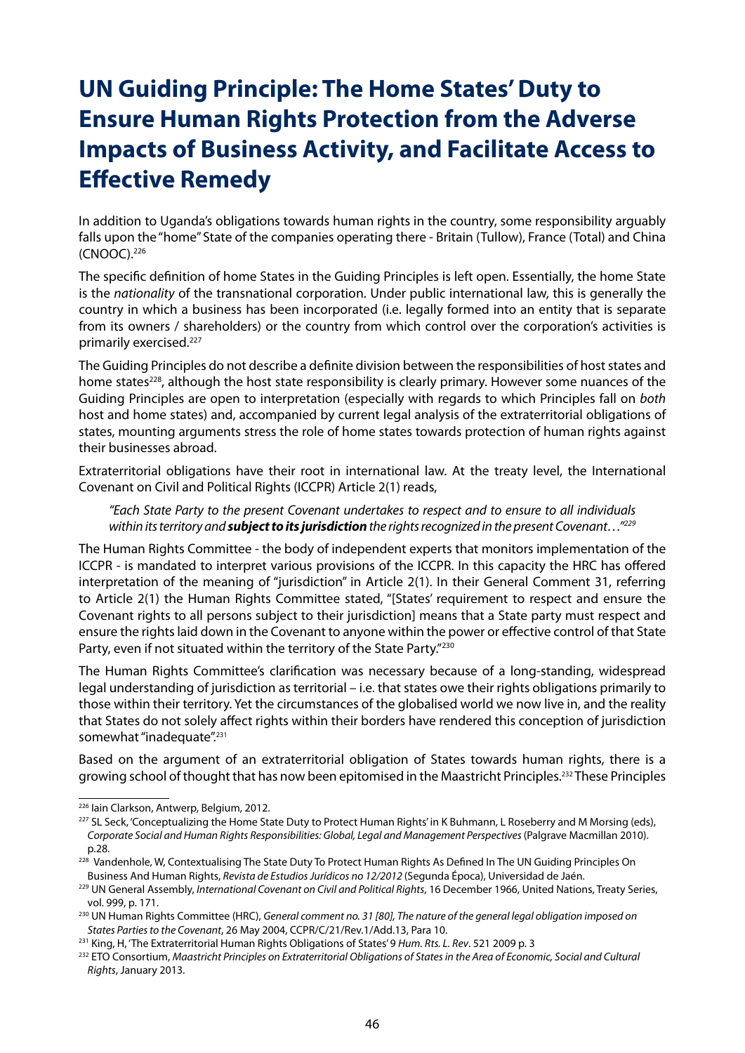# UN Guiding Principle: The Home States' Duty to Ensure Human Rights Protection from the Adverse Impacts of Business Activity, and Facilitate Access to Effective Remedy

In addition to Uganda's obligations towards human rights in the country, some responsibility arguably falls upon the "home" State of the companies operating there - Britain (Tullow), France (Total) and China (CNOOC).[226]

The specific definition of home States in the Guiding Principles is left open. Essentially, the home State is the *nationality* of the transnational corporation. Under public international law, this is generally the country in which a business has been incorporated (i.e. legally formed into an entity that is separate from its owners / shareholders) or the country from which control over the corporation's activities is primarily exercised.[227]

The Guiding Principles do not describe a definite division between the responsibilities of host states and home states[228], although the host state responsibility is clearly primary. However some nuances of the Guiding Principles are open to interpretation (especially with regards to which Principles fall on *both* host and home states) and, accompanied by current legal analysis of the extraterritorial obligations of states, mounting arguments stress the role of home states towards protection of human rights against their businesses abroad.

Extraterritorial obligations have their root in international law. At the treaty level, the International Covenant on Civil and Political Rights (ICCPR) Article 2(1) reads,

> *"Each State Party to the present Covenant undertakes to respect and to ensure to all individuals within its territory and **subject to its jurisdiction** the rights recognized in the present Covenant…"*[229]

The Human Rights Committee - the body of independent experts that monitors implementation of the ICCPR - is mandated to interpret various provisions of the ICCPR. In this capacity the HRC has offered interpretation of the meaning of "jurisdiction" in Article 2(1). In their General Comment 31, referring to Article 2(1) the Human Rights Committee stated, "[States' requirement to respect and ensure the Covenant rights to all persons subject to their jurisdiction] means that a State party must respect and ensure the rights laid down in the Covenant to anyone within the power or effective control of that State Party, even if not situated within the territory of the State Party."[230]

The Human Rights Committee's clarification was necessary because of a long-standing, widespread legal understanding of jurisdiction as territorial – i.e. that states owe their rights obligations primarily to those within their territory. Yet the circumstances of the globalised world we now live in, and the reality that States do not solely affect rights within their borders have rendered this conception of jurisdiction somewhat "inadequate".[231]

Based on the argument of an extraterritorial obligation of States towards human rights, there is a growing school of thought that has now been epitomised in the Maastricht Principles.[232] These Principles

---

[226] Iain Clarkson, Antwerp, Belgium, 2012.

[227] SL Seck, 'Conceptualizing the Home State Duty to Protect Human Rights' in K Buhmann, L Roseberry and M Morsing (eds), *Corporate Social and Human Rights Responsibilities: Global, Legal and Management Perspectives* (Palgrave Macmillan 2010). p.28.

[228] Vandenhole, W, Contextualising The State Duty To Protect Human Rights As Defined In The UN Guiding Principles On Business And Human Rights, *Revista de Estudios Jurídicos no 12/2012* (Segunda Época), Universidad de Jaén.

[229] UN General Assembly, *International Covenant on Civil and Political Rights*, 16 December 1966, United Nations, Treaty Series, vol. 999, p. 171.

[230] UN Human Rights Committee (HRC), *General comment no. 31 [80], The nature of the general legal obligation imposed on States Parties to the Covenant*, 26 May 2004, CCPR/C/21/Rev.1/Add.13, Para 10.

[231] King, H, 'The Extraterritorial Human Rights Obligations of States' 9 *Hum. Rts. L. Rev*. 521 2009 p. 3

[232] ETO Consortium, *Maastricht Principles on Extraterritorial Obligations of States in the Area of Economic, Social and Cultural Rights*, January 2013.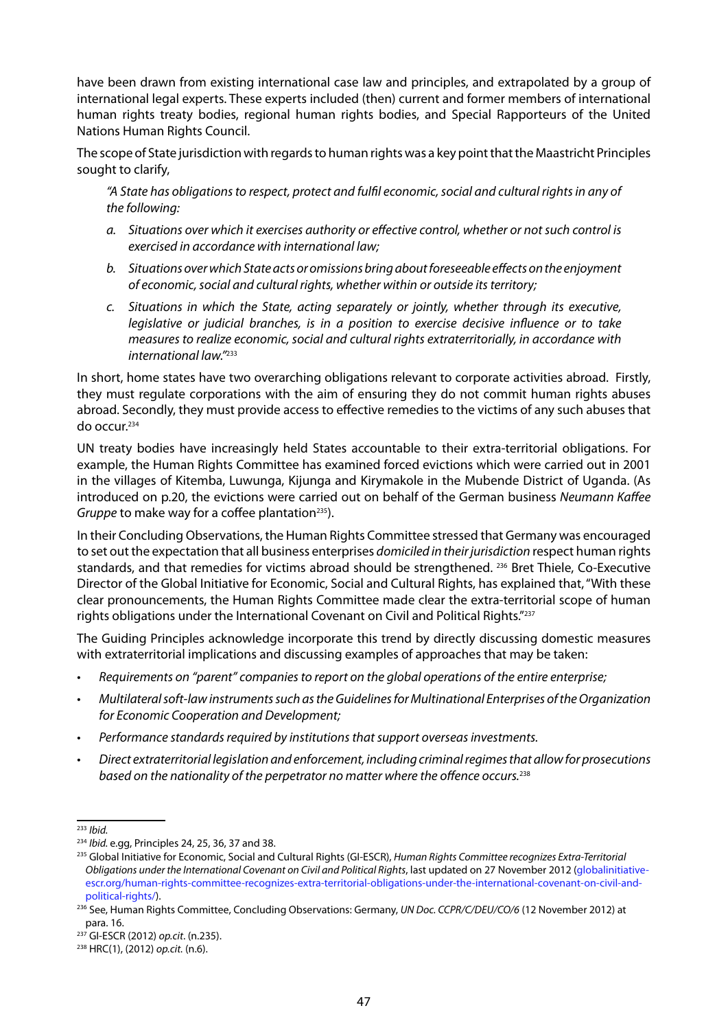have been drawn from existing international case law and principles, and extrapolated by a group of international legal experts. These experts included (then) current and former members of international human rights treaty bodies, regional human rights bodies, and Special Rapporteurs of the United Nations Human Rights Council.

The scope of State jurisdiction with regards to human rights was a key point that the Maastricht Principles sought to clarify,

> *"A State has obligations to respect, protect and fulfil economic, social and cultural rights in any of the following:*
>
> *a. Situations over which it exercises authority or effective control, whether or not such control is exercised in accordance with international law;*
>
> *b. Situations over which State acts or omissions bring about foreseeable effects on the enjoyment of economic, social and cultural rights, whether within or outside its territory;*
>
> *c. Situations in which the State, acting separately or jointly, whether through its executive, legislative or judicial branches, is in a position to exercise decisive influence or to take measures to realize economic, social and cultural rights extraterritorially, in accordance with international law."*[233]

In short, home states have two overarching obligations relevant to corporate activities abroad. Firstly, they must regulate corporations with the aim of ensuring they do not commit human rights abuses abroad. Secondly, they must provide access to effective remedies to the victims of any such abuses that do occur.[234]

UN treaty bodies have increasingly held States accountable to their extra-territorial obligations. For example, the Human Rights Committee has examined forced evictions which were carried out in 2001 in the villages of Kitemba, Luwunga, Kijunga and Kirymakole in the Mubende District of Uganda. (As introduced on p.20, the evictions were carried out on behalf of the German business *Neumann Kaffee Gruppe* to make way for a coffee plantation[235]).

In their Concluding Observations, the Human Rights Committee stressed that Germany was encouraged to set out the expectation that all business enterprises *domiciled in their jurisdiction* respect human rights standards, and that remedies for victims abroad should be strengthened.[236] Bret Thiele, Co-Executive Director of the Global Initiative for Economic, Social and Cultural Rights, has explained that, "With these clear pronouncements, the Human Rights Committee made clear the extra-territorial scope of human rights obligations under the International Covenant on Civil and Political Rights."[237]

The Guiding Principles acknowledge incorporate this trend by directly discussing domestic measures with extraterritorial implications and discussing examples of approaches that may be taken:

- *Requirements on "parent" companies to report on the global operations of the entire enterprise;*
- *Multilateral soft-law instruments such as the Guidelines for Multinational Enterprises of the Organization for Economic Cooperation and Development;*
- *Performance standards required by institutions that support overseas investments.*
- *Direct extraterritorial legislation and enforcement, including criminal regimes that allow for prosecutions based on the nationality of the perpetrator no matter where the offence occurs.*[238]

---

[233] *Ibid.*

[234] *Ibid.* e.gg, Principles 24, 25, 36, 37 and 38.

[235] Global Initiative for Economic, Social and Cultural Rights (GI-ESCR), *Human Rights Committee recognizes Extra-Territorial Obligations under the International Covenant on Civil and Political Rights*, last updated on 27 November 2012 (globalinitiative-escr.org/human-rights-committee-recognizes-extra-territorial-obligations-under-the-international-covenant-on-civil-and-political-rights/).

[236] See, Human Rights Committee, Concluding Observations: Germany, *UN Doc. CCPR/C/DEU/CO/6* (12 November 2012) at para. 16.

[237] GI-ESCR (2012) *op.cit*. (n.235).

[238] HRC(1), (2012) *op.cit.* (n.6).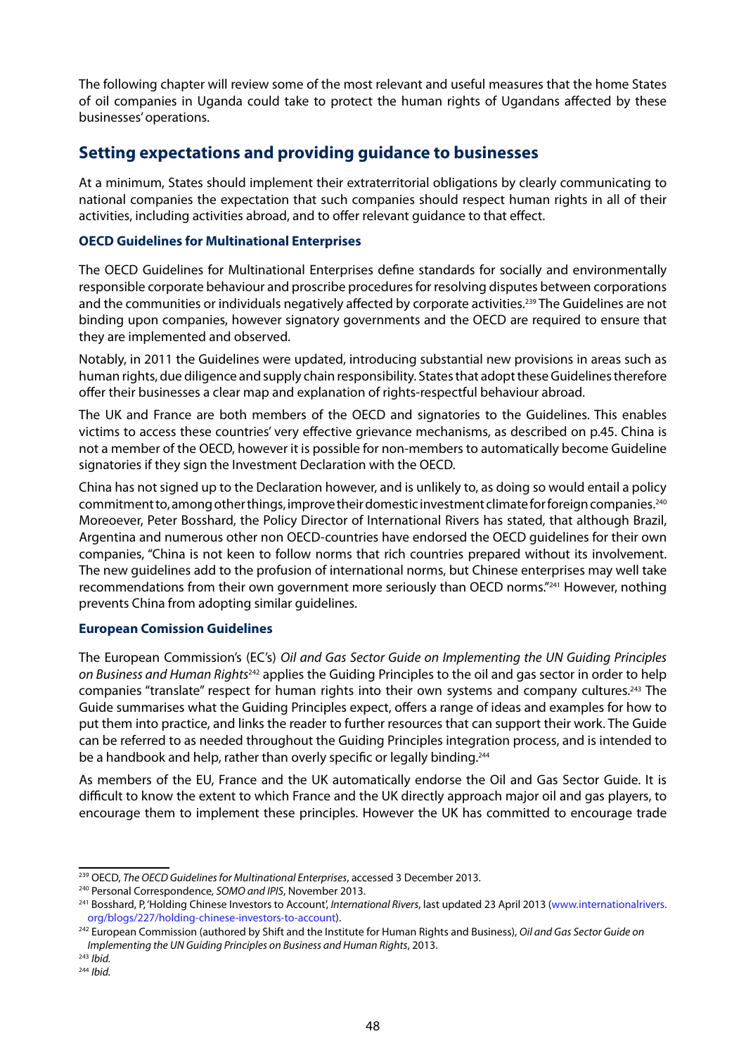The following chapter will review some of the most relevant and useful measures that the home States of oil companies in Uganda could take to protect the human rights of Ugandans affected by these businesses' operations.

## Setting expectations and providing guidance to businesses

At a minimum, States should implement their extraterritorial obligations by clearly communicating to national companies the expectation that such companies should respect human rights in all of their activities, including activities abroad, and to offer relevant guidance to that effect.

### OECD Guidelines for Multinational Enterprises

The OECD Guidelines for Multinational Enterprises define standards for socially and environmentally responsible corporate behaviour and proscribe procedures for resolving disputes between corporations and the communities or individuals negatively affected by corporate activities.[239] The Guidelines are not binding upon companies, however signatory governments and the OECD are required to ensure that they are implemented and observed.

Notably, in 2011 the Guidelines were updated, introducing substantial new provisions in areas such as human rights, due diligence and supply chain responsibility. States that adopt these Guidelines therefore offer their businesses a clear map and explanation of rights-respectful behaviour abroad.

The UK and France are both members of the OECD and signatories to the Guidelines. This enables victims to access these countries' very effective grievance mechanisms, as described on p.45. China is not a member of the OECD, however it is possible for non-members to automatically become Guideline signatories if they sign the Investment Declaration with the OECD.

China has not signed up to the Declaration however, and is unlikely to, as doing so would entail a policy commitment to, among other things, improve their domestic investment climate for foreign companies.[240] Moreoever, Peter Bosshard, the Policy Director of International Rivers has stated, that although Brazil, Argentina and numerous other non OECD-countries have endorsed the OECD guidelines for their own companies, "China is not keen to follow norms that rich countries prepared without its involvement. The new guidelines add to the profusion of international norms, but Chinese enterprises may well take recommendations from their own government more seriously than OECD norms."[241] However, nothing prevents China from adopting similar guidelines.

### European Comission Guidelines

The European Commission's (EC's) *Oil and Gas Sector Guide on Implementing the UN Guiding Principles on Business and Human Rights*[242] applies the Guiding Principles to the oil and gas sector in order to help companies "translate" respect for human rights into their own systems and company cultures.[243] The Guide summarises what the Guiding Principles expect, offers a range of ideas and examples for how to put them into practice, and links the reader to further resources that can support their work. The Guide can be referred to as needed throughout the Guiding Principles integration process, and is intended to be a handbook and help, rather than overly specific or legally binding.[244]

As members of the EU, France and the UK automatically endorse the Oil and Gas Sector Guide. It is difficult to know the extent to which France and the UK directly approach major oil and gas players, to encourage them to implement these principles. However the UK has committed to encourage trade

---

[239] OECD, *The OECD Guidelines for Multinational Enterprises*, accessed 3 December 2013.

[240] Personal Correspondence, *SOMO and IPIS*, November 2013.

[241] Bosshard, P, 'Holding Chinese Investors to Account', *International Rivers*, last updated 23 April 2013 (www.internationalrivers.org/blogs/227/holding-chinese-investors-to-account).

[242] European Commission (authored by Shift and the Institute for Human Rights and Business), *Oil and Gas Sector Guide on Implementing the UN Guiding Principles on Business and Human Rights*, 2013.

[243] *Ibid.*

[244] *Ibid.*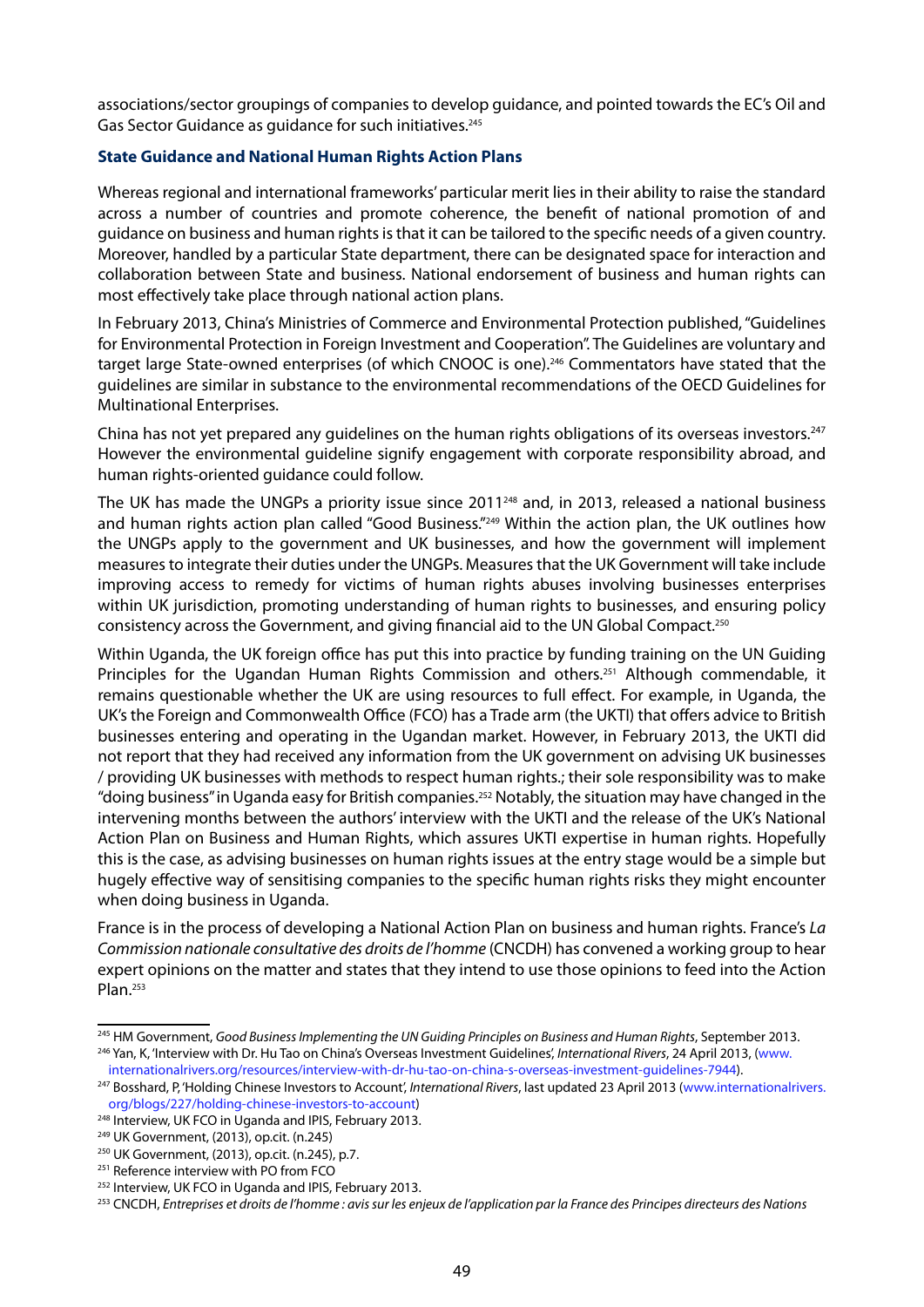associations/sector groupings of companies to develop guidance, and pointed towards the EC's Oil and Gas Sector Guidance as guidance for such initiatives.[245]

**State Guidance and National Human Rights Action Plans**

Whereas regional and international frameworks' particular merit lies in their ability to raise the standard across a number of countries and promote coherence, the benefit of national promotion of and guidance on business and human rights is that it can be tailored to the specific needs of a given country. Moreover, handled by a particular State department, there can be designated space for interaction and collaboration between State and business. National endorsement of business and human rights can most effectively take place through national action plans.

In February 2013, China's Ministries of Commerce and Environmental Protection published, "Guidelines for Environmental Protection in Foreign Investment and Cooperation". The Guidelines are voluntary and target large State-owned enterprises (of which CNOOC is one).[246] Commentators have stated that the guidelines are similar in substance to the environmental recommendations of the OECD Guidelines for Multinational Enterprises.

China has not yet prepared any guidelines on the human rights obligations of its overseas investors.[247] However the environmental guideline signify engagement with corporate responsibility abroad, and human rights-oriented guidance could follow.

The UK has made the UNGPs a priority issue since 2011[248] and, in 2013, released a national business and human rights action plan called "Good Business."[249] Within the action plan, the UK outlines how the UNGPs apply to the government and UK businesses, and how the government will implement measures to integrate their duties under the UNGPs. Measures that the UK Government will take include improving access to remedy for victims of human rights abuses involving businesses enterprises within UK jurisdiction, promoting understanding of human rights to businesses, and ensuring policy consistency across the Government, and giving financial aid to the UN Global Compact.[250]

Within Uganda, the UK foreign office has put this into practice by funding training on the UN Guiding Principles for the Ugandan Human Rights Commission and others.[251] Although commendable, it remains questionable whether the UK are using resources to full effect. For example, in Uganda, the UK's the Foreign and Commonwealth Office (FCO) has a Trade arm (the UKTI) that offers advice to British businesses entering and operating in the Ugandan market. However, in February 2013, the UKTI did not report that they had received any information from the UK government on advising UK businesses / providing UK businesses with methods to respect human rights.; their sole responsibility was to make "doing business" in Uganda easy for British companies.[252] Notably, the situation may have changed in the intervening months between the authors' interview with the UKTI and the release of the UK's National Action Plan on Business and Human Rights, which assures UKTI expertise in human rights. Hopefully this is the case, as advising businesses on human rights issues at the entry stage would be a simple but hugely effective way of sensitising companies to the specific human rights risks they might encounter when doing business in Uganda.

France is in the process of developing a National Action Plan on business and human rights. France's *La Commission nationale consultative des droits de l'homme* (CNCDH) has convened a working group to hear expert opinions on the matter and states that they intend to use those opinions to feed into the Action Plan.[253]

---

[245] HM Government, *Good Business Implementing the UN Guiding Principles on Business and Human Rights*, September 2013.

[246] Yan, K, 'Interview with Dr. Hu Tao on China's Overseas Investment Guidelines', *International Rivers*, 24 April 2013, (www.internationalrivers.org/resources/interview-with-dr-hu-tao-on-china-s-overseas-investment-guidelines-7944).

[247] Bosshard, P, 'Holding Chinese Investors to Account', *International Rivers*, last updated 23 April 2013 (www.internationalrivers.org/blogs/227/holding-chinese-investors-to-account)

[248] Interview, UK FCO in Uganda and IPIS, February 2013.

[249] UK Government, (2013), op.cit. (n.245)

[250] UK Government, (2013), op.cit. (n.245), p.7.

[251] Reference interview with PO from FCO

[252] Interview, UK FCO in Uganda and IPIS, February 2013.

[253] CNCDH, *Entreprises et droits de l'homme : avis sur les enjeux de l'application par la France des Principes directeurs des Nations*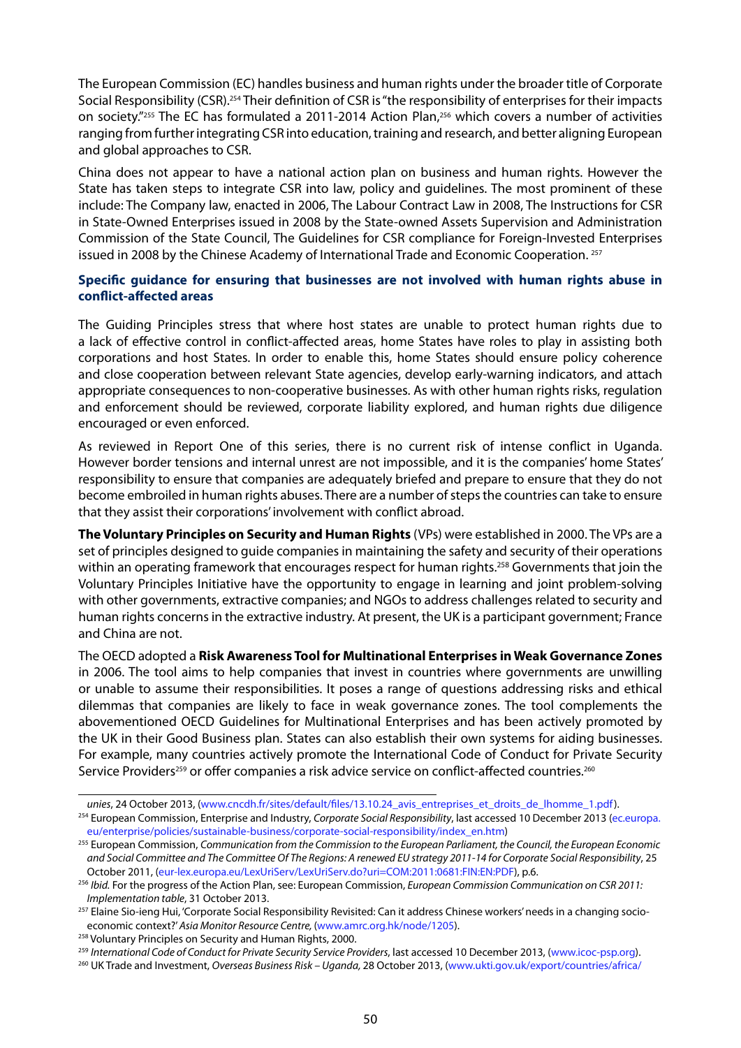The European Commission (EC) handles business and human rights under the broader title of Corporate Social Responsibility (CSR).[254] Their definition of CSR is "the responsibility of enterprises for their impacts on society."[255] The EC has formulated a 2011-2014 Action Plan,[256] which covers a number of activities ranging from further integrating CSR into education, training and research, and better aligning European and global approaches to CSR.

China does not appear to have a national action plan on business and human rights. However the State has taken steps to integrate CSR into law, policy and guidelines. The most prominent of these include: The Company law, enacted in 2006, The Labour Contract Law in 2008, The Instructions for CSR in State-Owned Enterprises issued in 2008 by the State-owned Assets Supervision and Administration Commission of the State Council, The Guidelines for CSR compliance for Foreign-Invested Enterprises issued in 2008 by the Chinese Academy of International Trade and Economic Cooperation. [257]

### Specific guidance for ensuring that businesses are not involved with human rights abuse in conflict-affected areas

The Guiding Principles stress that where host states are unable to protect human rights due to a lack of effective control in conflict-affected areas, home States have roles to play in assisting both corporations and host States. In order to enable this, home States should ensure policy coherence and close cooperation between relevant State agencies, develop early-warning indicators, and attach appropriate consequences to non-cooperative businesses. As with other human rights risks, regulation and enforcement should be reviewed, corporate liability explored, and human rights due diligence encouraged or even enforced.

As reviewed in Report One of this series, there is no current risk of intense conflict in Uganda. However border tensions and internal unrest are not impossible, and it is the companies' home States' responsibility to ensure that companies are adequately briefed and prepare to ensure that they do not become embroiled in human rights abuses. There are a number of steps the countries can take to ensure that they assist their corporations' involvement with conflict abroad.

**The Voluntary Principles on Security and Human Rights** (VPs) were established in 2000. The VPs are a set of principles designed to guide companies in maintaining the safety and security of their operations within an operating framework that encourages respect for human rights.[258] Governments that join the Voluntary Principles Initiative have the opportunity to engage in learning and joint problem-solving with other governments, extractive companies; and NGOs to address challenges related to security and human rights concerns in the extractive industry. At present, the UK is a participant government; France and China are not.

The OECD adopted a **Risk Awareness Tool for Multinational Enterprises in Weak Governance Zones** in 2006. The tool aims to help companies that invest in countries where governments are unwilling or unable to assume their responsibilities. It poses a range of questions addressing risks and ethical dilemmas that companies are likely to face in weak governance zones. The tool complements the abovementioned OECD Guidelines for Multinational Enterprises and has been actively promoted by the UK in their Good Business plan. States can also establish their own systems for aiding businesses. For example, many countries actively promote the International Code of Conduct for Private Security Service Providers[259] or offer companies a risk advice service on conflict-affected countries.[260]

---

*unies*, 24 October 2013, (www.cncdh.fr/sites/default/files/13.10.24_avis_entreprises_et_droits_de_lhomme_1.pdf).

[254] European Commission, Enterprise and Industry, *Corporate Social Responsibility*, last accessed 10 December 2013 (ec.europa.eu/enterprise/policies/sustainable-business/corporate-social-responsibility/index_en.htm)

[255] European Commission, *Communication from the Commission to the European Parliament, the Council, the European Economic and Social Committee and The Committee Of The Regions: A renewed EU strategy 2011-14 for Corporate Social Responsibility*, 25 October 2011, (eur-lex.europa.eu/LexUriServ/LexUriServ.do?uri=COM:2011:0681:FIN:EN:PDF), p.6.

[256] *Ibid.* For the progress of the Action Plan, see: European Commission, *European Commission Communication on CSR 2011: Implementation table*, 31 October 2013.

[257] Elaine Sio-ieng Hui, 'Corporate Social Responsibility Revisited: Can it address Chinese workers' needs in a changing socio-economic context?' *Asia Monitor Resource Centre,* (www.amrc.org.hk/node/1205).

[258] Voluntary Principles on Security and Human Rights, 2000.

[259] *International Code of Conduct for Private Security Service Providers*, last accessed 10 December 2013, (www.icoc-psp.org).

[260] UK Trade and Investment, *Overseas Business Risk – Uganda,* 28 October 2013, (www.ukti.gov.uk/export/countries/africa/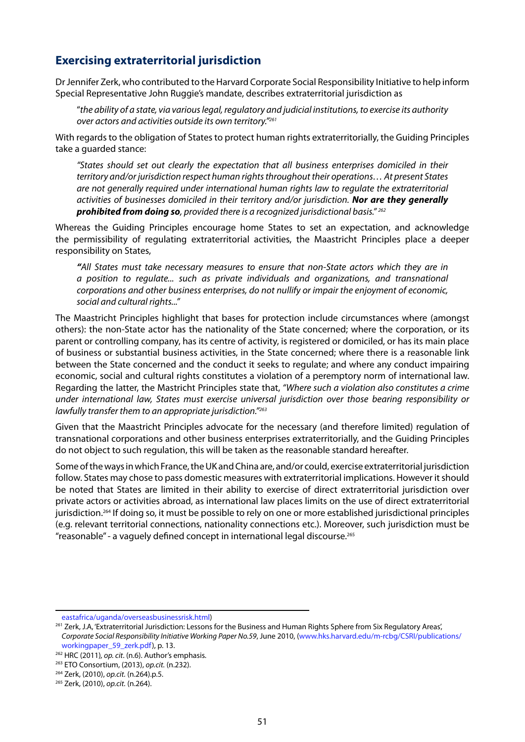## Exercising extraterritorial jurisdiction

Dr Jennifer Zerk, who contributed to the Harvard Corporate Social Responsibility Initiative to help inform Special Representative John Ruggie's mandate, describes extraterritorial jurisdiction as

> "*the ability of a state, via various legal, regulatory and judicial institutions, to exercise its authority over actors and activities outside its own territory.*"[261]

With regards to the obligation of States to protect human rights extraterritorially, the Guiding Principles take a guarded stance:

> *"States should set out clearly the expectation that all business enterprises domiciled in their territory and/or jurisdiction respect human rights throughout their operations… At present States are not generally required under international human rights law to regulate the extraterritorial activities of businesses domiciled in their territory and/or jurisdiction.* ***Nor are they generally prohibited from doing so****, provided there is a recognized jurisdictional basis."* [262]

Whereas the Guiding Principles encourage home States to set an expectation, and acknowledge the permissibility of regulating extraterritorial activities, the Maastricht Principles place a deeper responsibility on States,

> ***"****All States must take necessary measures to ensure that non-State actors which they are in a position to regulate... such as private individuals and organizations, and transnational corporations and other business enterprises, do not nullify or impair the enjoyment of economic, social and cultural rights..."*

The Maastricht Principles highlight that bases for protection include circumstances where (amongst others): the non-State actor has the nationality of the State concerned; where the corporation, or its parent or controlling company, has its centre of activity, is registered or domiciled, or has its main place of business or substantial business activities, in the State concerned; where there is a reasonable link between the State concerned and the conduct it seeks to regulate; and where any conduct impairing economic, social and cultural rights constitutes a violation of a peremptory norm of international law. Regarding the latter, the Mastricht Principles state that, *"Where such a violation also constitutes a crime under international law, States must exercise universal jurisdiction over those bearing responsibility or lawfully transfer them to an appropriate jurisdiction."*[263]

Given that the Maastricht Principles advocate for the necessary (and therefore limited) regulation of transnational corporations and other business enterprises extraterritorially, and the Guiding Principles do not object to such regulation, this will be taken as the reasonable standard hereafter.

Some of the ways in which France, the UK and China are, and/or could, exercise extraterritorial jurisdiction follow. States may chose to pass domestic measures with extraterritorial implications. However it should be noted that States are limited in their ability to exercise of direct extraterritorial jurisdiction over private actors or activities abroad, as international law places limits on the use of direct extraterritorial jurisdiction.[264] If doing so, it must be possible to rely on one or more established jurisdictional principles (e.g. relevant territorial connections, nationality connections etc.). Moreover, such jurisdiction must be "reasonable" - a vaguely defined concept in international legal discourse.[265]

---

eastafrica/uganda/overseasbusinessrisk.html)

[261] Zerk, J.A, 'Extraterritorial Jurisdiction: Lessons for the Business and Human Rights Sphere from Six Regulatory Areas', *Corporate Social Responsibility Initiative Working Paper No.59*, June 2010, (www.hks.harvard.edu/m-rcbg/CSRI/publications/workingpaper_59_zerk.pdf), p. 13.

[262] HRC (2011), *op. cit*. (n.6). Author's emphasis.

[263] ETO Consortium, (2013), *op.cit.* (n.232).

[264] Zerk, (2010), *op.cit.* (n.264).p.5.

[265] Zerk, (2010), *op.cit.* (n.264).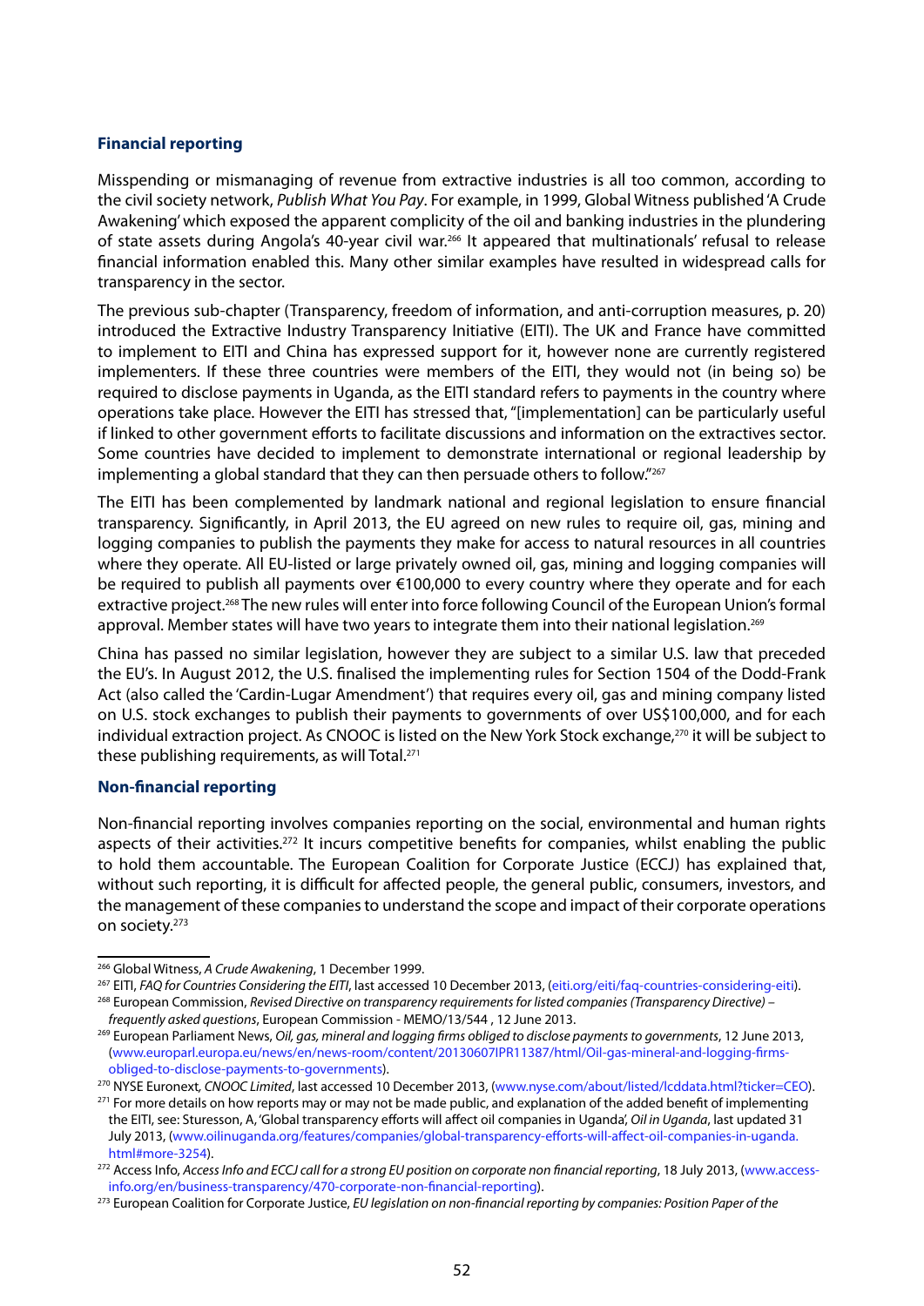### Financial reporting

Misspending or mismanaging of revenue from extractive industries is all too common, according to the civil society network, *Publish What You Pay*. For example, in 1999, Global Witness published 'A Crude Awakening' which exposed the apparent complicity of the oil and banking industries in the plundering of state assets during Angola's 40-year civil war.[266] It appeared that multinationals' refusal to release financial information enabled this. Many other similar examples have resulted in widespread calls for transparency in the sector.

The previous sub-chapter (Transparency, freedom of information, and anti-corruption measures, p. 20) introduced the Extractive Industry Transparency Initiative (EITI). The UK and France have committed to implement to EITI and China has expressed support for it, however none are currently registered implementers. If these three countries were members of the EITI, they would not (in being so) be required to disclose payments in Uganda, as the EITI standard refers to payments in the country where operations take place. However the EITI has stressed that, "[implementation] can be particularly useful if linked to other government efforts to facilitate discussions and information on the extractives sector. Some countries have decided to implement to demonstrate international or regional leadership by implementing a global standard that they can then persuade others to follow."[267]

The EITI has been complemented by landmark national and regional legislation to ensure financial transparency. Significantly, in April 2013, the EU agreed on new rules to require oil, gas, mining and logging companies to publish the payments they make for access to natural resources in all countries where they operate. All EU-listed or large privately owned oil, gas, mining and logging companies will be required to publish all payments over €100,000 to every country where they operate and for each extractive project.[268] The new rules will enter into force following Council of the European Union's formal approval. Member states will have two years to integrate them into their national legislation.[269]

China has passed no similar legislation, however they are subject to a similar U.S. law that preceded the EU's. In August 2012, the U.S. finalised the implementing rules for Section 1504 of the Dodd-Frank Act (also called the 'Cardin-Lugar Amendment') that requires every oil, gas and mining company listed on U.S. stock exchanges to publish their payments to governments of over US$100,000, and for each individual extraction project. As CNOOC is listed on the New York Stock exchange,[270] it will be subject to these publishing requirements, as will Total.[271]

### Non-financial reporting

Non-financial reporting involves companies reporting on the social, environmental and human rights aspects of their activities.[272] It incurs competitive benefits for companies, whilst enabling the public to hold them accountable. The European Coalition for Corporate Justice (ECCJ) has explained that, without such reporting, it is difficult for affected people, the general public, consumers, investors, and the management of these companies to understand the scope and impact of their corporate operations on society.[273]

---

[266] Global Witness, *A Crude Awakening*, 1 December 1999.

[267] EITI, *FAQ for Countries Considering the EITI*, last accessed 10 December 2013, (eiti.org/eiti/faq-countries-considering-eiti).

[268] European Commission, *Revised Directive on transparency requirements for listed companies (Transparency Directive) – frequently asked questions*, European Commission - MEMO/13/544 , 12 June 2013.

[269] European Parliament News, *Oil, gas, mineral and logging firms obliged to disclose payments to governments*, 12 June 2013, (www.europarl.europa.eu/news/en/news-room/content/20130607IPR11387/html/Oil-gas-mineral-and-logging-firms-obliged-to-disclose-payments-to-governments).

[270] NYSE Euronext, *CNOOC Limited*, last accessed 10 December 2013, (www.nyse.com/about/listed/lcddata.html?ticker=CEO).

[271] For more details on how reports may or may not be made public, and explanation of the added benefit of implementing the EITI, see: Sturesson, A, 'Global transparency efforts will affect oil companies in Uganda', *Oil in Uganda*, last updated 31 July 2013, (www.oilinuganda.org/features/companies/global-transparency-efforts-will-affect-oil-companies-in-uganda.html#more-3254).

[272] Access Info, *Access Info and ECCJ call for a strong EU position on corporate non financial reporting*, 18 July 2013, (www.access-info.org/en/business-transparency/470-corporate-non-financial-reporting).

[273] European Coalition for Corporate Justice, *EU legislation on non-financial reporting by companies: Position Paper of the*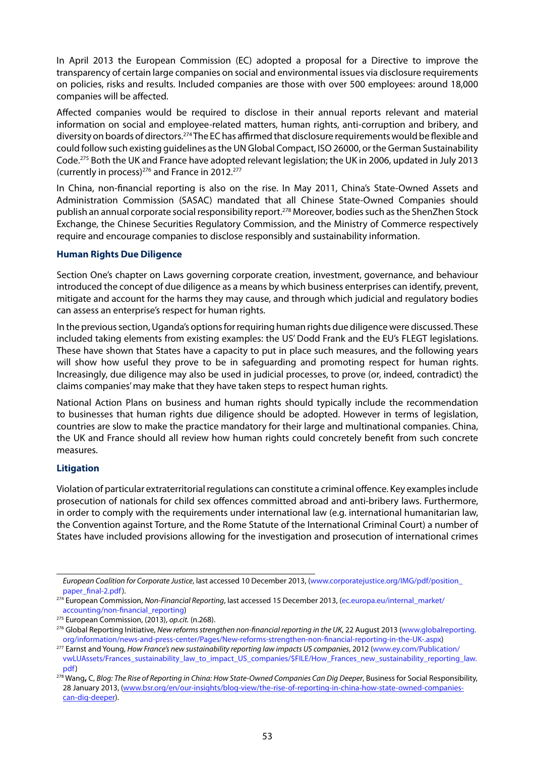In April 2013 the European Commission (EC) adopted a proposal for a Directive to improve the transparency of certain large companies on social and environmental issues via disclosure requirements on policies, risks and results. Included companies are those with over 500 employees: around 18,000 companies will be affected.

Affected companies would be required to disclose in their annual reports relevant and material information on social and employee-related matters, human rights, anti-corruption and bribery, and diversity on boards of directors.[274] The EC has affirmed that disclosure requirements would be flexible and could follow such existing guidelines as the UN Global Compact, ISO 26000, or the German Sustainability Code.[275] Both the UK and France have adopted relevant legislation; the UK in 2006, updated in July 2013 (currently in process)[276] and France in 2012.[277]

In China, non-financial reporting is also on the rise. In May 2011, China's State-Owned Assets and Administration Commission (SASAC) mandated that all Chinese State-Owned Companies should publish an annual corporate social responsibility report.[278] Moreover, bodies such as the ShenZhen Stock Exchange, the Chinese Securities Regulatory Commission, and the Ministry of Commerce respectively require and encourage companies to disclose responsibly and sustainability information.

**Human Rights Due Diligence**

Section One's chapter on Laws governing corporate creation, investment, governance, and behaviour introduced the concept of due diligence as a means by which business enterprises can identify, prevent, mitigate and account for the harms they may cause, and through which judicial and regulatory bodies can assess an enterprise's respect for human rights.

In the previous section, Uganda's options for requiring human rights due diligence were discussed. These included taking elements from existing examples: the US' Dodd Frank and the EU's FLEGT legislations. These have shown that States have a capacity to put in place such measures, and the following years will show how useful they prove to be in safeguarding and promoting respect for human rights. Increasingly, due diligence may also be used in judicial processes, to prove (or, indeed, contradict) the claims companies' may make that they have taken steps to respect human rights.

National Action Plans on business and human rights should typically include the recommendation to businesses that human rights due diligence should be adopted. However in terms of legislation, countries are slow to make the practice mandatory for their large and multinational companies. China, the UK and France should all review how human rights could concretely benefit from such concrete measures.

**Litigation**

Violation of particular extraterritorial regulations can constitute a criminal offence. Key examples include prosecution of nationals for child sex offences committed abroad and anti-bribery laws. Furthermore, in order to comply with the requirements under international law (e.g. international humanitarian law, the Convention against Torture, and the Rome Statute of the International Criminal Court) a number of States have included provisions allowing for the investigation and prosecution of international crimes

---

*European Coalition for Corporate Justice*, last accessed 10 December 2013, (www.corporatejustice.org/IMG/pdf/position_paper_final-2.pdf).

[274] European Commission, *Non-Financial Reporting*, last accessed 15 December 2013, (ec.europa.eu/internal_market/accounting/non-financial_reporting)

[275] European Commission, (2013), *op.cit.* (n.268).

[276] Global Reporting Initiative, *New reforms strengthen non-financial reporting in the UK*, 22 August 2013 (www.globalreporting.org/information/news-and-press-center/Pages/New-reforms-strengthen-non-financial-reporting-in-the-UK-.aspx)

[277] Earnst and Young, *How France's new sustainability reporting law impacts US companies*, 2012 (www.ey.com/Publication/vwLUAssets/Frances_sustainability_law_to_impact_US_companies/$FILE/How_Frances_new_sustainability_reporting_law.pdf)

[278] Wang**,** C, *Blog: The Rise of Reporting in China: How State-Owned Companies Can Dig Deeper*, Business for Social Responsibility, 28 January 2013, (www.bsr.org/en/our-insights/blog-view/the-rise-of-reporting-in-china-how-state-owned-companies-can-dig-deeper).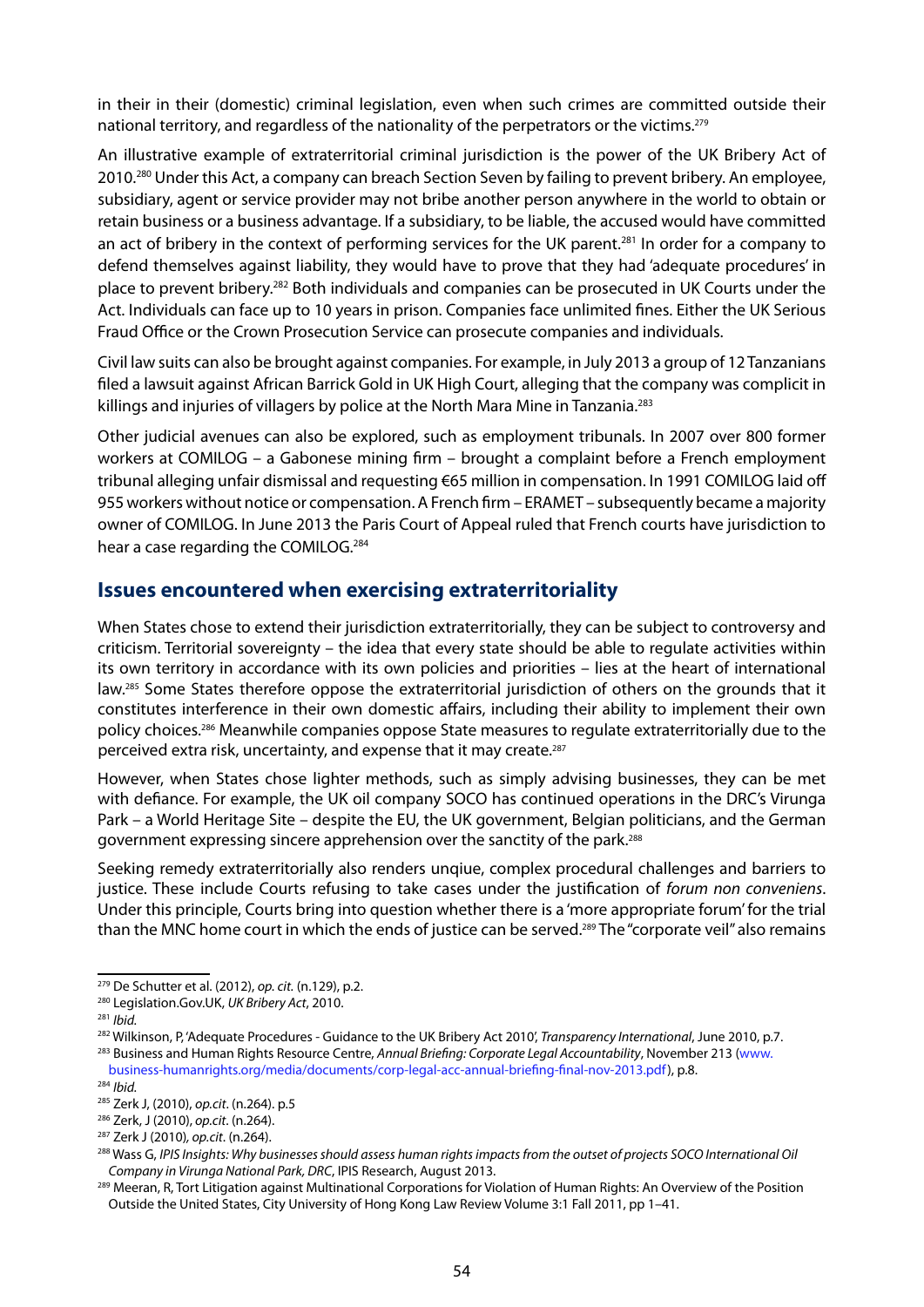in their in their (domestic) criminal legislation, even when such crimes are committed outside their national territory, and regardless of the nationality of the perpetrators or the victims.[279]

An illustrative example of extraterritorial criminal jurisdiction is the power of the UK Bribery Act of 2010.[280] Under this Act, a company can breach Section Seven by failing to prevent bribery. An employee, subsidiary, agent or service provider may not bribe another person anywhere in the world to obtain or retain business or a business advantage. If a subsidiary, to be liable, the accused would have committed an act of bribery in the context of performing services for the UK parent.[281] In order for a company to defend themselves against liability, they would have to prove that they had 'adequate procedures' in place to prevent bribery.[282] Both individuals and companies can be prosecuted in UK Courts under the Act. Individuals can face up to 10 years in prison. Companies face unlimited fines. Either the UK Serious Fraud Office or the Crown Prosecution Service can prosecute companies and individuals.

Civil law suits can also be brought against companies. For example, in July 2013 a group of 12 Tanzanians filed a lawsuit against African Barrick Gold in UK High Court, alleging that the company was complicit in killings and injuries of villagers by police at the North Mara Mine in Tanzania.[283]

Other judicial avenues can also be explored, such as employment tribunals. In 2007 over 800 former workers at COMILOG – a Gabonese mining firm – brought a complaint before a French employment tribunal alleging unfair dismissal and requesting €65 million in compensation. In 1991 COMILOG laid off 955 workers without notice or compensation. A French firm – ERAMET – subsequently became a majority owner of COMILOG. In June 2013 the Paris Court of Appeal ruled that French courts have jurisdiction to hear a case regarding the COMILOG.[284]

## Issues encountered when exercising extraterritoriality

When States chose to extend their jurisdiction extraterritorially, they can be subject to controversy and criticism. Territorial sovereignty – the idea that every state should be able to regulate activities within its own territory in accordance with its own policies and priorities – lies at the heart of international law.[285] Some States therefore oppose the extraterritorial jurisdiction of others on the grounds that it constitutes interference in their own domestic affairs, including their ability to implement their own policy choices.[286] Meanwhile companies oppose State measures to regulate extraterritorially due to the perceived extra risk, uncertainty, and expense that it may create.[287]

However, when States chose lighter methods, such as simply advising businesses, they can be met with defiance. For example, the UK oil company SOCO has continued operations in the DRC's Virunga Park – a World Heritage Site – despite the EU, the UK government, Belgian politicians, and the German government expressing sincere apprehension over the sanctity of the park.[288]

Seeking remedy extraterritorially also renders unqiue, complex procedural challenges and barriers to justice. These include Courts refusing to take cases under the justification of *forum non conveniens*. Under this principle, Courts bring into question whether there is a 'more appropriate forum' for the trial than the MNC home court in which the ends of justice can be served.[289] The "corporate veil" also remains

---

[279] De Schutter et al. (2012), *op. cit.* (n.129), p.2.

[280] Legislation.Gov.UK, *UK Bribery Act*, 2010.

[281] *Ibid.*

[282] Wilkinson, P, 'Adequate Procedures - Guidance to the UK Bribery Act 2010', *Transparency International*, June 2010, p.7.

[283] Business and Human Rights Resource Centre, *Annual Briefing: Corporate Legal Accountability*, November 213 (www.business-humanrights.org/media/documents/corp-legal-acc-annual-briefing-final-nov-2013.pdf), p.8.

[284] *Ibid.*

[285] Zerk J, (2010), *op.cit*. (n.264). p.5

[286] Zerk, J (2010), *op.cit*. (n.264).

[287] Zerk J (2010), *op.cit*. (n.264).

[288] Wass G, *IPIS Insights: Why businesses should assess human rights impacts from the outset of projects SOCO International Oil Company in Virunga National Park, DRC*, IPIS Research, August 2013.

[289] Meeran, R, Tort Litigation against Multinational Corporations for Violation of Human Rights: An Overview of the Position Outside the United States, City University of Hong Kong Law Review Volume 3:1 Fall 2011, pp 1–41.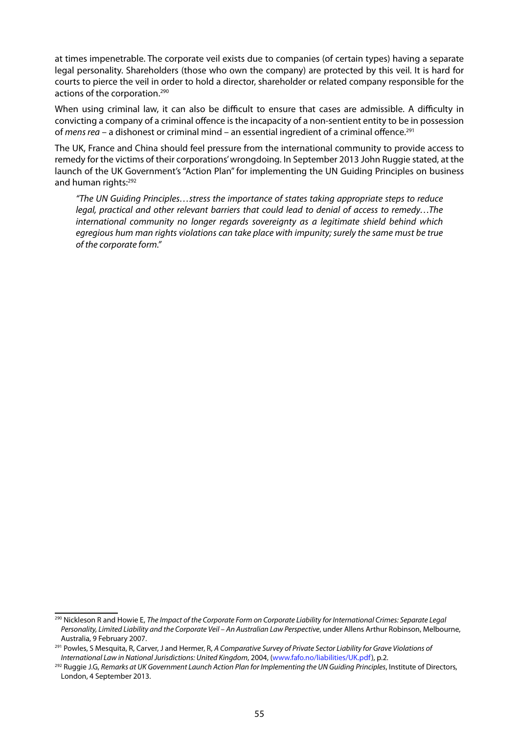at times impenetrable. The corporate veil exists due to companies (of certain types) having a separate legal personality. Shareholders (those who own the company) are protected by this veil. It is hard for courts to pierce the veil in order to hold a director, shareholder or related company responsible for the actions of the corporation.[290]

When using criminal law, it can also be difficult to ensure that cases are admissible. A difficulty in convicting a company of a criminal offence is the incapacity of a non-sentient entity to be in possession of *mens rea* – a dishonest or criminal mind – an essential ingredient of a criminal offence.[291]

The UK, France and China should feel pressure from the international community to provide access to remedy for the victims of their corporations' wrongdoing. In September 2013 John Ruggie stated, at the launch of the UK Government's "Action Plan" for implementing the UN Guiding Principles on business and human rights:[292]

> *"The UN Guiding Principles…stress the importance of states taking appropriate steps to reduce legal, practical and other relevant barriers that could lead to denial of access to remedy…The international community no longer regards sovereignty as a legitimate shield behind which egregious hum man rights violations can take place with impunity; surely the same must be true of the corporate form."*

---

[290] Nickleson R and Howie E, *The Impact of the Corporate Form on Corporate Liability for International Crimes: Separate Legal Personality, Limited Liability and the Corporate Veil – An Australian Law Perspective*, under Allens Arthur Robinson, Melbourne, Australia, 9 February 2007.

[291] Powles, S Mesquita, R, Carver, J and Hermer, R, *A Comparative Survey of Private Sector Liability for Grave Violations of International Law in National Jurisdictions: United Kingdom*, 2004, (www.fafo.no/liabilities/UK.pdf), p.2.

[292] Ruggie J.G, *Remarks at UK Government Launch Action Plan for Implementing the UN Guiding Principles*, Institute of Directors, London, 4 September 2013.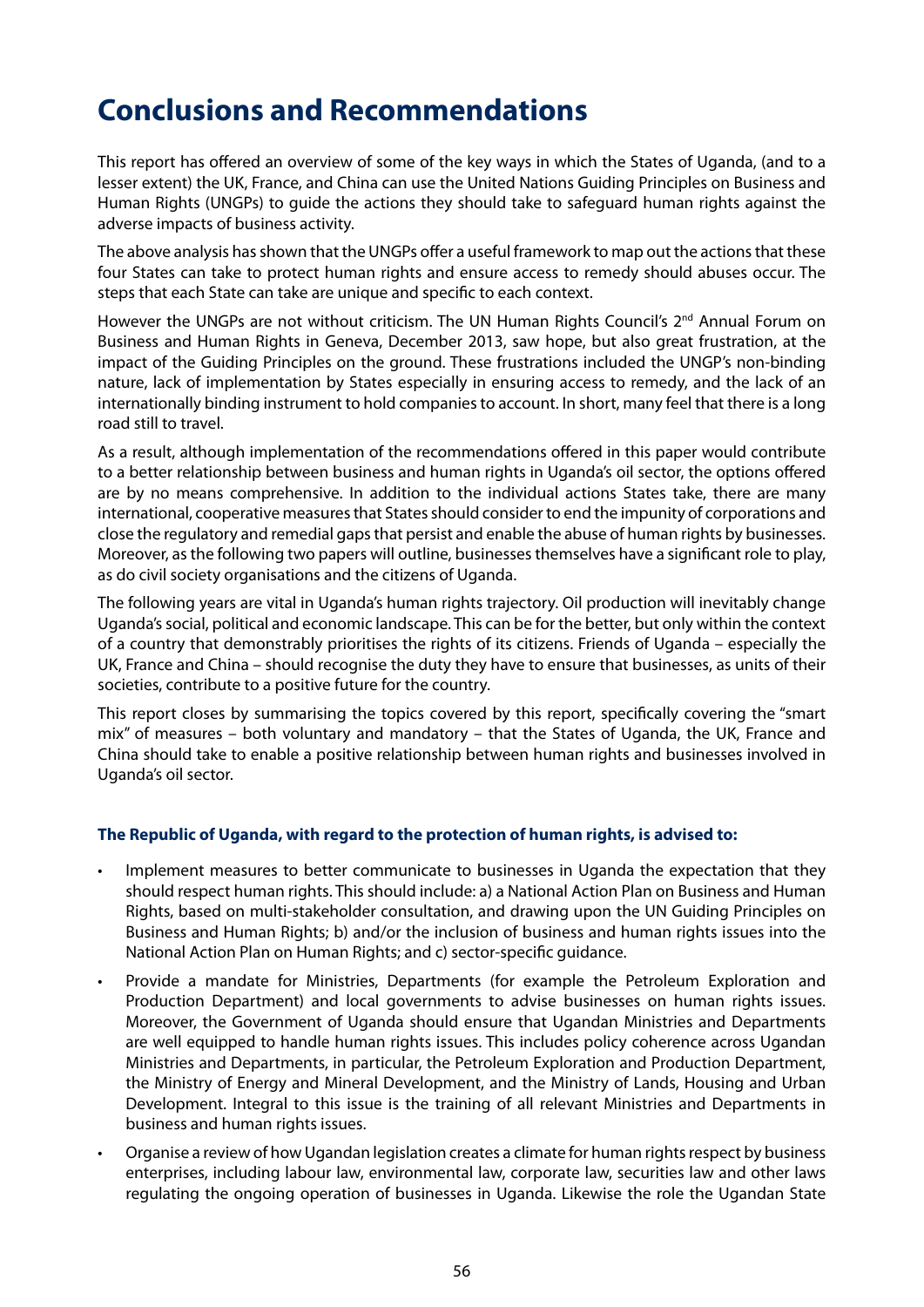# Conclusions and Recommendations

This report has offered an overview of some of the key ways in which the States of Uganda, (and to a lesser extent) the UK, France, and China can use the United Nations Guiding Principles on Business and Human Rights (UNGPs) to guide the actions they should take to safeguard human rights against the adverse impacts of business activity.

The above analysis has shown that the UNGPs offer a useful framework to map out the actions that these four States can take to protect human rights and ensure access to remedy should abuses occur. The steps that each State can take are unique and specific to each context.

However the UNGPs are not without criticism. The UN Human Rights Council's 2nd Annual Forum on Business and Human Rights in Geneva, December 2013, saw hope, but also great frustration, at the impact of the Guiding Principles on the ground. These frustrations included the UNGP's non-binding nature, lack of implementation by States especially in ensuring access to remedy, and the lack of an internationally binding instrument to hold companies to account. In short, many feel that there is a long road still to travel.

As a result, although implementation of the recommendations offered in this paper would contribute to a better relationship between business and human rights in Uganda's oil sector, the options offered are by no means comprehensive. In addition to the individual actions States take, there are many international, cooperative measures that States should consider to end the impunity of corporations and close the regulatory and remedial gaps that persist and enable the abuse of human rights by businesses. Moreover, as the following two papers will outline, businesses themselves have a significant role to play, as do civil society organisations and the citizens of Uganda.

The following years are vital in Uganda's human rights trajectory. Oil production will inevitably change Uganda's social, political and economic landscape. This can be for the better, but only within the context of a country that demonstrably prioritises the rights of its citizens. Friends of Uganda – especially the UK, France and China – should recognise the duty they have to ensure that businesses, as units of their societies, contribute to a positive future for the country.

This report closes by summarising the topics covered by this report, specifically covering the "smart mix" of measures – both voluntary and mandatory – that the States of Uganda, the UK, France and China should take to enable a positive relationship between human rights and businesses involved in Uganda's oil sector.

**The Republic of Uganda, with regard to the protection of human rights, is advised to:**

- Implement measures to better communicate to businesses in Uganda the expectation that they should respect human rights. This should include: a) a National Action Plan on Business and Human Rights, based on multi-stakeholder consultation, and drawing upon the UN Guiding Principles on Business and Human Rights; b) and/or the inclusion of business and human rights issues into the National Action Plan on Human Rights; and c) sector-specific guidance.
- Provide a mandate for Ministries, Departments (for example the Petroleum Exploration and Production Department) and local governments to advise businesses on human rights issues. Moreover, the Government of Uganda should ensure that Ugandan Ministries and Departments are well equipped to handle human rights issues. This includes policy coherence across Ugandan Ministries and Departments, in particular, the Petroleum Exploration and Production Department, the Ministry of Energy and Mineral Development, and the Ministry of Lands, Housing and Urban Development. Integral to this issue is the training of all relevant Ministries and Departments in business and human rights issues.
- Organise a review of how Ugandan legislation creates a climate for human rights respect by business enterprises, including labour law, environmental law, corporate law, securities law and other laws regulating the ongoing operation of businesses in Uganda. Likewise the role the Ugandan State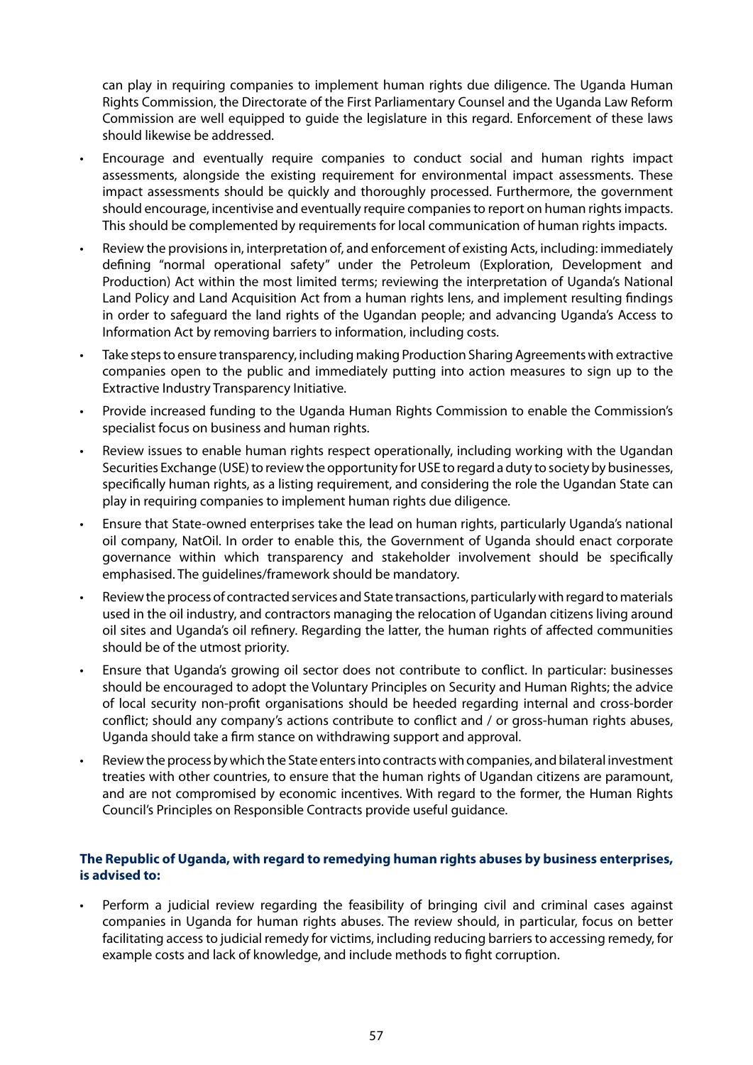can play in requiring companies to implement human rights due diligence. The Uganda Human Rights Commission, the Directorate of the First Parliamentary Counsel and the Uganda Law Reform Commission are well equipped to guide the legislature in this regard. Enforcement of these laws should likewise be addressed.

- Encourage and eventually require companies to conduct social and human rights impact assessments, alongside the existing requirement for environmental impact assessments. These impact assessments should be quickly and thoroughly processed. Furthermore, the government should encourage, incentivise and eventually require companies to report on human rights impacts. This should be complemented by requirements for local communication of human rights impacts.
- Review the provisions in, interpretation of, and enforcement of existing Acts, including: immediately defining "normal operational safety" under the Petroleum (Exploration, Development and Production) Act within the most limited terms; reviewing the interpretation of Uganda's National Land Policy and Land Acquisition Act from a human rights lens, and implement resulting findings in order to safeguard the land rights of the Ugandan people; and advancing Uganda's Access to Information Act by removing barriers to information, including costs.
- Take steps to ensure transparency, including making Production Sharing Agreements with extractive companies open to the public and immediately putting into action measures to sign up to the Extractive Industry Transparency Initiative.
- Provide increased funding to the Uganda Human Rights Commission to enable the Commission's specialist focus on business and human rights.
- Review issues to enable human rights respect operationally, including working with the Ugandan Securities Exchange (USE) to review the opportunity for USE to regard a duty to society by businesses, specifically human rights, as a listing requirement, and considering the role the Ugandan State can play in requiring companies to implement human rights due diligence.
- Ensure that State-owned enterprises take the lead on human rights, particularly Uganda's national oil company, NatOil. In order to enable this, the Government of Uganda should enact corporate governance within which transparency and stakeholder involvement should be specifically emphasised. The guidelines/framework should be mandatory.
- Review the process of contracted services and State transactions, particularly with regard to materials used in the oil industry, and contractors managing the relocation of Ugandan citizens living around oil sites and Uganda's oil refinery. Regarding the latter, the human rights of affected communities should be of the utmost priority.
- Ensure that Uganda's growing oil sector does not contribute to conflict. In particular: businesses should be encouraged to adopt the Voluntary Principles on Security and Human Rights; the advice of local security non-profit organisations should be heeded regarding internal and cross-border conflict; should any company's actions contribute to conflict and / or gross-human rights abuses, Uganda should take a firm stance on withdrawing support and approval.
- Review the process by which the State enters into contracts with companies, and bilateral investment treaties with other countries, to ensure that the human rights of Ugandan citizens are paramount, and are not compromised by economic incentives. With regard to the former, the Human Rights Council's Principles on Responsible Contracts provide useful guidance.

**The Republic of Uganda, with regard to remedying human rights abuses by business enterprises, is advised to:**

- Perform a judicial review regarding the feasibility of bringing civil and criminal cases against companies in Uganda for human rights abuses. The review should, in particular, focus on better facilitating access to judicial remedy for victims, including reducing barriers to accessing remedy, for example costs and lack of knowledge, and include methods to fight corruption.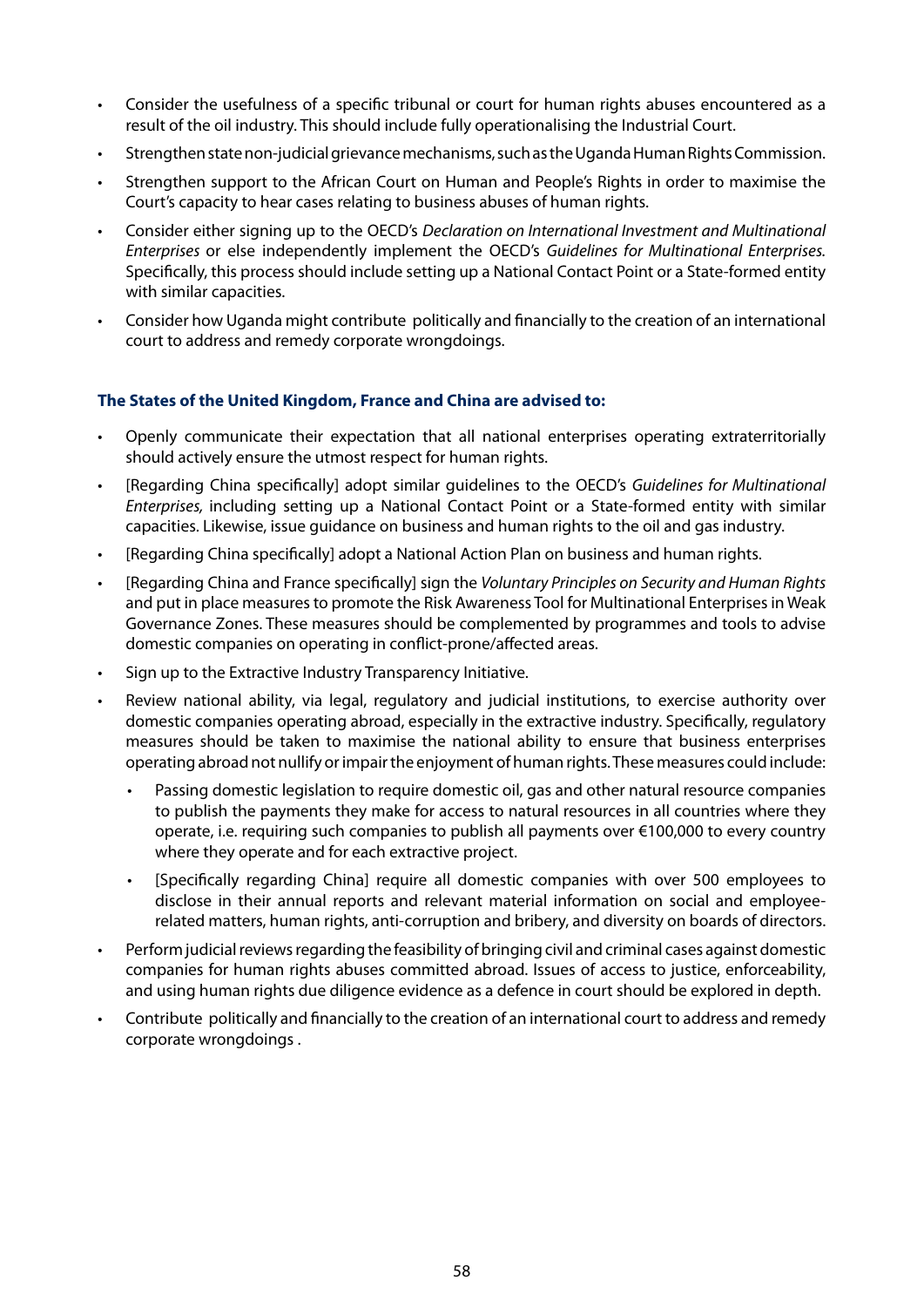- Consider the usefulness of a specific tribunal or court for human rights abuses encountered as a result of the oil industry. This should include fully operationalising the Industrial Court.
- Strengthen state non-judicial grievance mechanisms, such as the Uganda Human Rights Commission.
- Strengthen support to the African Court on Human and People's Rights in order to maximise the Court's capacity to hear cases relating to business abuses of human rights.
- Consider either signing up to the OECD's *Declaration on International Investment and Multinational Enterprises* or else independently implement the OECD's *Guidelines for Multinational Enterprises.* Specifically, this process should include setting up a National Contact Point or a State-formed entity with similar capacities.
- Consider how Uganda might contribute politically and financially to the creation of an international court to address and remedy corporate wrongdoings.

**The States of the United Kingdom, France and China are advised to:**

- Openly communicate their expectation that all national enterprises operating extraterritorially should actively ensure the utmost respect for human rights.
- [Regarding China specifically] adopt similar guidelines to the OECD's *Guidelines for Multinational Enterprises,* including setting up a National Contact Point or a State-formed entity with similar capacities. Likewise, issue guidance on business and human rights to the oil and gas industry.
- [Regarding China specifically] adopt a National Action Plan on business and human rights.
- [Regarding China and France specifically] sign the *Voluntary Principles on Security and Human Rights* and put in place measures to promote the Risk Awareness Tool for Multinational Enterprises in Weak Governance Zones. These measures should be complemented by programmes and tools to advise domestic companies on operating in conflict-prone/affected areas.
- Sign up to the Extractive Industry Transparency Initiative.
- Review national ability, via legal, regulatory and judicial institutions, to exercise authority over domestic companies operating abroad, especially in the extractive industry. Specifically, regulatory measures should be taken to maximise the national ability to ensure that business enterprises operating abroad not nullify or impair the enjoyment of human rights. These measures could include:
  - Passing domestic legislation to require domestic oil, gas and other natural resource companies to publish the payments they make for access to natural resources in all countries where they operate, i.e. requiring such companies to publish all payments over €100,000 to every country where they operate and for each extractive project.
  - [Specifically regarding China] require all domestic companies with over 500 employees to disclose in their annual reports and relevant material information on social and employee-related matters, human rights, anti-corruption and bribery, and diversity on boards of directors.
- Perform judicial reviews regarding the feasibility of bringing civil and criminal cases against domestic companies for human rights abuses committed abroad. Issues of access to justice, enforceability, and using human rights due diligence evidence as a defence in court should be explored in depth.
- Contribute politically and financially to the creation of an international court to address and remedy corporate wrongdoings .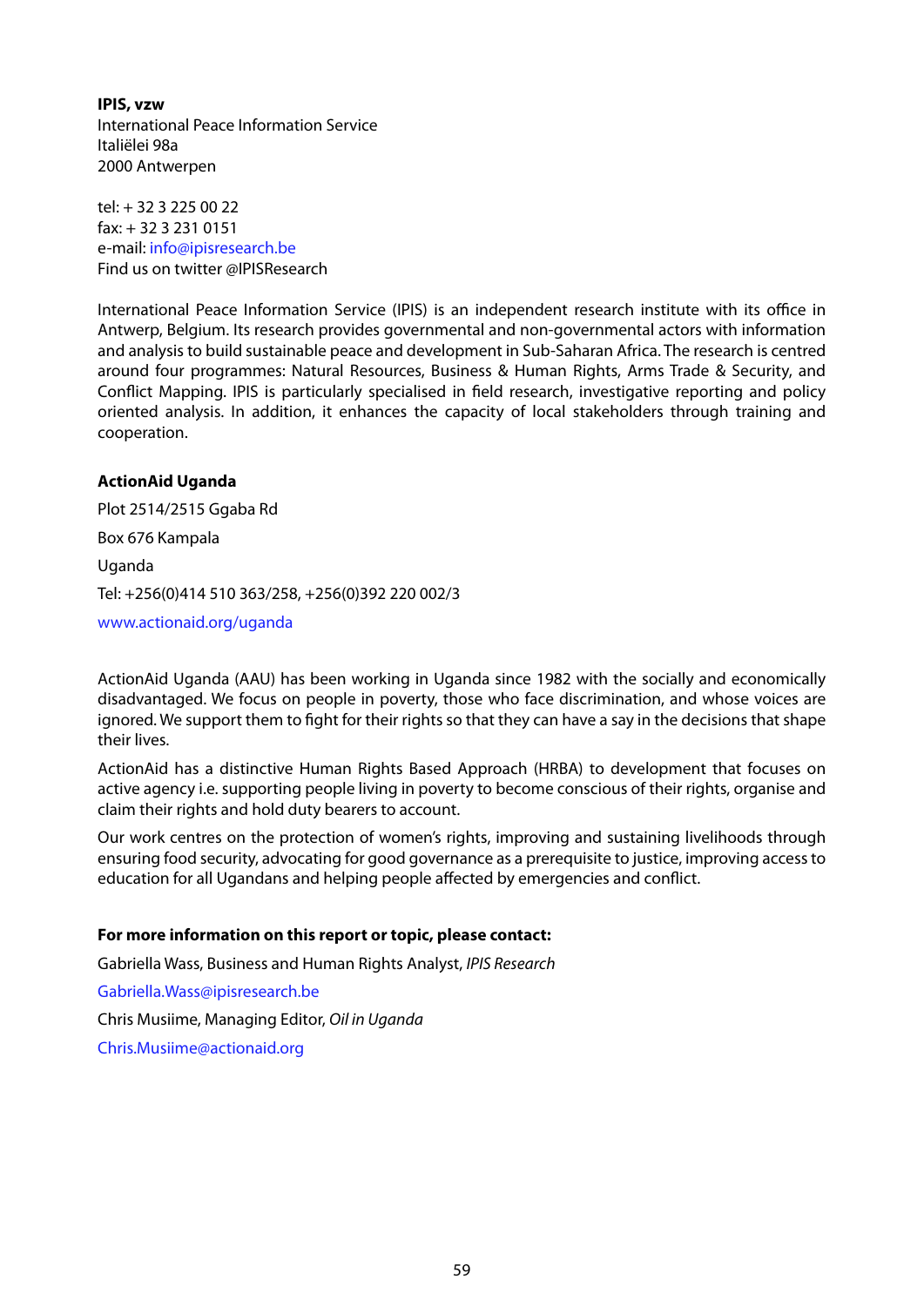**IPIS, vzw**
International Peace Information Service
Italiëlei 98a
2000 Antwerpen

tel: + 32 3 225 00 22
fax: + 32 3 231 0151
e-mail: info@ipisresearch.be
Find us on twitter @IPISResearch

International Peace Information Service (IPIS) is an independent research institute with its office in Antwerp, Belgium. Its research provides governmental and non-governmental actors with information and analysis to build sustainable peace and development in Sub-Saharan Africa. The research is centred around four programmes: Natural Resources, Business & Human Rights, Arms Trade & Security, and Conflict Mapping. IPIS is particularly specialised in field research, investigative reporting and policy oriented analysis. In addition, it enhances the capacity of local stakeholders through training and cooperation.

**ActionAid Uganda**

Plot 2514/2515 Ggaba Rd

Box 676 Kampala

Uganda

Tel: +256(0)414 510 363/258, +256(0)392 220 002/3

www.actionaid.org/uganda

ActionAid Uganda (AAU) has been working in Uganda since 1982 with the socially and economically disadvantaged. We focus on people in poverty, those who face discrimination, and whose voices are ignored. We support them to fight for their rights so that they can have a say in the decisions that shape their lives.

ActionAid has a distinctive Human Rights Based Approach (HRBA) to development that focuses on active agency i.e. supporting people living in poverty to become conscious of their rights, organise and claim their rights and hold duty bearers to account.

Our work centres on the protection of women's rights, improving and sustaining livelihoods through ensuring food security, advocating for good governance as a prerequisite to justice, improving access to education for all Ugandans and helping people affected by emergencies and conflict.

**For more information on this report or topic, please contact:**

Gabriella Wass, Business and Human Rights Analyst, *IPIS Research*

Gabriella.Wass@ipisresearch.be

Chris Musiime, Managing Editor, *Oil in Uganda*

Chris.Musiime@actionaid.org